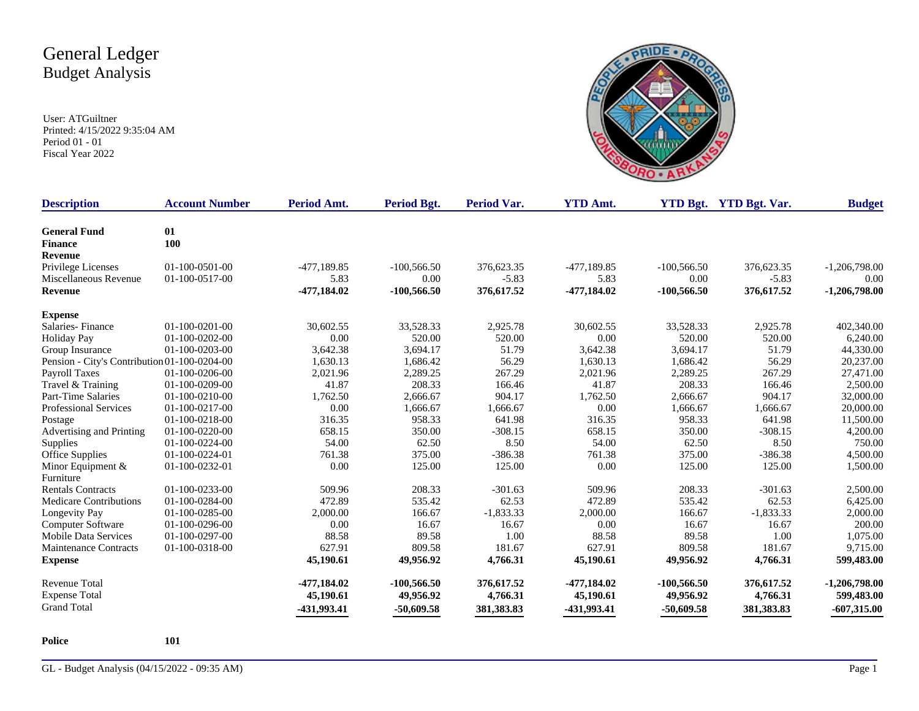# General Ledger
## Budget Analysis

User: ATGuiltner
Printed: 4/15/2022 9:35:04 AM
Period 01 - 01
Fiscal Year 2022

| Description | Account Number | Period Amt. | Period Bgt. | Period Var. | YTD Amt. | YTD Bgt. | YTD Bgt. Var. | Budget |
|---|---|---|---|---|---|---|---|---|
| **General Fund** | **01** | | | | | | | |
| **Finance** | **100** | | | | | | | |
| **Revenue** | | | | | | | | |
| Privilege Licenses | 01-100-0501-00 | -477,189.85 | -100,566.50 | 376,623.35 | -477,189.85 | -100,566.50 | 376,623.35 | -1,206,798.00 |
| Miscellaneous Revenue | 01-100-0517-00 | 5.83 | 0.00 | -5.83 | 5.83 | 0.00 | -5.83 | 0.00 |
| **Revenue** | | **-477,184.02** | **-100,566.50** | **376,617.52** | **-477,184.02** | **-100,566.50** | **376,617.52** | **-1,206,798.00** |
| **Expense** | | | | | | | | |
| Salaries- Finance | 01-100-0201-00 | 30,602.55 | 33,528.33 | 2,925.78 | 30,602.55 | 33,528.33 | 2,925.78 | 402,340.00 |
| Holiday Pay | 01-100-0202-00 | 0.00 | 520.00 | 520.00 | 0.00 | 520.00 | 520.00 | 6,240.00 |
| Group Insurance | 01-100-0203-00 | 3,642.38 | 3,694.17 | 51.79 | 3,642.38 | 3,694.17 | 51.79 | 44,330.00 |
| Pension - City's Contribution | 01-100-0204-00 | 1,630.13 | 1,686.42 | 56.29 | 1,630.13 | 1,686.42 | 56.29 | 20,237.00 |
| Payroll Taxes | 01-100-0206-00 | 2,021.96 | 2,289.25 | 267.29 | 2,021.96 | 2,289.25 | 267.29 | 27,471.00 |
| Travel & Training | 01-100-0209-00 | 41.87 | 208.33 | 166.46 | 41.87 | 208.33 | 166.46 | 2,500.00 |
| Part-Time Salaries | 01-100-0210-00 | 1,762.50 | 2,666.67 | 904.17 | 1,762.50 | 2,666.67 | 904.17 | 32,000.00 |
| Professional Services | 01-100-0217-00 | 0.00 | 1,666.67 | 1,666.67 | 0.00 | 1,666.67 | 1,666.67 | 20,000.00 |
| Postage | 01-100-0218-00 | 316.35 | 958.33 | 641.98 | 316.35 | 958.33 | 641.98 | 11,500.00 |
| Advertising and Printing | 01-100-0220-00 | 658.15 | 350.00 | -308.15 | 658.15 | 350.00 | -308.15 | 4,200.00 |
| Supplies | 01-100-0224-00 | 54.00 | 62.50 | 8.50 | 54.00 | 62.50 | 8.50 | 750.00 |
| Office Supplies | 01-100-0224-01 | 761.38 | 375.00 | -386.38 | 761.38 | 375.00 | -386.38 | 4,500.00 |
| Minor Equipment & Furniture | 01-100-0232-01 | 0.00 | 125.00 | 125.00 | 0.00 | 125.00 | 125.00 | 1,500.00 |
| Rentals Contracts | 01-100-0233-00 | 509.96 | 208.33 | -301.63 | 509.96 | 208.33 | -301.63 | 2,500.00 |
| Medicare Contributions | 01-100-0284-00 | 472.89 | 535.42 | 62.53 | 472.89 | 535.42 | 62.53 | 6,425.00 |
| Longevity Pay | 01-100-0285-00 | 2,000.00 | 166.67 | -1,833.33 | 2,000.00 | 166.67 | -1,833.33 | 2,000.00 |
| Computer Software | 01-100-0296-00 | 0.00 | 16.67 | 16.67 | 0.00 | 16.67 | 16.67 | 200.00 |
| Mobile Data Services | 01-100-0297-00 | 88.58 | 89.58 | 1.00 | 88.58 | 89.58 | 1.00 | 1,075.00 |
| Maintenance Contracts | 01-100-0318-00 | 627.91 | 809.58 | 181.67 | 627.91 | 809.58 | 181.67 | 9,715.00 |
| **Expense** | | **45,190.61** | **49,956.92** | **4,766.31** | **45,190.61** | **49,956.92** | **4,766.31** | **599,483.00** |
| Revenue Total | | **-477,184.02** | **-100,566.50** | **376,617.52** | **-477,184.02** | **-100,566.50** | **376,617.52** | **-1,206,798.00** |
| Expense Total | | **45,190.61** | **49,956.92** | **4,766.31** | **45,190.61** | **49,956.92** | **4,766.31** | **599,483.00** |
| Grand Total | | **-431,993.41** | **-50,609.58** | **381,383.83** | **-431,993.41** | **-50,609.58** | **381,383.83** | **-607,315.00** |
| **Police** | **101** | | | | | | | |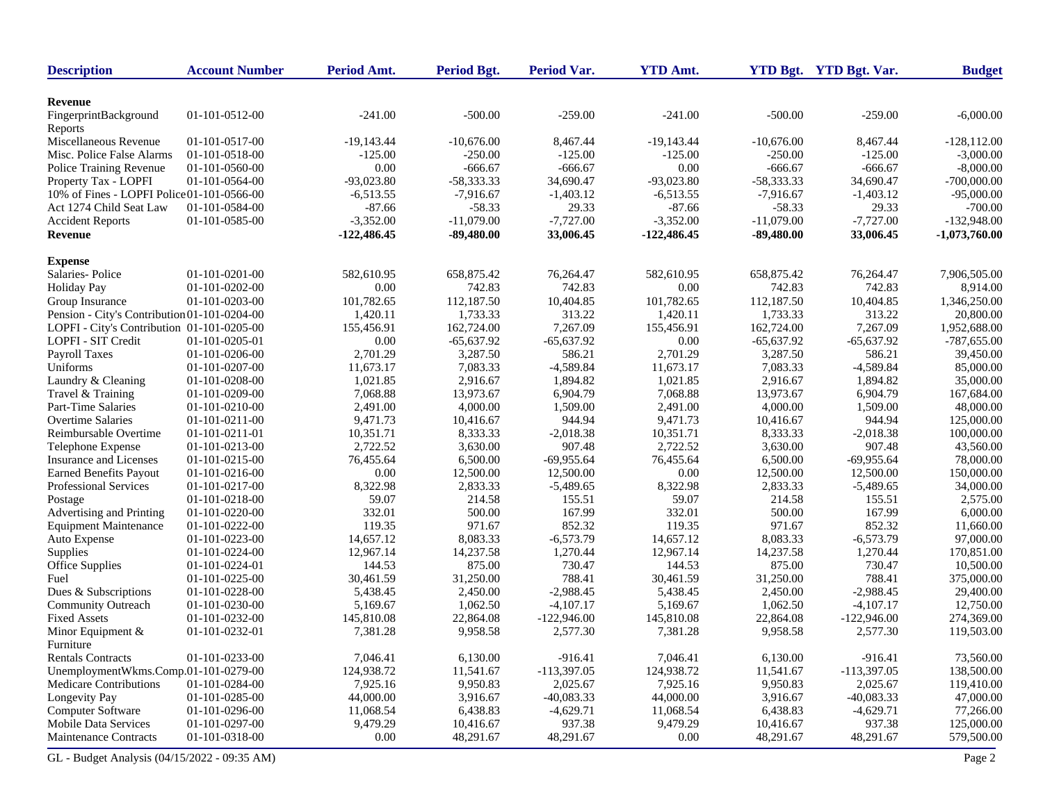| Description | Account Number | Period Amt. | Period Bgt. | Period Var. | YTD Amt. | YTD Bgt. | YTD Bgt. Var. | Budget |
|---|---|---|---|---|---|---|---|---|
| **Revenue** | | | | | | | | |
| FingerprintBackground Reports | 01-101-0512-00 | -241.00 | -500.00 | -259.00 | -241.00 | -500.00 | -259.00 | -6,000.00 |
| Miscellaneous Revenue | 01-101-0517-00 | -19,143.44 | -10,676.00 | 8,467.44 | -19,143.44 | -10,676.00 | 8,467.44 | -128,112.00 |
| Misc. Police False Alarms | 01-101-0518-00 | -125.00 | -250.00 | -125.00 | -125.00 | -250.00 | -125.00 | -3,000.00 |
| Police Training Revenue | 01-101-0560-00 | 0.00 | -666.67 | -666.67 | 0.00 | -666.67 | -666.67 | -8,000.00 |
| Property Tax - LOPFI | 01-101-0564-00 | -93,023.80 | -58,333.33 | 34,690.47 | -93,023.80 | -58,333.33 | 34,690.47 | -700,000.00 |
| 10% of Fines - LOPFI Police | 01-101-0566-00 | -6,513.55 | -7,916.67 | -1,403.12 | -6,513.55 | -7,916.67 | -1,403.12 | -95,000.00 |
| Act 1274 Child Seat Law | 01-101-0584-00 | -87.66 | -58.33 | 29.33 | -87.66 | -58.33 | 29.33 | -700.00 |
| Accident Reports | 01-101-0585-00 | -3,352.00 | -11,079.00 | -7,727.00 | -3,352.00 | -11,079.00 | -7,727.00 | -132,948.00 |
| **Revenue** | | **-122,486.45** | **-89,480.00** | **33,006.45** | **-122,486.45** | **-89,480.00** | **33,006.45** | **-1,073,760.00** |
| **Expense** | | | | | | | | |
| Salaries- Police | 01-101-0201-00 | 582,610.95 | 658,875.42 | 76,264.47 | 582,610.95 | 658,875.42 | 76,264.47 | 7,906,505.00 |
| Holiday Pay | 01-101-0202-00 | 0.00 | 742.83 | 742.83 | 0.00 | 742.83 | 742.83 | 8,914.00 |
| Group Insurance | 01-101-0203-00 | 101,782.65 | 112,187.50 | 10,404.85 | 101,782.65 | 112,187.50 | 10,404.85 | 1,346,250.00 |
| Pension - City's Contribution | 01-101-0204-00 | 1,420.11 | 1,733.33 | 313.22 | 1,420.11 | 1,733.33 | 313.22 | 20,800.00 |
| LOPFI - City's Contribution | 01-101-0205-00 | 155,456.91 | 162,724.00 | 7,267.09 | 155,456.91 | 162,724.00 | 7,267.09 | 1,952,688.00 |
| LOPFI - SIT Credit | 01-101-0205-01 | 0.00 | -65,637.92 | -65,637.92 | 0.00 | -65,637.92 | -65,637.92 | -787,655.00 |
| Payroll Taxes | 01-101-0206-00 | 2,701.29 | 3,287.50 | 586.21 | 2,701.29 | 3,287.50 | 586.21 | 39,450.00 |
| Uniforms | 01-101-0207-00 | 11,673.17 | 7,083.33 | -4,589.84 | 11,673.17 | 7,083.33 | -4,589.84 | 85,000.00 |
| Laundry & Cleaning | 01-101-0208-00 | 1,021.85 | 2,916.67 | 1,894.82 | 1,021.85 | 2,916.67 | 1,894.82 | 35,000.00 |
| Travel & Training | 01-101-0209-00 | 7,068.88 | 13,973.67 | 6,904.79 | 7,068.88 | 13,973.67 | 6,904.79 | 167,684.00 |
| Part-Time Salaries | 01-101-0210-00 | 2,491.00 | 4,000.00 | 1,509.00 | 2,491.00 | 4,000.00 | 1,509.00 | 48,000.00 |
| Overtime Salaries | 01-101-0211-00 | 9,471.73 | 10,416.67 | 944.94 | 9,471.73 | 10,416.67 | 944.94 | 125,000.00 |
| Reimbursable Overtime | 01-101-0211-01 | 10,351.71 | 8,333.33 | -2,018.38 | 10,351.71 | 8,333.33 | -2,018.38 | 100,000.00 |
| Telephone Expense | 01-101-0213-00 | 2,722.52 | 3,630.00 | 907.48 | 2,722.52 | 3,630.00 | 907.48 | 43,560.00 |
| Insurance and Licenses | 01-101-0215-00 | 76,455.64 | 6,500.00 | -69,955.64 | 76,455.64 | 6,500.00 | -69,955.64 | 78,000.00 |
| Earned Benefits Payout | 01-101-0216-00 | 0.00 | 12,500.00 | 12,500.00 | 0.00 | 12,500.00 | 12,500.00 | 150,000.00 |
| Professional Services | 01-101-0217-00 | 8,322.98 | 2,833.33 | -5,489.65 | 8,322.98 | 2,833.33 | -5,489.65 | 34,000.00 |
| Postage | 01-101-0218-00 | 59.07 | 214.58 | 155.51 | 59.07 | 214.58 | 155.51 | 2,575.00 |
| Advertising and Printing | 01-101-0220-00 | 332.01 | 500.00 | 167.99 | 332.01 | 500.00 | 167.99 | 6,000.00 |
| Equipment Maintenance | 01-101-0222-00 | 119.35 | 971.67 | 852.32 | 119.35 | 971.67 | 852.32 | 11,660.00 |
| Auto Expense | 01-101-0223-00 | 14,657.12 | 8,083.33 | -6,573.79 | 14,657.12 | 8,083.33 | -6,573.79 | 97,000.00 |
| Supplies | 01-101-0224-00 | 12,967.14 | 14,237.58 | 1,270.44 | 12,967.14 | 14,237.58 | 1,270.44 | 170,851.00 |
| Office Supplies | 01-101-0224-01 | 144.53 | 875.00 | 730.47 | 144.53 | 875.00 | 730.47 | 10,500.00 |
| Fuel | 01-101-0225-00 | 30,461.59 | 31,250.00 | 788.41 | 30,461.59 | 31,250.00 | 788.41 | 375,000.00 |
| Dues & Subscriptions | 01-101-0228-00 | 5,438.45 | 2,450.00 | -2,988.45 | 5,438.45 | 2,450.00 | -2,988.45 | 29,400.00 |
| Community Outreach | 01-101-0230-00 | 5,169.67 | 1,062.50 | -4,107.17 | 5,169.67 | 1,062.50 | -4,107.17 | 12,750.00 |
| Fixed Assets | 01-101-0232-00 | 145,810.08 | 22,864.08 | -122,946.00 | 145,810.08 | 22,864.08 | -122,946.00 | 274,369.00 |
| Minor Equipment & Furniture | 01-101-0232-01 | 7,381.28 | 9,958.58 | 2,577.30 | 7,381.28 | 9,958.58 | 2,577.30 | 119,503.00 |
| Rentals Contracts | 01-101-0233-00 | 7,046.41 | 6,130.00 | -916.41 | 7,046.41 | 6,130.00 | -916.41 | 73,560.00 |
| UnemploymentWkms.Comp. | 01-101-0279-00 | 124,938.72 | 11,541.67 | -113,397.05 | 124,938.72 | 11,541.67 | -113,397.05 | 138,500.00 |
| Medicare Contributions | 01-101-0284-00 | 7,925.16 | 9,950.83 | 2,025.67 | 7,925.16 | 9,950.83 | 2,025.67 | 119,410.00 |
| Longevity Pay | 01-101-0285-00 | 44,000.00 | 3,916.67 | -40,083.33 | 44,000.00 | 3,916.67 | -40,083.33 | 47,000.00 |
| Computer Software | 01-101-0296-00 | 11,068.54 | 6,438.83 | -4,629.71 | 11,068.54 | 6,438.83 | -4,629.71 | 77,266.00 |
| Mobile Data Services | 01-101-0297-00 | 9,479.29 | 10,416.67 | 937.38 | 9,479.29 | 10,416.67 | 937.38 | 125,000.00 |
| Maintenance Contracts | 01-101-0318-00 | 0.00 | 48,291.67 | 48,291.67 | 0.00 | 48,291.67 | 48,291.67 | 579,500.00 |

GL - Budget Analysis (04/15/2022 - 09:35 AM)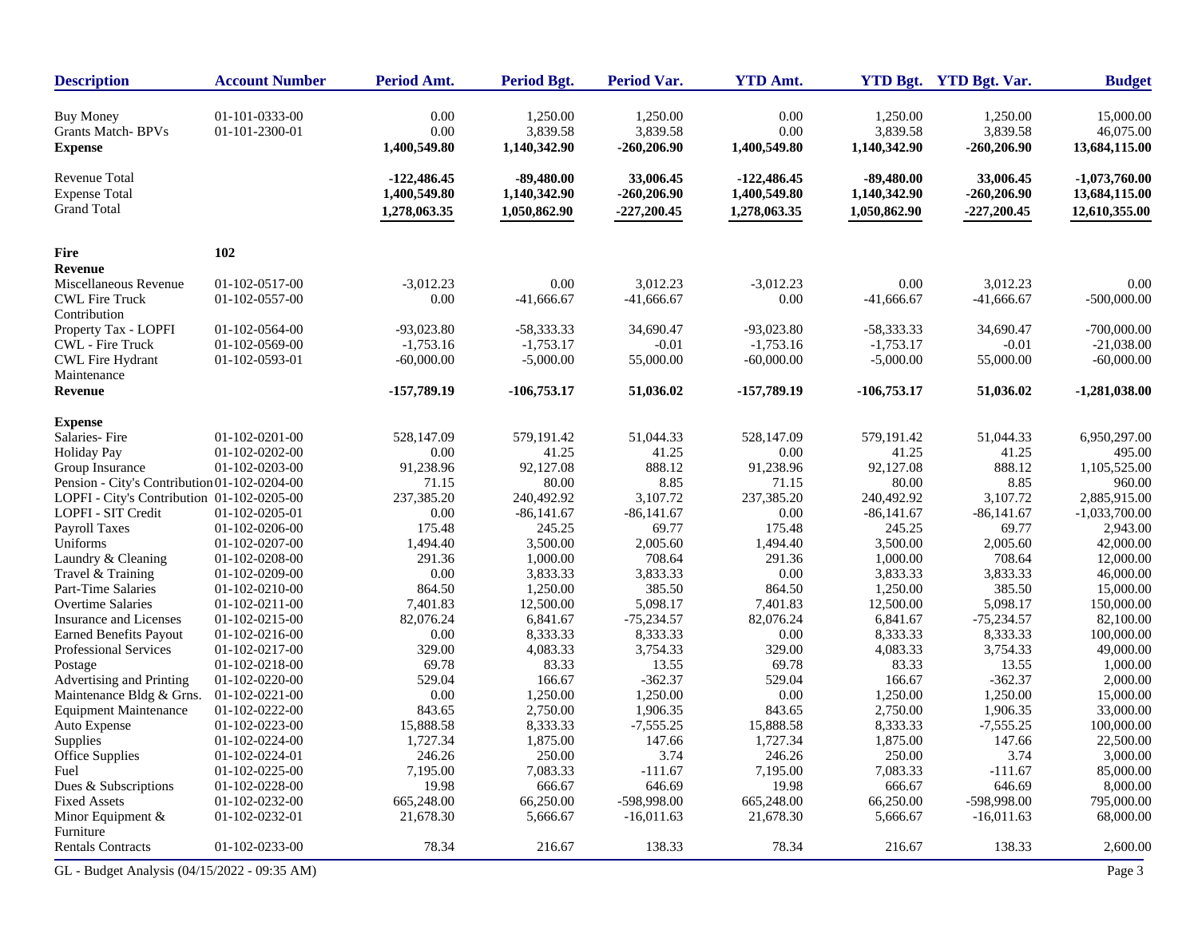| Description | Account Number | Period Amt. | Period Bgt. | Period Var. | YTD Amt. | YTD Bgt. | YTD Bgt. Var. | Budget |
|---|---|---|---|---|---|---|---|---|
| Buy Money | 01-101-0333-00 | 0.00 | 1,250.00 | 1,250.00 | 0.00 | 1,250.00 | 1,250.00 | 15,000.00 |
| Grants Match- BPVs | 01-101-2300-01 | 0.00 | 3,839.58 | 3,839.58 | 0.00 | 3,839.58 | 3,839.58 | 46,075.00 |
| **Expense** | | **1,400,549.80** | **1,140,342.90** | **-260,206.90** | **1,400,549.80** | **1,140,342.90** | **-260,206.90** | **13,684,115.00** |
| Revenue Total | | -122,486.45 | -89,480.00 | 33,006.45 | -122,486.45 | -89,480.00 | 33,006.45 | -1,073,760.00 |
| Expense Total | | 1,400,549.80 | 1,140,342.90 | -260,206.90 | 1,400,549.80 | 1,140,342.90 | -260,206.90 | 13,684,115.00 |
| Grand Total | | 1,278,063.35 | 1,050,862.90 | -227,200.45 | 1,278,063.35 | 1,050,862.90 | -227,200.45 | 12,610,355.00 |
| **Fire** | **102** | | | | | | | |
| **Revenue** | | | | | | | | |
| Miscellaneous Revenue | 01-102-0517-00 | -3,012.23 | 0.00 | 3,012.23 | -3,012.23 | 0.00 | 3,012.23 | 0.00 |
| CWL Fire Truck Contribution | 01-102-0557-00 | 0.00 | -41,666.67 | -41,666.67 | 0.00 | -41,666.67 | -41,666.67 | -500,000.00 |
| Property Tax - LOPFI | 01-102-0564-00 | -93,023.80 | -58,333.33 | 34,690.47 | -93,023.80 | -58,333.33 | 34,690.47 | -700,000.00 |
| CWL - Fire Truck | 01-102-0569-00 | -1,753.16 | -1,753.17 | -0.01 | -1,753.16 | -1,753.17 | -0.01 | -21,038.00 |
| CWL Fire Hydrant Maintenance | 01-102-0593-01 | -60,000.00 | -5,000.00 | 55,000.00 | -60,000.00 | -5,000.00 | 55,000.00 | -60,000.00 |
| **Revenue** | | **-157,789.19** | **-106,753.17** | **51,036.02** | **-157,789.19** | **-106,753.17** | **51,036.02** | **-1,281,038.00** |
| **Expense** | | | | | | | | |
| Salaries- Fire | 01-102-0201-00 | 528,147.09 | 579,191.42 | 51,044.33 | 528,147.09 | 579,191.42 | 51,044.33 | 6,950,297.00 |
| Holiday Pay | 01-102-0202-00 | 0.00 | 41.25 | 41.25 | 0.00 | 41.25 | 41.25 | 495.00 |
| Group Insurance | 01-102-0203-00 | 91,238.96 | 92,127.08 | 888.12 | 91,238.96 | 92,127.08 | 888.12 | 1,105,525.00 |
| Pension - City's Contribution | 01-102-0204-00 | 71.15 | 80.00 | 8.85 | 71.15 | 80.00 | 8.85 | 960.00 |
| LOPFI - City's Contribution | 01-102-0205-00 | 237,385.20 | 240,492.92 | 3,107.72 | 237,385.20 | 240,492.92 | 3,107.72 | 2,885,915.00 |
| LOPFI - SIT Credit | 01-102-0205-01 | 0.00 | -86,141.67 | -86,141.67 | 0.00 | -86,141.67 | -86,141.67 | -1,033,700.00 |
| Payroll Taxes | 01-102-0206-00 | 175.48 | 245.25 | 69.77 | 175.48 | 245.25 | 69.77 | 2,943.00 |
| Uniforms | 01-102-0207-00 | 1,494.40 | 3,500.00 | 2,005.60 | 1,494.40 | 3,500.00 | 2,005.60 | 42,000.00 |
| Laundry & Cleaning | 01-102-0208-00 | 291.36 | 1,000.00 | 708.64 | 291.36 | 1,000.00 | 708.64 | 12,000.00 |
| Travel & Training | 01-102-0209-00 | 0.00 | 3,833.33 | 3,833.33 | 0.00 | 3,833.33 | 3,833.33 | 46,000.00 |
| Part-Time Salaries | 01-102-0210-00 | 864.50 | 1,250.00 | 385.50 | 864.50 | 1,250.00 | 385.50 | 15,000.00 |
| Overtime Salaries | 01-102-0211-00 | 7,401.83 | 12,500.00 | 5,098.17 | 7,401.83 | 12,500.00 | 5,098.17 | 150,000.00 |
| Insurance and Licenses | 01-102-0215-00 | 82,076.24 | 6,841.67 | -75,234.57 | 82,076.24 | 6,841.67 | -75,234.57 | 82,100.00 |
| Earned Benefits Payout | 01-102-0216-00 | 0.00 | 8,333.33 | 8,333.33 | 0.00 | 8,333.33 | 8,333.33 | 100,000.00 |
| Professional Services | 01-102-0217-00 | 329.00 | 4,083.33 | 3,754.33 | 329.00 | 4,083.33 | 3,754.33 | 49,000.00 |
| Postage | 01-102-0218-00 | 69.78 | 83.33 | 13.55 | 69.78 | 83.33 | 13.55 | 1,000.00 |
| Advertising and Printing | 01-102-0220-00 | 529.04 | 166.67 | -362.37 | 529.04 | 166.67 | -362.37 | 2,000.00 |
| Maintenance Bldg & Grns. | 01-102-0221-00 | 0.00 | 1,250.00 | 1,250.00 | 0.00 | 1,250.00 | 1,250.00 | 15,000.00 |
| Equipment Maintenance | 01-102-0222-00 | 843.65 | 2,750.00 | 1,906.35 | 843.65 | 2,750.00 | 1,906.35 | 33,000.00 |
| Auto Expense | 01-102-0223-00 | 15,888.58 | 8,333.33 | -7,555.25 | 15,888.58 | 8,333.33 | -7,555.25 | 100,000.00 |
| Supplies | 01-102-0224-00 | 1,727.34 | 1,875.00 | 147.66 | 1,727.34 | 1,875.00 | 147.66 | 22,500.00 |
| Office Supplies | 01-102-0224-01 | 246.26 | 250.00 | 3.74 | 246.26 | 250.00 | 3.74 | 3,000.00 |
| Fuel | 01-102-0225-00 | 7,195.00 | 7,083.33 | -111.67 | 7,195.00 | 7,083.33 | -111.67 | 85,000.00 |
| Dues & Subscriptions | 01-102-0228-00 | 19.98 | 666.67 | 646.69 | 19.98 | 666.67 | 646.69 | 8,000.00 |
| Fixed Assets | 01-102-0232-00 | 665,248.00 | 66,250.00 | -598,998.00 | 665,248.00 | 66,250.00 | -598,998.00 | 795,000.00 |
| Minor Equipment & Furniture | 01-102-0232-01 | 21,678.30 | 5,666.67 | -16,011.63 | 21,678.30 | 5,666.67 | -16,011.63 | 68,000.00 |
| Rentals Contracts | 01-102-0233-00 | 78.34 | 216.67 | 138.33 | 78.34 | 216.67 | 138.33 | 2,600.00 |

GL - Budget Analysis (04/15/2022 - 09:35 AM)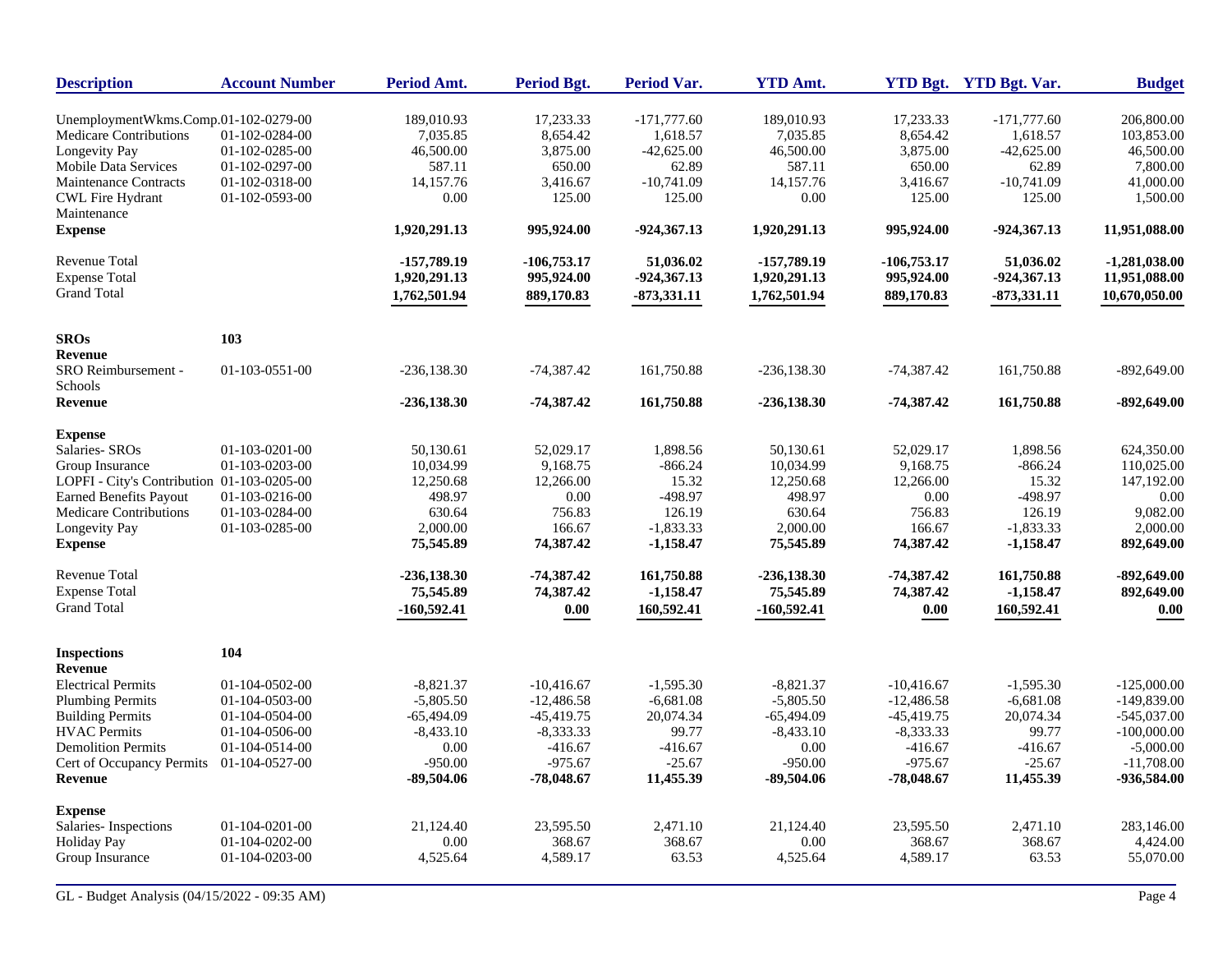| Description | Account Number | Period Amt. | Period Bgt. | Period Var. | YTD Amt. | YTD Bgt. | YTD Bgt. Var. | Budget |
|---|---|---|---|---|---|---|---|---|
| UnemploymentWkms.Comp. | 01-102-0279-00 | 189,010.93 | 17,233.33 | -171,777.60 | 189,010.93 | 17,233.33 | -171,777.60 | 206,800.00 |
| Medicare Contributions | 01-102-0284-00 | 7,035.85 | 8,654.42 | 1,618.57 | 7,035.85 | 8,654.42 | 1,618.57 | 103,853.00 |
| Longevity Pay | 01-102-0285-00 | 46,500.00 | 3,875.00 | -42,625.00 | 46,500.00 | 3,875.00 | -42,625.00 | 46,500.00 |
| Mobile Data Services | 01-102-0297-00 | 587.11 | 650.00 | 62.89 | 587.11 | 650.00 | 62.89 | 7,800.00 |
| Maintenance Contracts | 01-102-0318-00 | 14,157.76 | 3,416.67 | -10,741.09 | 14,157.76 | 3,416.67 | -10,741.09 | 41,000.00 |
| CWL Fire Hydrant Maintenance | 01-102-0593-00 | 0.00 | 125.00 | 125.00 | 0.00 | 125.00 | 125.00 | 1,500.00 |
| **Expense** | | **1,920,291.13** | **995,924.00** | **-924,367.13** | **1,920,291.13** | **995,924.00** | **-924,367.13** | **11,951,088.00** |
| Revenue Total | | **-157,789.19** | **-106,753.17** | **51,036.02** | **-157,789.19** | **-106,753.17** | **51,036.02** | **-1,281,038.00** |
| Expense Total | | **1,920,291.13** | **995,924.00** | **-924,367.13** | **1,920,291.13** | **995,924.00** | **-924,367.13** | **11,951,088.00** |
| Grand Total | | **1,762,501.94** | **889,170.83** | **-873,331.11** | **1,762,501.94** | **889,170.83** | **-873,331.11** | **10,670,050.00** |
| **SROs** | **103** | | | | | | | |
| **Revenue** | | | | | | | | |
| SRO Reimbursement - Schools | 01-103-0551-00 | -236,138.30 | -74,387.42 | 161,750.88 | -236,138.30 | -74,387.42 | 161,750.88 | -892,649.00 |
| **Revenue** | | **-236,138.30** | **-74,387.42** | **161,750.88** | **-236,138.30** | **-74,387.42** | **161,750.88** | **-892,649.00** |
| **Expense** | | | | | | | | |
| Salaries- SROs | 01-103-0201-00 | 50,130.61 | 52,029.17 | 1,898.56 | 50,130.61 | 52,029.17 | 1,898.56 | 624,350.00 |
| Group Insurance | 01-103-0203-00 | 10,034.99 | 9,168.75 | -866.24 | 10,034.99 | 9,168.75 | -866.24 | 110,025.00 |
| LOPFI - City's Contribution | 01-103-0205-00 | 12,250.68 | 12,266.00 | 15.32 | 12,250.68 | 12,266.00 | 15.32 | 147,192.00 |
| Earned Benefits Payout | 01-103-0216-00 | 498.97 | 0.00 | -498.97 | 498.97 | 0.00 | -498.97 | 0.00 |
| Medicare Contributions | 01-103-0284-00 | 630.64 | 756.83 | 126.19 | 630.64 | 756.83 | 126.19 | 9,082.00 |
| Longevity Pay | 01-103-0285-00 | 2,000.00 | 166.67 | -1,833.33 | 2,000.00 | 166.67 | -1,833.33 | 2,000.00 |
| **Expense** | | **75,545.89** | **74,387.42** | **-1,158.47** | **75,545.89** | **74,387.42** | **-1,158.47** | **892,649.00** |
| Revenue Total | | **-236,138.30** | **-74,387.42** | **161,750.88** | **-236,138.30** | **-74,387.42** | **161,750.88** | **-892,649.00** |
| Expense Total | | **75,545.89** | **74,387.42** | **-1,158.47** | **75,545.89** | **74,387.42** | **-1,158.47** | **892,649.00** |
| Grand Total | | **-160,592.41** | **0.00** | **160,592.41** | **-160,592.41** | **0.00** | **160,592.41** | **0.00** |
| **Inspections** | **104** | | | | | | | |
| **Revenue** | | | | | | | | |
| Electrical Permits | 01-104-0502-00 | -8,821.37 | -10,416.67 | -1,595.30 | -8,821.37 | -10,416.67 | -1,595.30 | -125,000.00 |
| Plumbing Permits | 01-104-0503-00 | -5,805.50 | -12,486.58 | -6,681.08 | -5,805.50 | -12,486.58 | -6,681.08 | -149,839.00 |
| Building Permits | 01-104-0504-00 | -65,494.09 | -45,419.75 | 20,074.34 | -65,494.09 | -45,419.75 | 20,074.34 | -545,037.00 |
| HVAC Permits | 01-104-0506-00 | -8,433.10 | -8,333.33 | 99.77 | -8,433.10 | -8,333.33 | 99.77 | -100,000.00 |
| Demolition Permits | 01-104-0514-00 | 0.00 | -416.67 | -416.67 | 0.00 | -416.67 | -416.67 | -5,000.00 |
| Cert of Occupancy Permits | 01-104-0527-00 | -950.00 | -975.67 | -25.67 | -950.00 | -975.67 | -25.67 | -11,708.00 |
| **Revenue** | | **-89,504.06** | **-78,048.67** | **11,455.39** | **-89,504.06** | **-78,048.67** | **11,455.39** | **-936,584.00** |
| **Expense** | | | | | | | | |
| Salaries- Inspections | 01-104-0201-00 | 21,124.40 | 23,595.50 | 2,471.10 | 21,124.40 | 23,595.50 | 2,471.10 | 283,146.00 |
| Holiday Pay | 01-104-0202-00 | 0.00 | 368.67 | 368.67 | 0.00 | 368.67 | 368.67 | 4,424.00 |
| Group Insurance | 01-104-0203-00 | 4,525.64 | 4,589.17 | 63.53 | 4,525.64 | 4,589.17 | 63.53 | 55,070.00 |

GL - Budget Analysis (04/15/2022 - 09:35 AM)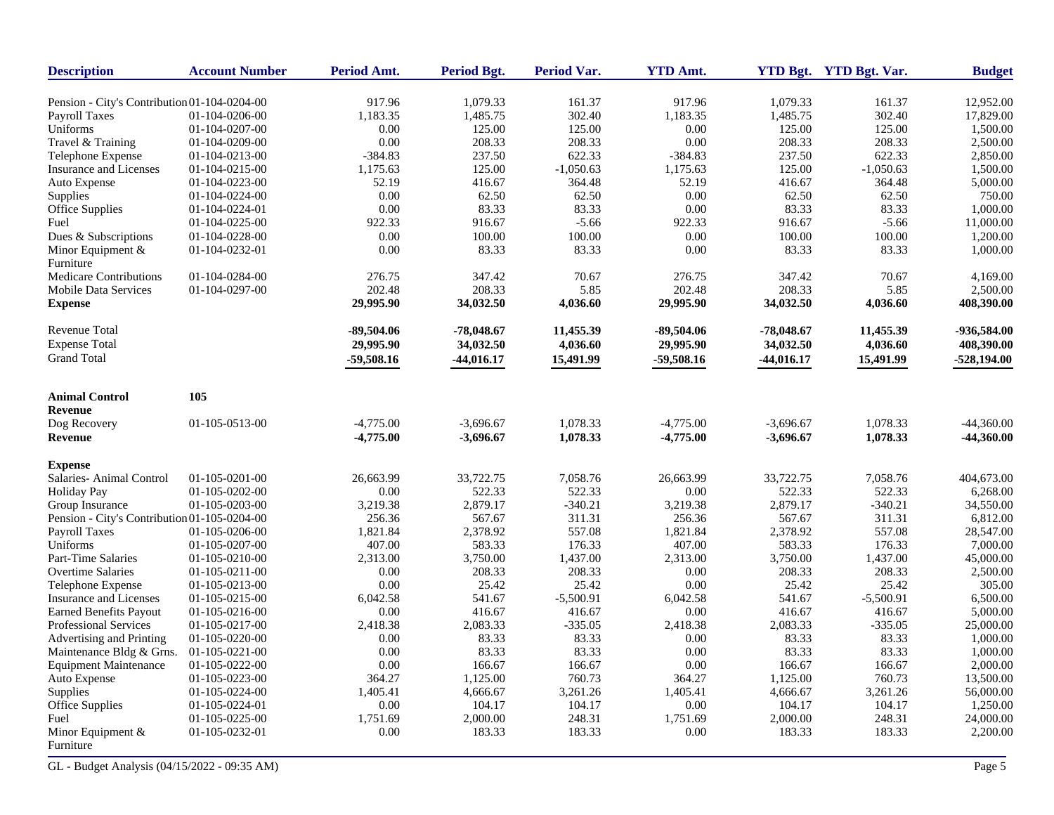| Description | Account Number | Period Amt. | Period Bgt. | Period Var. | YTD Amt. | YTD Bgt. | YTD Bgt. Var. | Budget |
|---|---|---|---|---|---|---|---|---|
| Pension - City's Contribution | 01-104-0204-00 | 917.96 | 1,079.33 | 161.37 | 917.96 | 1,079.33 | 161.37 | 12,952.00 |
| Payroll Taxes | 01-104-0206-00 | 1,183.35 | 1,485.75 | 302.40 | 1,183.35 | 1,485.75 | 302.40 | 17,829.00 |
| Uniforms | 01-104-0207-00 | 0.00 | 125.00 | 125.00 | 0.00 | 125.00 | 125.00 | 1,500.00 |
| Travel & Training | 01-104-0209-00 | 0.00 | 208.33 | 208.33 | 0.00 | 208.33 | 208.33 | 2,500.00 |
| Telephone Expense | 01-104-0213-00 | -384.83 | 237.50 | 622.33 | -384.83 | 237.50 | 622.33 | 2,850.00 |
| Insurance and Licenses | 01-104-0215-00 | 1,175.63 | 125.00 | -1,050.63 | 1,175.63 | 125.00 | -1,050.63 | 1,500.00 |
| Auto Expense | 01-104-0223-00 | 52.19 | 416.67 | 364.48 | 52.19 | 416.67 | 364.48 | 5,000.00 |
| Supplies | 01-104-0224-00 | 0.00 | 62.50 | 62.50 | 0.00 | 62.50 | 62.50 | 750.00 |
| Office Supplies | 01-104-0224-01 | 0.00 | 83.33 | 83.33 | 0.00 | 83.33 | 83.33 | 1,000.00 |
| Fuel | 01-104-0225-00 | 922.33 | 916.67 | -5.66 | 922.33 | 916.67 | -5.66 | 11,000.00 |
| Dues & Subscriptions | 01-104-0228-00 | 0.00 | 100.00 | 100.00 | 0.00 | 100.00 | 100.00 | 1,200.00 |
| Minor Equipment & Furniture | 01-104-0232-01 | 0.00 | 83.33 | 83.33 | 0.00 | 83.33 | 83.33 | 1,000.00 |
| Medicare Contributions | 01-104-0284-00 | 276.75 | 347.42 | 70.67 | 276.75 | 347.42 | 70.67 | 4,169.00 |
| Mobile Data Services | 01-104-0297-00 | 202.48 | 208.33 | 5.85 | 202.48 | 208.33 | 5.85 | 2,500.00 |
| **Expense** | | **29,995.90** | **34,032.50** | **4,036.60** | **29,995.90** | **34,032.50** | **4,036.60** | **408,390.00** |
| Revenue Total | | **-89,504.06** | **-78,048.67** | **11,455.39** | **-89,504.06** | **-78,048.67** | **11,455.39** | **-936,584.00** |
| Expense Total | | **29,995.90** | **34,032.50** | **4,036.60** | **29,995.90** | **34,032.50** | **4,036.60** | **408,390.00** |
| Grand Total | | **-59,508.16** | **-44,016.17** | **15,491.99** | **-59,508.16** | **-44,016.17** | **15,491.99** | **-528,194.00** |
| **Animal Control** | **105** | | | | | | | |
| **Revenue** | | | | | | | | |
| Dog Recovery | 01-105-0513-00 | -4,775.00 | -3,696.67 | 1,078.33 | -4,775.00 | -3,696.67 | 1,078.33 | -44,360.00 |
| **Revenue** | | **-4,775.00** | **-3,696.67** | **1,078.33** | **-4,775.00** | **-3,696.67** | **1,078.33** | **-44,360.00** |
| **Expense** | | | | | | | | |
| Salaries- Animal Control | 01-105-0201-00 | 26,663.99 | 33,722.75 | 7,058.76 | 26,663.99 | 33,722.75 | 7,058.76 | 404,673.00 |
| Holiday Pay | 01-105-0202-00 | 0.00 | 522.33 | 522.33 | 0.00 | 522.33 | 522.33 | 6,268.00 |
| Group Insurance | 01-105-0203-00 | 3,219.38 | 2,879.17 | -340.21 | 3,219.38 | 2,879.17 | -340.21 | 34,550.00 |
| Pension - City's Contribution | 01-105-0204-00 | 256.36 | 567.67 | 311.31 | 256.36 | 567.67 | 311.31 | 6,812.00 |
| Payroll Taxes | 01-105-0206-00 | 1,821.84 | 2,378.92 | 557.08 | 1,821.84 | 2,378.92 | 557.08 | 28,547.00 |
| Uniforms | 01-105-0207-00 | 407.00 | 583.33 | 176.33 | 407.00 | 583.33 | 176.33 | 7,000.00 |
| Part-Time Salaries | 01-105-0210-00 | 2,313.00 | 3,750.00 | 1,437.00 | 2,313.00 | 3,750.00 | 1,437.00 | 45,000.00 |
| Overtime Salaries | 01-105-0211-00 | 0.00 | 208.33 | 208.33 | 0.00 | 208.33 | 208.33 | 2,500.00 |
| Telephone Expense | 01-105-0213-00 | 0.00 | 25.42 | 25.42 | 0.00 | 25.42 | 25.42 | 305.00 |
| Insurance and Licenses | 01-105-0215-00 | 6,042.58 | 541.67 | -5,500.91 | 6,042.58 | 541.67 | -5,500.91 | 6,500.00 |
| Earned Benefits Payout | 01-105-0216-00 | 0.00 | 416.67 | 416.67 | 0.00 | 416.67 | 416.67 | 5,000.00 |
| Professional Services | 01-105-0217-00 | 2,418.38 | 2,083.33 | -335.05 | 2,418.38 | 2,083.33 | -335.05 | 25,000.00 |
| Advertising and Printing | 01-105-0220-00 | 0.00 | 83.33 | 83.33 | 0.00 | 83.33 | 83.33 | 1,000.00 |
| Maintenance Bldg & Grns. | 01-105-0221-00 | 0.00 | 83.33 | 83.33 | 0.00 | 83.33 | 83.33 | 1,000.00 |
| Equipment Maintenance | 01-105-0222-00 | 0.00 | 166.67 | 166.67 | 0.00 | 166.67 | 166.67 | 2,000.00 |
| Auto Expense | 01-105-0223-00 | 364.27 | 1,125.00 | 760.73 | 364.27 | 1,125.00 | 760.73 | 13,500.00 |
| Supplies | 01-105-0224-00 | 1,405.41 | 4,666.67 | 3,261.26 | 1,405.41 | 4,666.67 | 3,261.26 | 56,000.00 |
| Office Supplies | 01-105-0224-01 | 0.00 | 104.17 | 104.17 | 0.00 | 104.17 | 104.17 | 1,250.00 |
| Fuel | 01-105-0225-00 | 1,751.69 | 2,000.00 | 248.31 | 1,751.69 | 2,000.00 | 248.31 | 24,000.00 |
| Minor Equipment & Furniture | 01-105-0232-01 | 0.00 | 183.33 | 183.33 | 0.00 | 183.33 | 183.33 | 2,200.00 |

GL - Budget Analysis (04/15/2022 - 09:35 AM)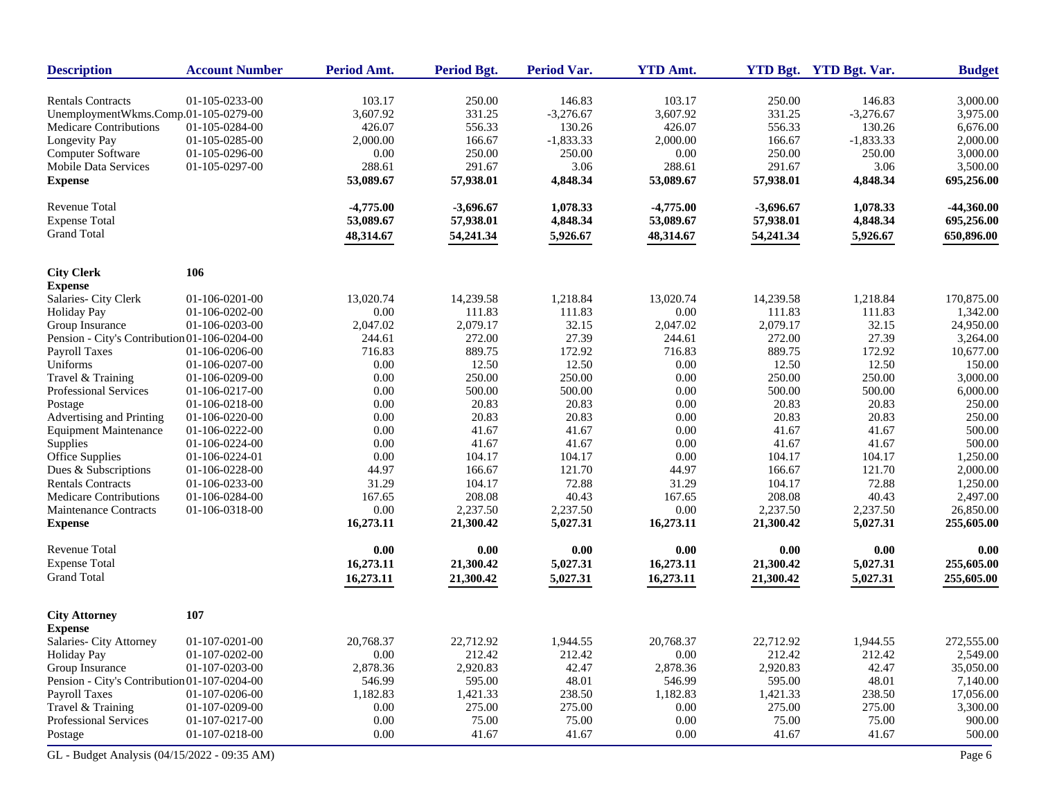| Description | Account Number | Period Amt. | Period Bgt. | Period Var. | YTD Amt. | YTD Bgt. | YTD Bgt. Var. | Budget |
|---|---|---|---|---|---|---|---|---|
| Rentals Contracts | 01-105-0233-00 | 103.17 | 250.00 | 146.83 | 103.17 | 250.00 | 146.83 | 3,000.00 |
| UnemploymentWkms.Comp. | 01-105-0279-00 | 3,607.92 | 331.25 | -3,276.67 | 3,607.92 | 331.25 | -3,276.67 | 3,975.00 |
| Medicare Contributions | 01-105-0284-00 | 426.07 | 556.33 | 130.26 | 426.07 | 556.33 | 130.26 | 6,676.00 |
| Longevity Pay | 01-105-0285-00 | 2,000.00 | 166.67 | -1,833.33 | 2,000.00 | 166.67 | -1,833.33 | 2,000.00 |
| Computer Software | 01-105-0296-00 | 0.00 | 250.00 | 250.00 | 0.00 | 250.00 | 250.00 | 3,000.00 |
| Mobile Data Services | 01-105-0297-00 | 288.61 | 291.67 | 3.06 | 288.61 | 291.67 | 3.06 | 3,500.00 |
| **Expense** | | **53,089.67** | **57,938.01** | **4,848.34** | **53,089.67** | **57,938.01** | **4,848.34** | **695,256.00** |
| Revenue Total | | **-4,775.00** | **-3,696.67** | **1,078.33** | **-4,775.00** | **-3,696.67** | **1,078.33** | **-44,360.00** |
| Expense Total | | **53,089.67** | **57,938.01** | **4,848.34** | **53,089.67** | **57,938.01** | **4,848.34** | **695,256.00** |
| Grand Total | | **48,314.67** | **54,241.34** | **5,926.67** | **48,314.67** | **54,241.34** | **5,926.67** | **650,896.00** |
| **City Clerk** | **106** | | | | | | | |
| **Expense** | | | | | | | | |
| Salaries- City Clerk | 01-106-0201-00 | 13,020.74 | 14,239.58 | 1,218.84 | 13,020.74 | 14,239.58 | 1,218.84 | 170,875.00 |
| Holiday Pay | 01-106-0202-00 | 0.00 | 111.83 | 111.83 | 0.00 | 111.83 | 111.83 | 1,342.00 |
| Group Insurance | 01-106-0203-00 | 2,047.02 | 2,079.17 | 32.15 | 2,047.02 | 2,079.17 | 32.15 | 24,950.00 |
| Pension - City's Contribution | 01-106-0204-00 | 244.61 | 272.00 | 27.39 | 244.61 | 272.00 | 27.39 | 3,264.00 |
| Payroll Taxes | 01-106-0206-00 | 716.83 | 889.75 | 172.92 | 716.83 | 889.75 | 172.92 | 10,677.00 |
| Uniforms | 01-106-0207-00 | 0.00 | 12.50 | 12.50 | 0.00 | 12.50 | 12.50 | 150.00 |
| Travel & Training | 01-106-0209-00 | 0.00 | 250.00 | 250.00 | 0.00 | 250.00 | 250.00 | 3,000.00 |
| Professional Services | 01-106-0217-00 | 0.00 | 500.00 | 500.00 | 0.00 | 500.00 | 500.00 | 6,000.00 |
| Postage | 01-106-0218-00 | 0.00 | 20.83 | 20.83 | 0.00 | 20.83 | 20.83 | 250.00 |
| Advertising and Printing | 01-106-0220-00 | 0.00 | 20.83 | 20.83 | 0.00 | 20.83 | 20.83 | 250.00 |
| Equipment Maintenance | 01-106-0222-00 | 0.00 | 41.67 | 41.67 | 0.00 | 41.67 | 41.67 | 500.00 |
| Supplies | 01-106-0224-00 | 0.00 | 41.67 | 41.67 | 0.00 | 41.67 | 41.67 | 500.00 |
| Office Supplies | 01-106-0224-01 | 0.00 | 104.17 | 104.17 | 0.00 | 104.17 | 104.17 | 1,250.00 |
| Dues & Subscriptions | 01-106-0228-00 | 44.97 | 166.67 | 121.70 | 44.97 | 166.67 | 121.70 | 2,000.00 |
| Rentals Contracts | 01-106-0233-00 | 31.29 | 104.17 | 72.88 | 31.29 | 104.17 | 72.88 | 1,250.00 |
| Medicare Contributions | 01-106-0284-00 | 167.65 | 208.08 | 40.43 | 167.65 | 208.08 | 40.43 | 2,497.00 |
| Maintenance Contracts | 01-106-0318-00 | 0.00 | 2,237.50 | 2,237.50 | 0.00 | 2,237.50 | 2,237.50 | 26,850.00 |
| **Expense** | | **16,273.11** | **21,300.42** | **5,027.31** | **16,273.11** | **21,300.42** | **5,027.31** | **255,605.00** |
| Revenue Total | | **0.00** | **0.00** | **0.00** | **0.00** | **0.00** | **0.00** | **0.00** |
| Expense Total | | **16,273.11** | **21,300.42** | **5,027.31** | **16,273.11** | **21,300.42** | **5,027.31** | **255,605.00** |
| Grand Total | | **16,273.11** | **21,300.42** | **5,027.31** | **16,273.11** | **21,300.42** | **5,027.31** | **255,605.00** |
| **City Attorney** | **107** | | | | | | | |
| **Expense** | | | | | | | | |
| Salaries- City Attorney | 01-107-0201-00 | 20,768.37 | 22,712.92 | 1,944.55 | 20,768.37 | 22,712.92 | 1,944.55 | 272,555.00 |
| Holiday Pay | 01-107-0202-00 | 0.00 | 212.42 | 212.42 | 0.00 | 212.42 | 212.42 | 2,549.00 |
| Group Insurance | 01-107-0203-00 | 2,878.36 | 2,920.83 | 42.47 | 2,878.36 | 2,920.83 | 42.47 | 35,050.00 |
| Pension - City's Contribution | 01-107-0204-00 | 546.99 | 595.00 | 48.01 | 546.99 | 595.00 | 48.01 | 7,140.00 |
| Payroll Taxes | 01-107-0206-00 | 1,182.83 | 1,421.33 | 238.50 | 1,182.83 | 1,421.33 | 238.50 | 17,056.00 |
| Travel & Training | 01-107-0209-00 | 0.00 | 275.00 | 275.00 | 0.00 | 275.00 | 275.00 | 3,300.00 |
| Professional Services | 01-107-0217-00 | 0.00 | 75.00 | 75.00 | 0.00 | 75.00 | 75.00 | 900.00 |
| Postage | 01-107-0218-00 | 0.00 | 41.67 | 41.67 | 0.00 | 41.67 | 41.67 | 500.00 |

GL - Budget Analysis (04/15/2022 - 09:35 AM)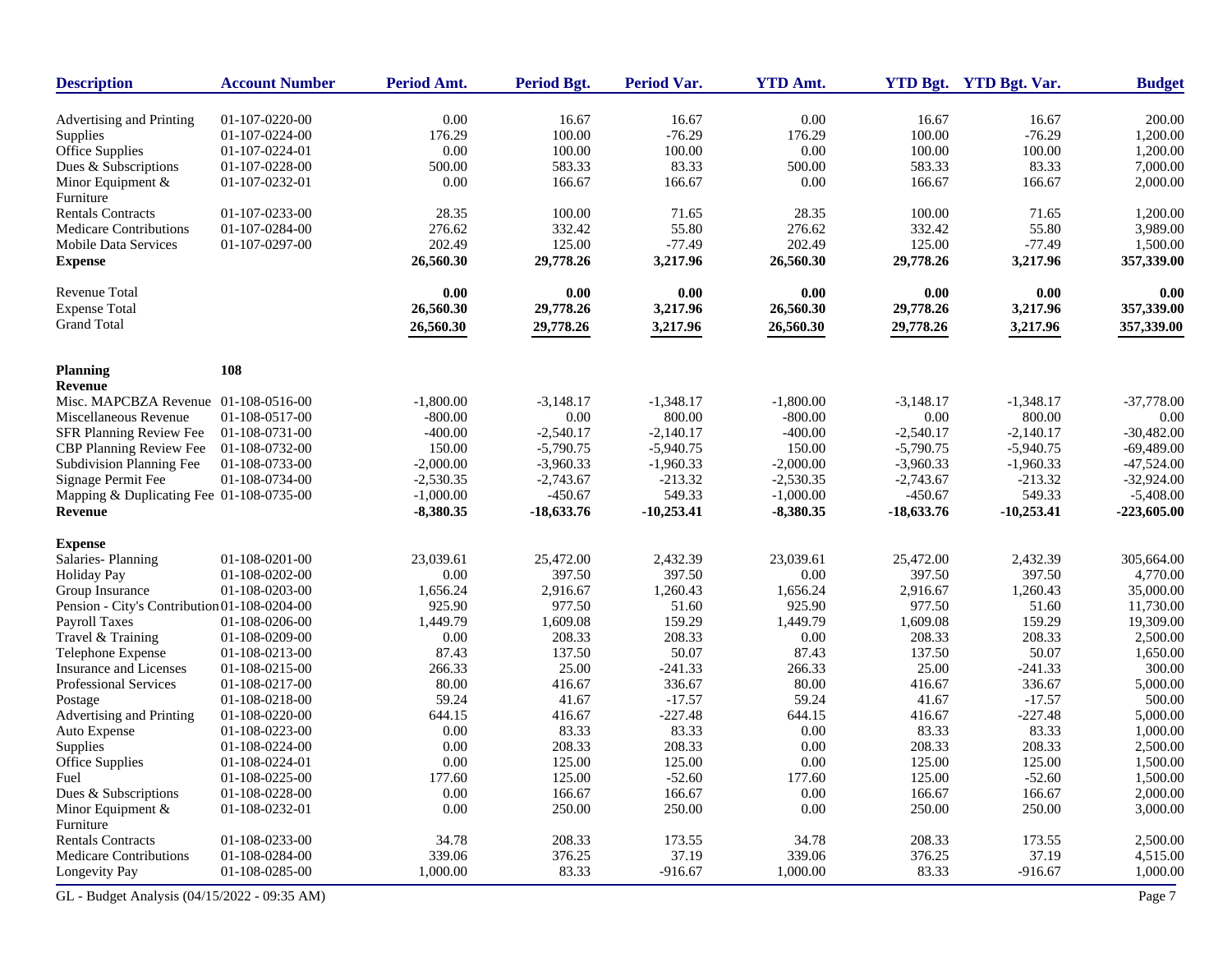| Description | Account Number | Period Amt. | Period Bgt. | Period Var. | YTD Amt. | YTD Bgt. | YTD Bgt. Var. | Budget |
|---|---|---|---|---|---|---|---|---|
| Advertising and Printing | 01-107-0220-00 | 0.00 | 16.67 | 16.67 | 0.00 | 16.67 | 16.67 | 200.00 |
| Supplies | 01-107-0224-00 | 176.29 | 100.00 | -76.29 | 176.29 | 100.00 | -76.29 | 1,200.00 |
| Office Supplies | 01-107-0224-01 | 0.00 | 100.00 | 100.00 | 0.00 | 100.00 | 100.00 | 1,200.00 |
| Dues & Subscriptions | 01-107-0228-00 | 500.00 | 583.33 | 83.33 | 500.00 | 583.33 | 83.33 | 7,000.00 |
| Minor Equipment & Furniture | 01-107-0232-01 | 0.00 | 166.67 | 166.67 | 0.00 | 166.67 | 166.67 | 2,000.00 |
| Rentals Contracts | 01-107-0233-00 | 28.35 | 100.00 | 71.65 | 28.35 | 100.00 | 71.65 | 1,200.00 |
| Medicare Contributions | 01-107-0284-00 | 276.62 | 332.42 | 55.80 | 276.62 | 332.42 | 55.80 | 3,989.00 |
| Mobile Data Services | 01-107-0297-00 | 202.49 | 125.00 | -77.49 | 202.49 | 125.00 | -77.49 | 1,500.00 |
| **Expense** | | **26,560.30** | **29,778.26** | **3,217.96** | **26,560.30** | **29,778.26** | **3,217.96** | **357,339.00** |
| Revenue Total | | **0.00** | **0.00** | **0.00** | **0.00** | **0.00** | **0.00** | **0.00** |
| Expense Total | | **26,560.30** | **29,778.26** | **3,217.96** | **26,560.30** | **29,778.26** | **3,217.96** | **357,339.00** |
| Grand Total | | **26,560.30** | **29,778.26** | **3,217.96** | **26,560.30** | **29,778.26** | **3,217.96** | **357,339.00** |
| **Planning** | **108** | | | | | | | |
| **Revenue** | | | | | | | | |
| Misc. MAPCBZA Revenue | 01-108-0516-00 | -1,800.00 | -3,148.17 | -1,348.17 | -1,800.00 | -3,148.17 | -1,348.17 | -37,778.00 |
| Miscellaneous Revenue | 01-108-0517-00 | -800.00 | 0.00 | 800.00 | -800.00 | 0.00 | 800.00 | 0.00 |
| SFR Planning Review Fee | 01-108-0731-00 | -400.00 | -2,540.17 | -2,140.17 | -400.00 | -2,540.17 | -2,140.17 | -30,482.00 |
| CBP Planning Review Fee | 01-108-0732-00 | 150.00 | -5,790.75 | -5,940.75 | 150.00 | -5,790.75 | -5,940.75 | -69,489.00 |
| Subdivision Planning Fee | 01-108-0733-00 | -2,000.00 | -3,960.33 | -1,960.33 | -2,000.00 | -3,960.33 | -1,960.33 | -47,524.00 |
| Signage Permit Fee | 01-108-0734-00 | -2,530.35 | -2,743.67 | -213.32 | -2,530.35 | -2,743.67 | -213.32 | -32,924.00 |
| Mapping & Duplicating Fee | 01-108-0735-00 | -1,000.00 | -450.67 | 549.33 | -1,000.00 | -450.67 | 549.33 | -5,408.00 |
| **Revenue** | | **-8,380.35** | **-18,633.76** | **-10,253.41** | **-8,380.35** | **-18,633.76** | **-10,253.41** | **-223,605.00** |
| **Expense** | | | | | | | | |
| Salaries- Planning | 01-108-0201-00 | 23,039.61 | 25,472.00 | 2,432.39 | 23,039.61 | 25,472.00 | 2,432.39 | 305,664.00 |
| Holiday Pay | 01-108-0202-00 | 0.00 | 397.50 | 397.50 | 0.00 | 397.50 | 397.50 | 4,770.00 |
| Group Insurance | 01-108-0203-00 | 1,656.24 | 2,916.67 | 1,260.43 | 1,656.24 | 2,916.67 | 1,260.43 | 35,000.00 |
| Pension - City's Contribution | 01-108-0204-00 | 925.90 | 977.50 | 51.60 | 925.90 | 977.50 | 51.60 | 11,730.00 |
| Payroll Taxes | 01-108-0206-00 | 1,449.79 | 1,609.08 | 159.29 | 1,449.79 | 1,609.08 | 159.29 | 19,309.00 |
| Travel & Training | 01-108-0209-00 | 0.00 | 208.33 | 208.33 | 0.00 | 208.33 | 208.33 | 2,500.00 |
| Telephone Expense | 01-108-0213-00 | 87.43 | 137.50 | 50.07 | 87.43 | 137.50 | 50.07 | 1,650.00 |
| Insurance and Licenses | 01-108-0215-00 | 266.33 | 25.00 | -241.33 | 266.33 | 25.00 | -241.33 | 300.00 |
| Professional Services | 01-108-0217-00 | 80.00 | 416.67 | 336.67 | 80.00 | 416.67 | 336.67 | 5,000.00 |
| Postage | 01-108-0218-00 | 59.24 | 41.67 | -17.57 | 59.24 | 41.67 | -17.57 | 500.00 |
| Advertising and Printing | 01-108-0220-00 | 644.15 | 416.67 | -227.48 | 644.15 | 416.67 | -227.48 | 5,000.00 |
| Auto Expense | 01-108-0223-00 | 0.00 | 83.33 | 83.33 | 0.00 | 83.33 | 83.33 | 1,000.00 |
| Supplies | 01-108-0224-00 | 0.00 | 208.33 | 208.33 | 0.00 | 208.33 | 208.33 | 2,500.00 |
| Office Supplies | 01-108-0224-01 | 0.00 | 125.00 | 125.00 | 0.00 | 125.00 | 125.00 | 1,500.00 |
| Fuel | 01-108-0225-00 | 177.60 | 125.00 | -52.60 | 177.60 | 125.00 | -52.60 | 1,500.00 |
| Dues & Subscriptions | 01-108-0228-00 | 0.00 | 166.67 | 166.67 | 0.00 | 166.67 | 166.67 | 2,000.00 |
| Minor Equipment & Furniture | 01-108-0232-01 | 0.00 | 250.00 | 250.00 | 0.00 | 250.00 | 250.00 | 3,000.00 |
| Rentals Contracts | 01-108-0233-00 | 34.78 | 208.33 | 173.55 | 34.78 | 208.33 | 173.55 | 2,500.00 |
| Medicare Contributions | 01-108-0284-00 | 339.06 | 376.25 | 37.19 | 339.06 | 376.25 | 37.19 | 4,515.00 |
| Longevity Pay | 01-108-0285-00 | 1,000.00 | 83.33 | -916.67 | 1,000.00 | 83.33 | -916.67 | 1,000.00 |

GL - Budget Analysis (04/15/2022 - 09:35 AM)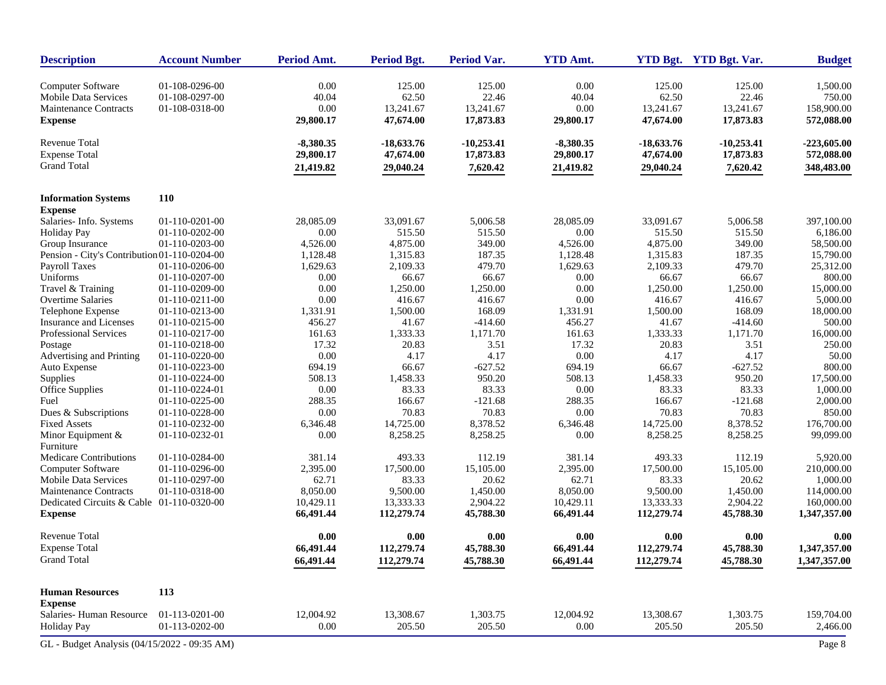| Description | Account Number | Period Amt. | Period Bgt. | Period Var. | YTD Amt. | YTD Bgt. | YTD Bgt. Var. | Budget |
|---|---|---|---|---|---|---|---|---|
| Computer Software | 01-108-0296-00 | 0.00 | 125.00 | 125.00 | 0.00 | 125.00 | 125.00 | 1,500.00 |
| Mobile Data Services | 01-108-0297-00 | 40.04 | 62.50 | 22.46 | 40.04 | 62.50 | 22.46 | 750.00 |
| Maintenance Contracts | 01-108-0318-00 | 0.00 | 13,241.67 | 13,241.67 | 0.00 | 13,241.67 | 13,241.67 | 158,900.00 |
| **Expense** | | **29,800.17** | **47,674.00** | **17,873.83** | **29,800.17** | **47,674.00** | **17,873.83** | **572,088.00** |
| Revenue Total | | **-8,380.35** | **-18,633.76** | **-10,253.41** | **-8,380.35** | **-18,633.76** | **-10,253.41** | **-223,605.00** |
| Expense Total | | **29,800.17** | **47,674.00** | **17,873.83** | **29,800.17** | **47,674.00** | **17,873.83** | **572,088.00** |
| Grand Total | | **21,419.82** | **29,040.24** | **7,620.42** | **21,419.82** | **29,040.24** | **7,620.42** | **348,483.00** |
| **Information Systems** | **110** | | | | | | | |
| **Expense** | | | | | | | | |
| Salaries- Info. Systems | 01-110-0201-00 | 28,085.09 | 33,091.67 | 5,006.58 | 28,085.09 | 33,091.67 | 5,006.58 | 397,100.00 |
| Holiday Pay | 01-110-0202-00 | 0.00 | 515.50 | 515.50 | 0.00 | 515.50 | 515.50 | 6,186.00 |
| Group Insurance | 01-110-0203-00 | 4,526.00 | 4,875.00 | 349.00 | 4,526.00 | 4,875.00 | 349.00 | 58,500.00 |
| Pension - City's Contribution | 01-110-0204-00 | 1,128.48 | 1,315.83 | 187.35 | 1,128.48 | 1,315.83 | 187.35 | 15,790.00 |
| Payroll Taxes | 01-110-0206-00 | 1,629.63 | 2,109.33 | 479.70 | 1,629.63 | 2,109.33 | 479.70 | 25,312.00 |
| Uniforms | 01-110-0207-00 | 0.00 | 66.67 | 66.67 | 0.00 | 66.67 | 66.67 | 800.00 |
| Travel & Training | 01-110-0209-00 | 0.00 | 1,250.00 | 1,250.00 | 0.00 | 1,250.00 | 1,250.00 | 15,000.00 |
| Overtime Salaries | 01-110-0211-00 | 0.00 | 416.67 | 416.67 | 0.00 | 416.67 | 416.67 | 5,000.00 |
| Telephone Expense | 01-110-0213-00 | 1,331.91 | 1,500.00 | 168.09 | 1,331.91 | 1,500.00 | 168.09 | 18,000.00 |
| Insurance and Licenses | 01-110-0215-00 | 456.27 | 41.67 | -414.60 | 456.27 | 41.67 | -414.60 | 500.00 |
| Professional Services | 01-110-0217-00 | 161.63 | 1,333.33 | 1,171.70 | 161.63 | 1,333.33 | 1,171.70 | 16,000.00 |
| Postage | 01-110-0218-00 | 17.32 | 20.83 | 3.51 | 17.32 | 20.83 | 3.51 | 250.00 |
| Advertising and Printing | 01-110-0220-00 | 0.00 | 4.17 | 4.17 | 0.00 | 4.17 | 4.17 | 50.00 |
| Auto Expense | 01-110-0223-00 | 694.19 | 66.67 | -627.52 | 694.19 | 66.67 | -627.52 | 800.00 |
| Supplies | 01-110-0224-00 | 508.13 | 1,458.33 | 950.20 | 508.13 | 1,458.33 | 950.20 | 17,500.00 |
| Office Supplies | 01-110-0224-01 | 0.00 | 83.33 | 83.33 | 0.00 | 83.33 | 83.33 | 1,000.00 |
| Fuel | 01-110-0225-00 | 288.35 | 166.67 | -121.68 | 288.35 | 166.67 | -121.68 | 2,000.00 |
| Dues & Subscriptions | 01-110-0228-00 | 0.00 | 70.83 | 70.83 | 0.00 | 70.83 | 70.83 | 850.00 |
| Fixed Assets | 01-110-0232-00 | 6,346.48 | 14,725.00 | 8,378.52 | 6,346.48 | 14,725.00 | 8,378.52 | 176,700.00 |
| Minor Equipment & Furniture | 01-110-0232-01 | 0.00 | 8,258.25 | 8,258.25 | 0.00 | 8,258.25 | 8,258.25 | 99,099.00 |
| Medicare Contributions | 01-110-0284-00 | 381.14 | 493.33 | 112.19 | 381.14 | 493.33 | 112.19 | 5,920.00 |
| Computer Software | 01-110-0296-00 | 2,395.00 | 17,500.00 | 15,105.00 | 2,395.00 | 17,500.00 | 15,105.00 | 210,000.00 |
| Mobile Data Services | 01-110-0297-00 | 62.71 | 83.33 | 20.62 | 62.71 | 83.33 | 20.62 | 1,000.00 |
| Maintenance Contracts | 01-110-0318-00 | 8,050.00 | 9,500.00 | 1,450.00 | 8,050.00 | 9,500.00 | 1,450.00 | 114,000.00 |
| Dedicated Circuits & Cable | 01-110-0320-00 | 10,429.11 | 13,333.33 | 2,904.22 | 10,429.11 | 13,333.33 | 2,904.22 | 160,000.00 |
| **Expense** | | **66,491.44** | **112,279.74** | **45,788.30** | **66,491.44** | **112,279.74** | **45,788.30** | **1,347,357.00** |
| Revenue Total | | **0.00** | **0.00** | **0.00** | **0.00** | **0.00** | **0.00** | **0.00** |
| Expense Total | | **66,491.44** | **112,279.74** | **45,788.30** | **66,491.44** | **112,279.74** | **45,788.30** | **1,347,357.00** |
| Grand Total | | **66,491.44** | **112,279.74** | **45,788.30** | **66,491.44** | **112,279.74** | **45,788.30** | **1,347,357.00** |
| **Human Resources** | **113** | | | | | | | |
| **Expense** | | | | | | | | |
| Salaries- Human Resource | 01-113-0201-00 | 12,004.92 | 13,308.67 | 1,303.75 | 12,004.92 | 13,308.67 | 1,303.75 | 159,704.00 |
| Holiday Pay | 01-113-0202-00 | 0.00 | 205.50 | 205.50 | 0.00 | 205.50 | 205.50 | 2,466.00 |

GL - Budget Analysis (04/15/2022 - 09:35 AM)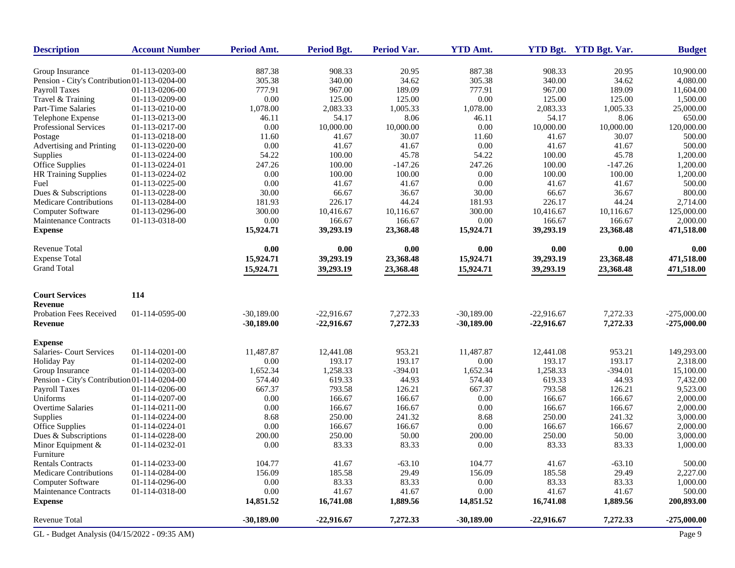| Description | Account Number | Period Amt. | Period Bgt. | Period Var. | YTD Amt. | YTD Bgt. | YTD Bgt. Var. | Budget |
|---|---|---|---|---|---|---|---|---|
| Group Insurance | 01-113-0203-00 | 887.38 | 908.33 | 20.95 | 887.38 | 908.33 | 20.95 | 10,900.00 |
| Pension - City's Contribution | 01-113-0204-00 | 305.38 | 340.00 | 34.62 | 305.38 | 340.00 | 34.62 | 4,080.00 |
| Payroll Taxes | 01-113-0206-00 | 777.91 | 967.00 | 189.09 | 777.91 | 967.00 | 189.09 | 11,604.00 |
| Travel & Training | 01-113-0209-00 | 0.00 | 125.00 | 125.00 | 0.00 | 125.00 | 125.00 | 1,500.00 |
| Part-Time Salaries | 01-113-0210-00 | 1,078.00 | 2,083.33 | 1,005.33 | 1,078.00 | 2,083.33 | 1,005.33 | 25,000.00 |
| Telephone Expense | 01-113-0213-00 | 46.11 | 54.17 | 8.06 | 46.11 | 54.17 | 8.06 | 650.00 |
| Professional Services | 01-113-0217-00 | 0.00 | 10,000.00 | 10,000.00 | 0.00 | 10,000.00 | 10,000.00 | 120,000.00 |
| Postage | 01-113-0218-00 | 11.60 | 41.67 | 30.07 | 11.60 | 41.67 | 30.07 | 500.00 |
| Advertising and Printing | 01-113-0220-00 | 0.00 | 41.67 | 41.67 | 0.00 | 41.67 | 41.67 | 500.00 |
| Supplies | 01-113-0224-00 | 54.22 | 100.00 | 45.78 | 54.22 | 100.00 | 45.78 | 1,200.00 |
| Office Supplies | 01-113-0224-01 | 247.26 | 100.00 | -147.26 | 247.26 | 100.00 | -147.26 | 1,200.00 |
| HR Training Supplies | 01-113-0224-02 | 0.00 | 100.00 | 100.00 | 0.00 | 100.00 | 100.00 | 1,200.00 |
| Fuel | 01-113-0225-00 | 0.00 | 41.67 | 41.67 | 0.00 | 41.67 | 41.67 | 500.00 |
| Dues & Subscriptions | 01-113-0228-00 | 30.00 | 66.67 | 36.67 | 30.00 | 66.67 | 36.67 | 800.00 |
| Medicare Contributions | 01-113-0284-00 | 181.93 | 226.17 | 44.24 | 181.93 | 226.17 | 44.24 | 2,714.00 |
| Computer Software | 01-113-0296-00 | 300.00 | 10,416.67 | 10,116.67 | 300.00 | 10,416.67 | 10,116.67 | 125,000.00 |
| Maintenance Contracts | 01-113-0318-00 | 0.00 | 166.67 | 166.67 | 0.00 | 166.67 | 166.67 | 2,000.00 |
| **Expense** | | **15,924.71** | **39,293.19** | **23,368.48** | **15,924.71** | **39,293.19** | **23,368.48** | **471,518.00** |
| Revenue Total | | **0.00** | **0.00** | **0.00** | **0.00** | **0.00** | **0.00** | **0.00** |
| Expense Total | | **15,924.71** | **39,293.19** | **23,368.48** | **15,924.71** | **39,293.19** | **23,368.48** | **471,518.00** |
| Grand Total | | **15,924.71** | **39,293.19** | **23,368.48** | **15,924.71** | **39,293.19** | **23,368.48** | **471,518.00** |
| **Court Services** | **114** | | | | | | | |
| **Revenue** | | | | | | | | |
| Probation Fees Received | 01-114-0595-00 | -30,189.00 | -22,916.67 | 7,272.33 | -30,189.00 | -22,916.67 | 7,272.33 | -275,000.00 |
| **Revenue** | | **-30,189.00** | **-22,916.67** | **7,272.33** | **-30,189.00** | **-22,916.67** | **7,272.33** | **-275,000.00** |
| **Expense** | | | | | | | | |
| Salaries- Court Services | 01-114-0201-00 | 11,487.87 | 12,441.08 | 953.21 | 11,487.87 | 12,441.08 | 953.21 | 149,293.00 |
| Holiday Pay | 01-114-0202-00 | 0.00 | 193.17 | 193.17 | 0.00 | 193.17 | 193.17 | 2,318.00 |
| Group Insurance | 01-114-0203-00 | 1,652.34 | 1,258.33 | -394.01 | 1,652.34 | 1,258.33 | -394.01 | 15,100.00 |
| Pension - City's Contribution | 01-114-0204-00 | 574.40 | 619.33 | 44.93 | 574.40 | 619.33 | 44.93 | 7,432.00 |
| Payroll Taxes | 01-114-0206-00 | 667.37 | 793.58 | 126.21 | 667.37 | 793.58 | 126.21 | 9,523.00 |
| Uniforms | 01-114-0207-00 | 0.00 | 166.67 | 166.67 | 0.00 | 166.67 | 166.67 | 2,000.00 |
| Overtime Salaries | 01-114-0211-00 | 0.00 | 166.67 | 166.67 | 0.00 | 166.67 | 166.67 | 2,000.00 |
| Supplies | 01-114-0224-00 | 8.68 | 250.00 | 241.32 | 8.68 | 250.00 | 241.32 | 3,000.00 |
| Office Supplies | 01-114-0224-01 | 0.00 | 166.67 | 166.67 | 0.00 | 166.67 | 166.67 | 2,000.00 |
| Dues & Subscriptions | 01-114-0228-00 | 200.00 | 250.00 | 50.00 | 200.00 | 250.00 | 50.00 | 3,000.00 |
| Minor Equipment & Furniture | 01-114-0232-01 | 0.00 | 83.33 | 83.33 | 0.00 | 83.33 | 83.33 | 1,000.00 |
| Rentals Contracts | 01-114-0233-00 | 104.77 | 41.67 | -63.10 | 104.77 | 41.67 | -63.10 | 500.00 |
| Medicare Contributions | 01-114-0284-00 | 156.09 | 185.58 | 29.49 | 156.09 | 185.58 | 29.49 | 2,227.00 |
| Computer Software | 01-114-0296-00 | 0.00 | 83.33 | 83.33 | 0.00 | 83.33 | 83.33 | 1,000.00 |
| Maintenance Contracts | 01-114-0318-00 | 0.00 | 41.67 | 41.67 | 0.00 | 41.67 | 41.67 | 500.00 |
| **Expense** | | **14,851.52** | **16,741.08** | **1,889.56** | **14,851.52** | **16,741.08** | **1,889.56** | **200,893.00** |
| Revenue Total | | **-30,189.00** | **-22,916.67** | **7,272.33** | **-30,189.00** | **-22,916.67** | **7,272.33** | **-275,000.00** |

GL - Budget Analysis (04/15/2022 - 09:35 AM)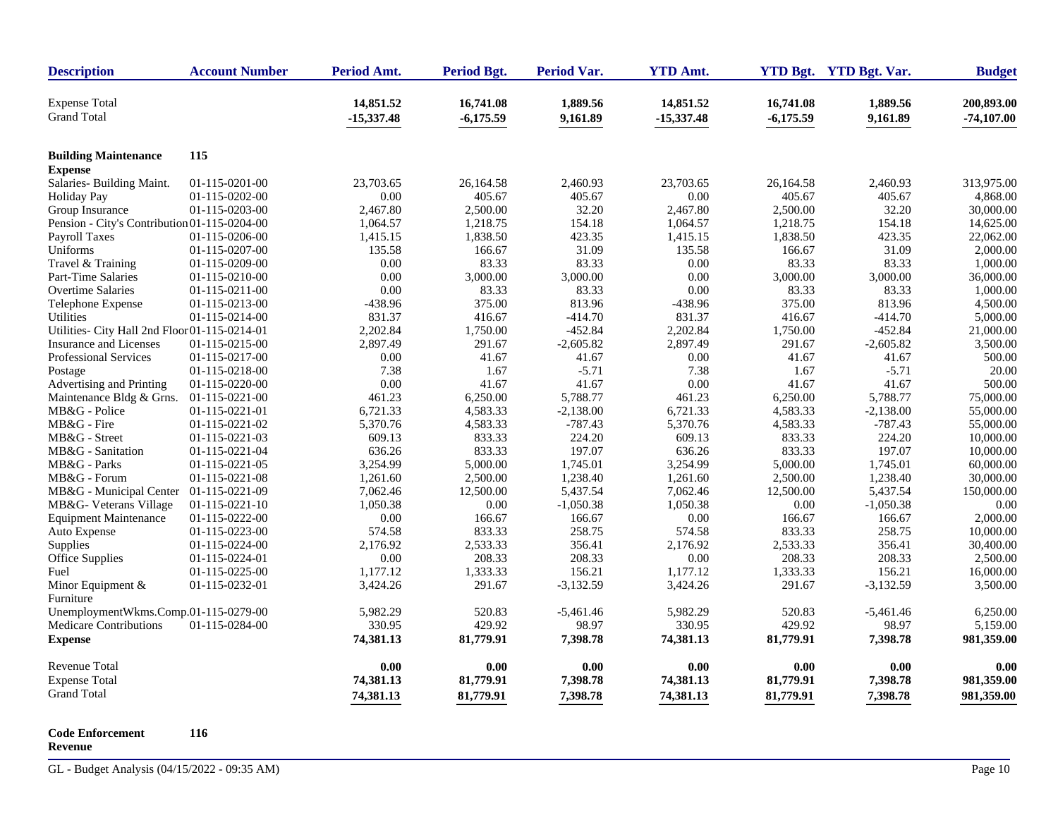| Description | Account Number | Period Amt. | Period Bgt. | Period Var. | YTD Amt. | YTD Bgt. | YTD Bgt. Var. | Budget |
|---|---|---|---|---|---|---|---|---|
| Expense Total | | **14,851.52** | **16,741.08** | **1,889.56** | **14,851.52** | **16,741.08** | **1,889.56** | **200,893.00** |
| Grand Total | | **-15,337.48** | **-6,175.59** | **9,161.89** | **-15,337.48** | **-6,175.59** | **9,161.89** | **-74,107.00** |
| **Building Maintenance** | **115** | | | | | | | |
| **Expense** | | | | | | | | |
| Salaries- Building Maint. | 01-115-0201-00 | 23,703.65 | 26,164.58 | 2,460.93 | 23,703.65 | 26,164.58 | 2,460.93 | 313,975.00 |
| Holiday Pay | 01-115-0202-00 | 0.00 | 405.67 | 405.67 | 0.00 | 405.67 | 405.67 | 4,868.00 |
| Group Insurance | 01-115-0203-00 | 2,467.80 | 2,500.00 | 32.20 | 2,467.80 | 2,500.00 | 32.20 | 30,000.00 |
| Pension - City's Contribution | 01-115-0204-00 | 1,064.57 | 1,218.75 | 154.18 | 1,064.57 | 1,218.75 | 154.18 | 14,625.00 |
| Payroll Taxes | 01-115-0206-00 | 1,415.15 | 1,838.50 | 423.35 | 1,415.15 | 1,838.50 | 423.35 | 22,062.00 |
| Uniforms | 01-115-0207-00 | 135.58 | 166.67 | 31.09 | 135.58 | 166.67 | 31.09 | 2,000.00 |
| Travel & Training | 01-115-0209-00 | 0.00 | 83.33 | 83.33 | 0.00 | 83.33 | 83.33 | 1,000.00 |
| Part-Time Salaries | 01-115-0210-00 | 0.00 | 3,000.00 | 3,000.00 | 0.00 | 3,000.00 | 3,000.00 | 36,000.00 |
| Overtime Salaries | 01-115-0211-00 | 0.00 | 83.33 | 83.33 | 0.00 | 83.33 | 83.33 | 1,000.00 |
| Telephone Expense | 01-115-0213-00 | -438.96 | 375.00 | 813.96 | -438.96 | 375.00 | 813.96 | 4,500.00 |
| Utilities | 01-115-0214-00 | 831.37 | 416.67 | -414.70 | 831.37 | 416.67 | -414.70 | 5,000.00 |
| Utilities- City Hall 2nd Floor | 01-115-0214-01 | 2,202.84 | 1,750.00 | -452.84 | 2,202.84 | 1,750.00 | -452.84 | 21,000.00 |
| Insurance and Licenses | 01-115-0215-00 | 2,897.49 | 291.67 | -2,605.82 | 2,897.49 | 291.67 | -2,605.82 | 3,500.00 |
| Professional Services | 01-115-0217-00 | 0.00 | 41.67 | 41.67 | 0.00 | 41.67 | 41.67 | 500.00 |
| Postage | 01-115-0218-00 | 7.38 | 1.67 | -5.71 | 7.38 | 1.67 | -5.71 | 20.00 |
| Advertising and Printing | 01-115-0220-00 | 0.00 | 41.67 | 41.67 | 0.00 | 41.67 | 41.67 | 500.00 |
| Maintenance Bldg & Grns. | 01-115-0221-00 | 461.23 | 6,250.00 | 5,788.77 | 461.23 | 6,250.00 | 5,788.77 | 75,000.00 |
| MB&G - Police | 01-115-0221-01 | 6,721.33 | 4,583.33 | -2,138.00 | 6,721.33 | 4,583.33 | -2,138.00 | 55,000.00 |
| MB&G - Fire | 01-115-0221-02 | 5,370.76 | 4,583.33 | -787.43 | 5,370.76 | 4,583.33 | -787.43 | 55,000.00 |
| MB&G - Street | 01-115-0221-03 | 609.13 | 833.33 | 224.20 | 609.13 | 833.33 | 224.20 | 10,000.00 |
| MB&G - Sanitation | 01-115-0221-04 | 636.26 | 833.33 | 197.07 | 636.26 | 833.33 | 197.07 | 10,000.00 |
| MB&G - Parks | 01-115-0221-05 | 3,254.99 | 5,000.00 | 1,745.01 | 3,254.99 | 5,000.00 | 1,745.01 | 60,000.00 |
| MB&G - Forum | 01-115-0221-08 | 1,261.60 | 2,500.00 | 1,238.40 | 1,261.60 | 2,500.00 | 1,238.40 | 30,000.00 |
| MB&G - Municipal Center | 01-115-0221-09 | 7,062.46 | 12,500.00 | 5,437.54 | 7,062.46 | 12,500.00 | 5,437.54 | 150,000.00 |
| MB&G- Veterans Village | 01-115-0221-10 | 1,050.38 | 0.00 | -1,050.38 | 1,050.38 | 0.00 | -1,050.38 | 0.00 |
| Equipment Maintenance | 01-115-0222-00 | 0.00 | 166.67 | 166.67 | 0.00 | 166.67 | 166.67 | 2,000.00 |
| Auto Expense | 01-115-0223-00 | 574.58 | 833.33 | 258.75 | 574.58 | 833.33 | 258.75 | 10,000.00 |
| Supplies | 01-115-0224-00 | 2,176.92 | 2,533.33 | 356.41 | 2,176.92 | 2,533.33 | 356.41 | 30,400.00 |
| Office Supplies | 01-115-0224-01 | 0.00 | 208.33 | 208.33 | 0.00 | 208.33 | 208.33 | 2,500.00 |
| Fuel | 01-115-0225-00 | 1,177.12 | 1,333.33 | 156.21 | 1,177.12 | 1,333.33 | 156.21 | 16,000.00 |
| Minor Equipment & Furniture | 01-115-0232-01 | 3,424.26 | 291.67 | -3,132.59 | 3,424.26 | 291.67 | -3,132.59 | 3,500.00 |
| UnemploymentWkms.Comp. | 01-115-0279-00 | 5,982.29 | 520.83 | -5,461.46 | 5,982.29 | 520.83 | -5,461.46 | 6,250.00 |
| Medicare Contributions | 01-115-0284-00 | 330.95 | 429.92 | 98.97 | 330.95 | 429.92 | 98.97 | 5,159.00 |
| **Expense** | | **74,381.13** | **81,779.91** | **7,398.78** | **74,381.13** | **81,779.91** | **7,398.78** | **981,359.00** |
| Revenue Total | | **0.00** | **0.00** | **0.00** | **0.00** | **0.00** | **0.00** | **0.00** |
| Expense Total | | **74,381.13** | **81,779.91** | **7,398.78** | **74,381.13** | **81,779.91** | **7,398.78** | **981,359.00** |
| Grand Total | | **74,381.13** | **81,779.91** | **7,398.78** | **74,381.13** | **81,779.91** | **7,398.78** | **981,359.00** |

**Code Enforcement** **116**

**Revenue**

GL - Budget Analysis (04/15/2022 - 09:35 AM)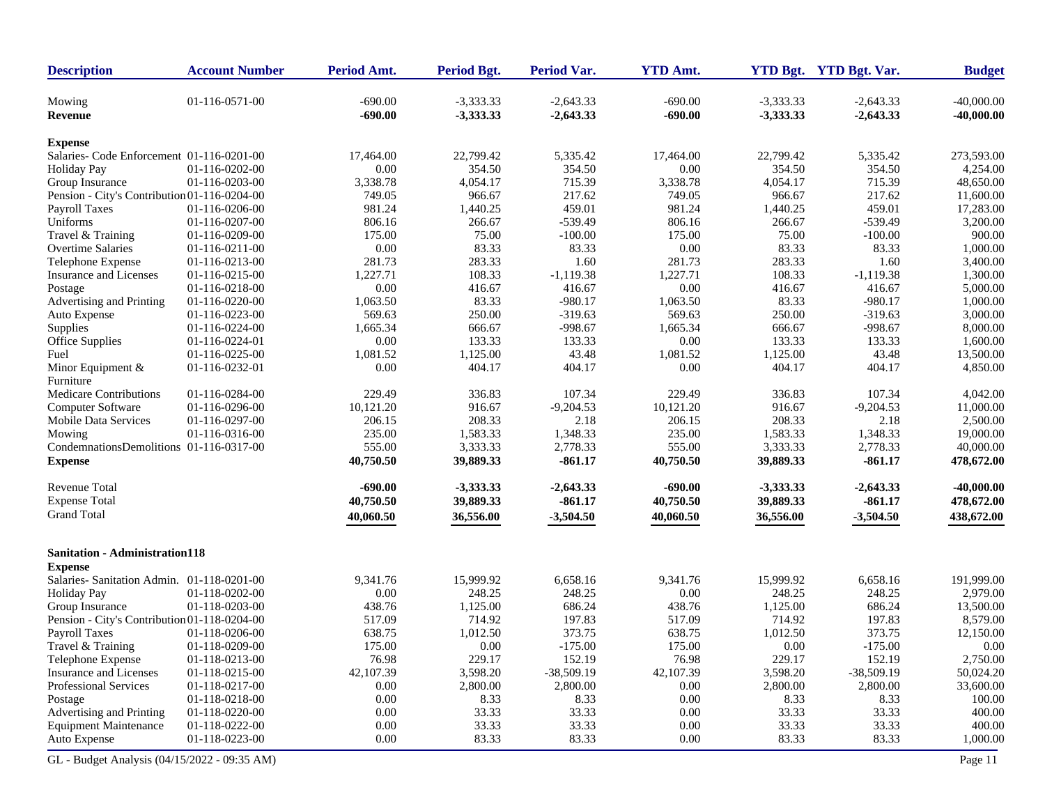| Description | Account Number | Period Amt. | Period Bgt. | Period Var. | YTD Amt. | YTD Bgt. | YTD Bgt. Var. | Budget |
|---|---|---|---|---|---|---|---|---|
| Mowing | 01-116-0571-00 | -690.00 | -3,333.33 | -2,643.33 | -690.00 | -3,333.33 | -2,643.33 | -40,000.00 |
| **Revenue** | | **-690.00** | **-3,333.33** | **-2,643.33** | **-690.00** | **-3,333.33** | **-2,643.33** | **-40,000.00** |
| **Expense** | | | | | | | | |
| Salaries- Code Enforcement | 01-116-0201-00 | 17,464.00 | 22,799.42 | 5,335.42 | 17,464.00 | 22,799.42 | 5,335.42 | 273,593.00 |
| Holiday Pay | 01-116-0202-00 | 0.00 | 354.50 | 354.50 | 0.00 | 354.50 | 354.50 | 4,254.00 |
| Group Insurance | 01-116-0203-00 | 3,338.78 | 4,054.17 | 715.39 | 3,338.78 | 4,054.17 | 715.39 | 48,650.00 |
| Pension - City's Contribution | 01-116-0204-00 | 749.05 | 966.67 | 217.62 | 749.05 | 966.67 | 217.62 | 11,600.00 |
| Payroll Taxes | 01-116-0206-00 | 981.24 | 1,440.25 | 459.01 | 981.24 | 1,440.25 | 459.01 | 17,283.00 |
| Uniforms | 01-116-0207-00 | 806.16 | 266.67 | -539.49 | 806.16 | 266.67 | -539.49 | 3,200.00 |
| Travel & Training | 01-116-0209-00 | 175.00 | 75.00 | -100.00 | 175.00 | 75.00 | -100.00 | 900.00 |
| Overtime Salaries | 01-116-0211-00 | 0.00 | 83.33 | 83.33 | 0.00 | 83.33 | 83.33 | 1,000.00 |
| Telephone Expense | 01-116-0213-00 | 281.73 | 283.33 | 1.60 | 281.73 | 283.33 | 1.60 | 3,400.00 |
| Insurance and Licenses | 01-116-0215-00 | 1,227.71 | 108.33 | -1,119.38 | 1,227.71 | 108.33 | -1,119.38 | 1,300.00 |
| Postage | 01-116-0218-00 | 0.00 | 416.67 | 416.67 | 0.00 | 416.67 | 416.67 | 5,000.00 |
| Advertising and Printing | 01-116-0220-00 | 1,063.50 | 83.33 | -980.17 | 1,063.50 | 83.33 | -980.17 | 1,000.00 |
| Auto Expense | 01-116-0223-00 | 569.63 | 250.00 | -319.63 | 569.63 | 250.00 | -319.63 | 3,000.00 |
| Supplies | 01-116-0224-00 | 1,665.34 | 666.67 | -998.67 | 1,665.34 | 666.67 | -998.67 | 8,000.00 |
| Office Supplies | 01-116-0224-01 | 0.00 | 133.33 | 133.33 | 0.00 | 133.33 | 133.33 | 1,600.00 |
| Fuel | 01-116-0225-00 | 1,081.52 | 1,125.00 | 43.48 | 1,081.52 | 1,125.00 | 43.48 | 13,500.00 |
| Minor Equipment & Furniture | 01-116-0232-01 | 0.00 | 404.17 | 404.17 | 0.00 | 404.17 | 404.17 | 4,850.00 |
| Medicare Contributions | 01-116-0284-00 | 229.49 | 336.83 | 107.34 | 229.49 | 336.83 | 107.34 | 4,042.00 |
| Computer Software | 01-116-0296-00 | 10,121.20 | 916.67 | -9,204.53 | 10,121.20 | 916.67 | -9,204.53 | 11,000.00 |
| Mobile Data Services | 01-116-0297-00 | 206.15 | 208.33 | 2.18 | 206.15 | 208.33 | 2.18 | 2,500.00 |
| Mowing | 01-116-0316-00 | 235.00 | 1,583.33 | 1,348.33 | 235.00 | 1,583.33 | 1,348.33 | 19,000.00 |
| CondemnationsDemolitions | 01-116-0317-00 | 555.00 | 3,333.33 | 2,778.33 | 555.00 | 3,333.33 | 2,778.33 | 40,000.00 |
| **Expense** | | **40,750.50** | **39,889.33** | **-861.17** | **40,750.50** | **39,889.33** | **-861.17** | **478,672.00** |
| Revenue Total | | **-690.00** | **-3,333.33** | **-2,643.33** | **-690.00** | **-3,333.33** | **-2,643.33** | **-40,000.00** |
| Expense Total | | **40,750.50** | **39,889.33** | **-861.17** | **40,750.50** | **39,889.33** | **-861.17** | **478,672.00** |
| Grand Total | | **40,060.50** | **36,556.00** | **-3,504.50** | **40,060.50** | **36,556.00** | **-3,504.50** | **438,672.00** |

**Sanitation - Administration118**

| Description | Account Number | Period Amt. | Period Bgt. | Period Var. | YTD Amt. | YTD Bgt. | YTD Bgt. Var. | Budget |
|---|---|---|---|---|---|---|---|---|
| **Expense** | | | | | | | | |
| Salaries- Sanitation Admin. | 01-118-0201-00 | 9,341.76 | 15,999.92 | 6,658.16 | 9,341.76 | 15,999.92 | 6,658.16 | 191,999.00 |
| Holiday Pay | 01-118-0202-00 | 0.00 | 248.25 | 248.25 | 0.00 | 248.25 | 248.25 | 2,979.00 |
| Group Insurance | 01-118-0203-00 | 438.76 | 1,125.00 | 686.24 | 438.76 | 1,125.00 | 686.24 | 13,500.00 |
| Pension - City's Contribution | 01-118-0204-00 | 517.09 | 714.92 | 197.83 | 517.09 | 714.92 | 197.83 | 8,579.00 |
| Payroll Taxes | 01-118-0206-00 | 638.75 | 1,012.50 | 373.75 | 638.75 | 1,012.50 | 373.75 | 12,150.00 |
| Travel & Training | 01-118-0209-00 | 175.00 | 0.00 | -175.00 | 175.00 | 0.00 | -175.00 | 0.00 |
| Telephone Expense | 01-118-0213-00 | 76.98 | 229.17 | 152.19 | 76.98 | 229.17 | 152.19 | 2,750.00 |
| Insurance and Licenses | 01-118-0215-00 | 42,107.39 | 3,598.20 | -38,509.19 | 42,107.39 | 3,598.20 | -38,509.19 | 50,024.20 |
| Professional Services | 01-118-0217-00 | 0.00 | 2,800.00 | 2,800.00 | 0.00 | 2,800.00 | 2,800.00 | 33,600.00 |
| Postage | 01-118-0218-00 | 0.00 | 8.33 | 8.33 | 0.00 | 8.33 | 8.33 | 100.00 |
| Advertising and Printing | 01-118-0220-00 | 0.00 | 33.33 | 33.33 | 0.00 | 33.33 | 33.33 | 400.00 |
| Equipment Maintenance | 01-118-0222-00 | 0.00 | 33.33 | 33.33 | 0.00 | 33.33 | 33.33 | 400.00 |
| Auto Expense | 01-118-0223-00 | 0.00 | 83.33 | 83.33 | 0.00 | 83.33 | 83.33 | 1,000.00 |

GL - Budget Analysis (04/15/2022 - 09:35 AM)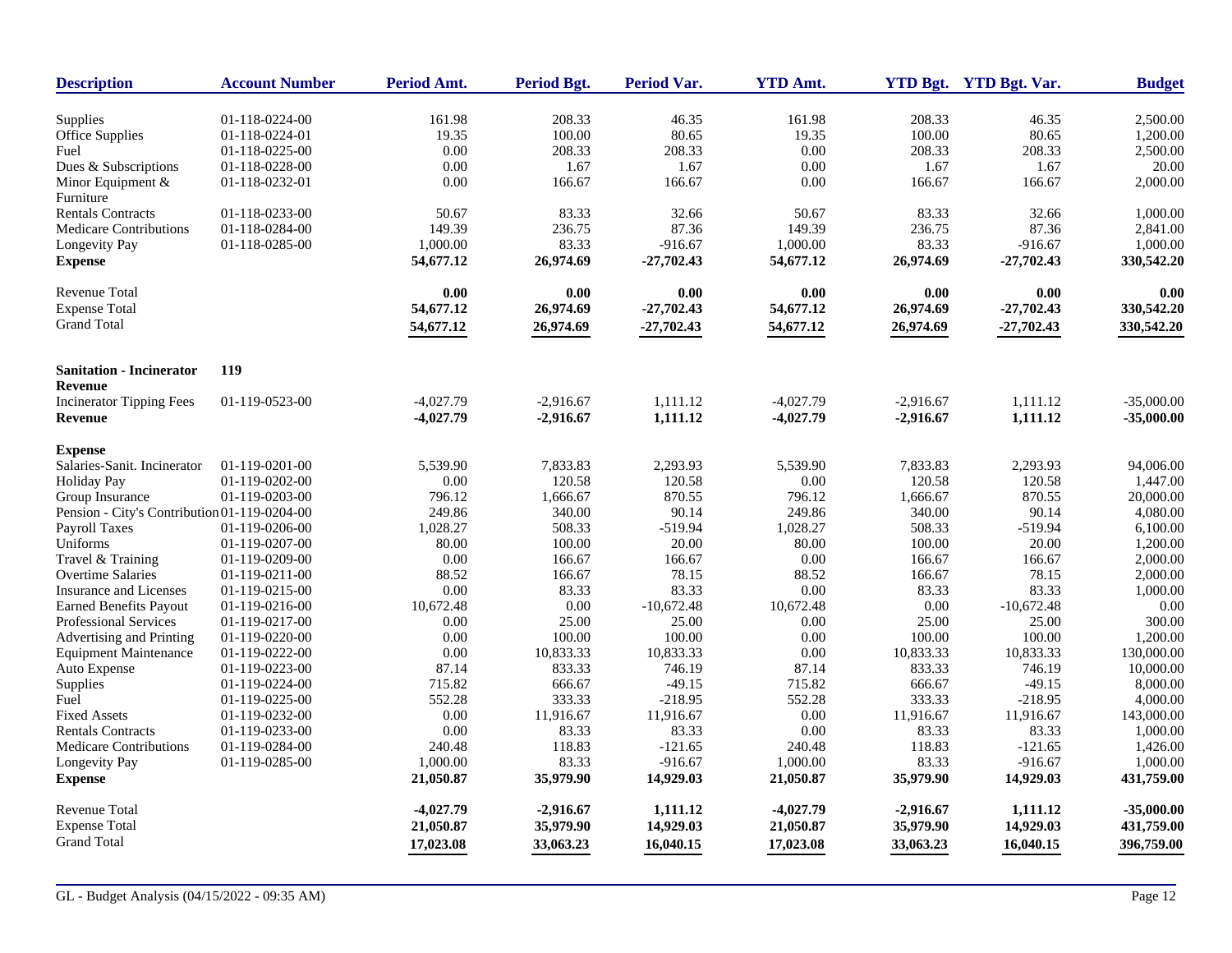| Description | Account Number | Period Amt. | Period Bgt. | Period Var. | YTD Amt. | YTD Bgt. | YTD Bgt. Var. | Budget |
|---|---|---|---|---|---|---|---|---|
| Supplies | 01-118-0224-00 | 161.98 | 208.33 | 46.35 | 161.98 | 208.33 | 46.35 | 2,500.00 |
| Office Supplies | 01-118-0224-01 | 19.35 | 100.00 | 80.65 | 19.35 | 100.00 | 80.65 | 1,200.00 |
| Fuel | 01-118-0225-00 | 0.00 | 208.33 | 208.33 | 0.00 | 208.33 | 208.33 | 2,500.00 |
| Dues & Subscriptions | 01-118-0228-00 | 0.00 | 1.67 | 1.67 | 0.00 | 1.67 | 1.67 | 20.00 |
| Minor Equipment & Furniture | 01-118-0232-01 | 0.00 | 166.67 | 166.67 | 0.00 | 166.67 | 166.67 | 2,000.00 |
| Rentals Contracts | 01-118-0233-00 | 50.67 | 83.33 | 32.66 | 50.67 | 83.33 | 32.66 | 1,000.00 |
| Medicare Contributions | 01-118-0284-00 | 149.39 | 236.75 | 87.36 | 149.39 | 236.75 | 87.36 | 2,841.00 |
| Longevity Pay | 01-118-0285-00 | 1,000.00 | 83.33 | -916.67 | 1,000.00 | 83.33 | -916.67 | 1,000.00 |
| **Expense** | | **54,677.12** | **26,974.69** | **-27,702.43** | **54,677.12** | **26,974.69** | **-27,702.43** | **330,542.20** |
| Revenue Total | | **0.00** | **0.00** | **0.00** | **0.00** | **0.00** | **0.00** | **0.00** |
| Expense Total | | **54,677.12** | **26,974.69** | **-27,702.43** | **54,677.12** | **26,974.69** | **-27,702.43** | **330,542.20** |
| Grand Total | | **54,677.12** | **26,974.69** | **-27,702.43** | **54,677.12** | **26,974.69** | **-27,702.43** | **330,542.20** |
| **Sanitation - Incinerator** | **119** | | | | | | | |
| **Revenue** | | | | | | | | |
| Incinerator Tipping Fees | 01-119-0523-00 | -4,027.79 | -2,916.67 | 1,111.12 | -4,027.79 | -2,916.67 | 1,111.12 | -35,000.00 |
| **Revenue** | | **-4,027.79** | **-2,916.67** | **1,111.12** | **-4,027.79** | **-2,916.67** | **1,111.12** | **-35,000.00** |
| **Expense** | | | | | | | | |
| Salaries-Sanit. Incinerator | 01-119-0201-00 | 5,539.90 | 7,833.83 | 2,293.93 | 5,539.90 | 7,833.83 | 2,293.93 | 94,006.00 |
| Holiday Pay | 01-119-0202-00 | 0.00 | 120.58 | 120.58 | 0.00 | 120.58 | 120.58 | 1,447.00 |
| Group Insurance | 01-119-0203-00 | 796.12 | 1,666.67 | 870.55 | 796.12 | 1,666.67 | 870.55 | 20,000.00 |
| Pension - City's Contribution | 01-119-0204-00 | 249.86 | 340.00 | 90.14 | 249.86 | 340.00 | 90.14 | 4,080.00 |
| Payroll Taxes | 01-119-0206-00 | 1,028.27 | 508.33 | -519.94 | 1,028.27 | 508.33 | -519.94 | 6,100.00 |
| Uniforms | 01-119-0207-00 | 80.00 | 100.00 | 20.00 | 80.00 | 100.00 | 20.00 | 1,200.00 |
| Travel & Training | 01-119-0209-00 | 0.00 | 166.67 | 166.67 | 0.00 | 166.67 | 166.67 | 2,000.00 |
| Overtime Salaries | 01-119-0211-00 | 88.52 | 166.67 | 78.15 | 88.52 | 166.67 | 78.15 | 2,000.00 |
| Insurance and Licenses | 01-119-0215-00 | 0.00 | 83.33 | 83.33 | 0.00 | 83.33 | 83.33 | 1,000.00 |
| Earned Benefits Payout | 01-119-0216-00 | 10,672.48 | 0.00 | -10,672.48 | 10,672.48 | 0.00 | -10,672.48 | 0.00 |
| Professional Services | 01-119-0217-00 | 0.00 | 25.00 | 25.00 | 0.00 | 25.00 | 25.00 | 300.00 |
| Advertising and Printing | 01-119-0220-00 | 0.00 | 100.00 | 100.00 | 0.00 | 100.00 | 100.00 | 1,200.00 |
| Equipment Maintenance | 01-119-0222-00 | 0.00 | 10,833.33 | 10,833.33 | 0.00 | 10,833.33 | 10,833.33 | 130,000.00 |
| Auto Expense | 01-119-0223-00 | 87.14 | 833.33 | 746.19 | 87.14 | 833.33 | 746.19 | 10,000.00 |
| Supplies | 01-119-0224-00 | 715.82 | 666.67 | -49.15 | 715.82 | 666.67 | -49.15 | 8,000.00 |
| Fuel | 01-119-0225-00 | 552.28 | 333.33 | -218.95 | 552.28 | 333.33 | -218.95 | 4,000.00 |
| Fixed Assets | 01-119-0232-00 | 0.00 | 11,916.67 | 11,916.67 | 0.00 | 11,916.67 | 11,916.67 | 143,000.00 |
| Rentals Contracts | 01-119-0233-00 | 0.00 | 83.33 | 83.33 | 0.00 | 83.33 | 83.33 | 1,000.00 |
| Medicare Contributions | 01-119-0284-00 | 240.48 | 118.83 | -121.65 | 240.48 | 118.83 | -121.65 | 1,426.00 |
| Longevity Pay | 01-119-0285-00 | 1,000.00 | 83.33 | -916.67 | 1,000.00 | 83.33 | -916.67 | 1,000.00 |
| **Expense** | | **21,050.87** | **35,979.90** | **14,929.03** | **21,050.87** | **35,979.90** | **14,929.03** | **431,759.00** |
| Revenue Total | | **-4,027.79** | **-2,916.67** | **1,111.12** | **-4,027.79** | **-2,916.67** | **1,111.12** | **-35,000.00** |
| Expense Total | | **21,050.87** | **35,979.90** | **14,929.03** | **21,050.87** | **35,979.90** | **14,929.03** | **431,759.00** |
| Grand Total | | **17,023.08** | **33,063.23** | **16,040.15** | **17,023.08** | **33,063.23** | **16,040.15** | **396,759.00** |

GL - Budget Analysis (04/15/2022 - 09:35 AM)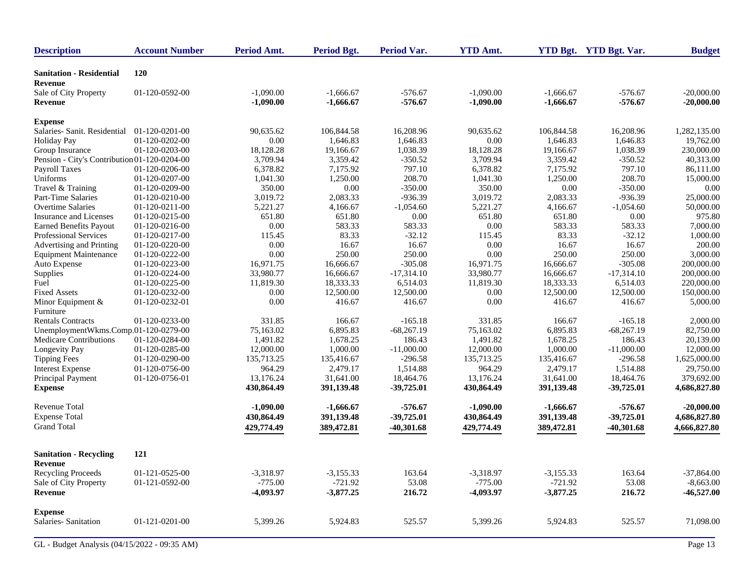| Description | Account Number | Period Amt. | Period Bgt. | Period Var. | YTD Amt. | YTD Bgt. | YTD Bgt. Var. | Budget |
|---|---|---|---|---|---|---|---|---|
| **Sanitation - Residential** | **120** | | | | | | | |
| **Revenue** | | | | | | | | |
| Sale of City Property | 01-120-0592-00 | -1,090.00 | -1,666.67 | -576.67 | -1,090.00 | -1,666.67 | -576.67 | -20,000.00 |
| **Revenue** | | **-1,090.00** | **-1,666.67** | **-576.67** | **-1,090.00** | **-1,666.67** | **-576.67** | **-20,000.00** |
| **Expense** | | | | | | | | |
| Salaries- Sanit. Residential | 01-120-0201-00 | 90,635.62 | 106,844.58 | 16,208.96 | 90,635.62 | 106,844.58 | 16,208.96 | 1,282,135.00 |
| Holiday Pay | 01-120-0202-00 | 0.00 | 1,646.83 | 1,646.83 | 0.00 | 1,646.83 | 1,646.83 | 19,762.00 |
| Group Insurance | 01-120-0203-00 | 18,128.28 | 19,166.67 | 1,038.39 | 18,128.28 | 19,166.67 | 1,038.39 | 230,000.00 |
| Pension - City's Contribution | 01-120-0204-00 | 3,709.94 | 3,359.42 | -350.52 | 3,709.94 | 3,359.42 | -350.52 | 40,313.00 |
| Payroll Taxes | 01-120-0206-00 | 6,378.82 | 7,175.92 | 797.10 | 6,378.82 | 7,175.92 | 797.10 | 86,111.00 |
| Uniforms | 01-120-0207-00 | 1,041.30 | 1,250.00 | 208.70 | 1,041.30 | 1,250.00 | 208.70 | 15,000.00 |
| Travel & Training | 01-120-0209-00 | 350.00 | 0.00 | -350.00 | 350.00 | 0.00 | -350.00 | 0.00 |
| Part-Time Salaries | 01-120-0210-00 | 3,019.72 | 2,083.33 | -936.39 | 3,019.72 | 2,083.33 | -936.39 | 25,000.00 |
| Overtime Salaries | 01-120-0211-00 | 5,221.27 | 4,166.67 | -1,054.60 | 5,221.27 | 4,166.67 | -1,054.60 | 50,000.00 |
| Insurance and Licenses | 01-120-0215-00 | 651.80 | 651.80 | 0.00 | 651.80 | 651.80 | 0.00 | 975.80 |
| Earned Benefits Payout | 01-120-0216-00 | 0.00 | 583.33 | 583.33 | 0.00 | 583.33 | 583.33 | 7,000.00 |
| Professional Services | 01-120-0217-00 | 115.45 | 83.33 | -32.12 | 115.45 | 83.33 | -32.12 | 1,000.00 |
| Advertising and Printing | 01-120-0220-00 | 0.00 | 16.67 | 16.67 | 0.00 | 16.67 | 16.67 | 200.00 |
| Equipment Maintenance | 01-120-0222-00 | 0.00 | 250.00 | 250.00 | 0.00 | 250.00 | 250.00 | 3,000.00 |
| Auto Expense | 01-120-0223-00 | 16,971.75 | 16,666.67 | -305.08 | 16,971.75 | 16,666.67 | -305.08 | 200,000.00 |
| Supplies | 01-120-0224-00 | 33,980.77 | 16,666.67 | -17,314.10 | 33,980.77 | 16,666.67 | -17,314.10 | 200,000.00 |
| Fuel | 01-120-0225-00 | 11,819.30 | 18,333.33 | 6,514.03 | 11,819.30 | 18,333.33 | 6,514.03 | 220,000.00 |
| Fixed Assets | 01-120-0232-00 | 0.00 | 12,500.00 | 12,500.00 | 0.00 | 12,500.00 | 12,500.00 | 150,000.00 |
| Minor Equipment & Furniture | 01-120-0232-01 | 0.00 | 416.67 | 416.67 | 0.00 | 416.67 | 416.67 | 5,000.00 |
| Rentals Contracts | 01-120-0233-00 | 331.85 | 166.67 | -165.18 | 331.85 | 166.67 | -165.18 | 2,000.00 |
| UnemploymentWkms.Comp. | 01-120-0279-00 | 75,163.02 | 6,895.83 | -68,267.19 | 75,163.02 | 6,895.83 | -68,267.19 | 82,750.00 |
| Medicare Contributions | 01-120-0284-00 | 1,491.82 | 1,678.25 | 186.43 | 1,491.82 | 1,678.25 | 186.43 | 20,139.00 |
| Longevity Pay | 01-120-0285-00 | 12,000.00 | 1,000.00 | -11,000.00 | 12,000.00 | 1,000.00 | -11,000.00 | 12,000.00 |
| Tipping Fees | 01-120-0290-00 | 135,713.25 | 135,416.67 | -296.58 | 135,713.25 | 135,416.67 | -296.58 | 1,625,000.00 |
| Interest Expense | 01-120-0756-00 | 964.29 | 2,479.17 | 1,514.88 | 964.29 | 2,479.17 | 1,514.88 | 29,750.00 |
| Principal Payment | 01-120-0756-01 | 13,176.24 | 31,641.00 | 18,464.76 | 13,176.24 | 31,641.00 | 18,464.76 | 379,692.00 |
| **Expense** | | **430,864.49** | **391,139.48** | **-39,725.01** | **430,864.49** | **391,139.48** | **-39,725.01** | **4,686,827.80** |
| Revenue Total | | **-1,090.00** | **-1,666.67** | **-576.67** | **-1,090.00** | **-1,666.67** | **-576.67** | **-20,000.00** |
| Expense Total | | **430,864.49** | **391,139.48** | **-39,725.01** | **430,864.49** | **391,139.48** | **-39,725.01** | **4,686,827.80** |
| Grand Total | | **429,774.49** | **389,472.81** | **-40,301.68** | **429,774.49** | **389,472.81** | **-40,301.68** | **4,666,827.80** |
| **Sanitation - Recycling** | **121** | | | | | | | |
| **Revenue** | | | | | | | | |
| Recycling Proceeds | 01-121-0525-00 | -3,318.97 | -3,155.33 | 163.64 | -3,318.97 | -3,155.33 | 163.64 | -37,864.00 |
| Sale of City Property | 01-121-0592-00 | -775.00 | -721.92 | 53.08 | -775.00 | -721.92 | 53.08 | -8,663.00 |
| **Revenue** | | **-4,093.97** | **-3,877.25** | **216.72** | **-4,093.97** | **-3,877.25** | **216.72** | **-46,527.00** |
| **Expense** | | | | | | | | |
| Salaries- Sanitation | 01-121-0201-00 | 5,399.26 | 5,924.83 | 525.57 | 5,399.26 | 5,924.83 | 525.57 | 71,098.00 |

GL - Budget Analysis (04/15/2022 - 09:35 AM)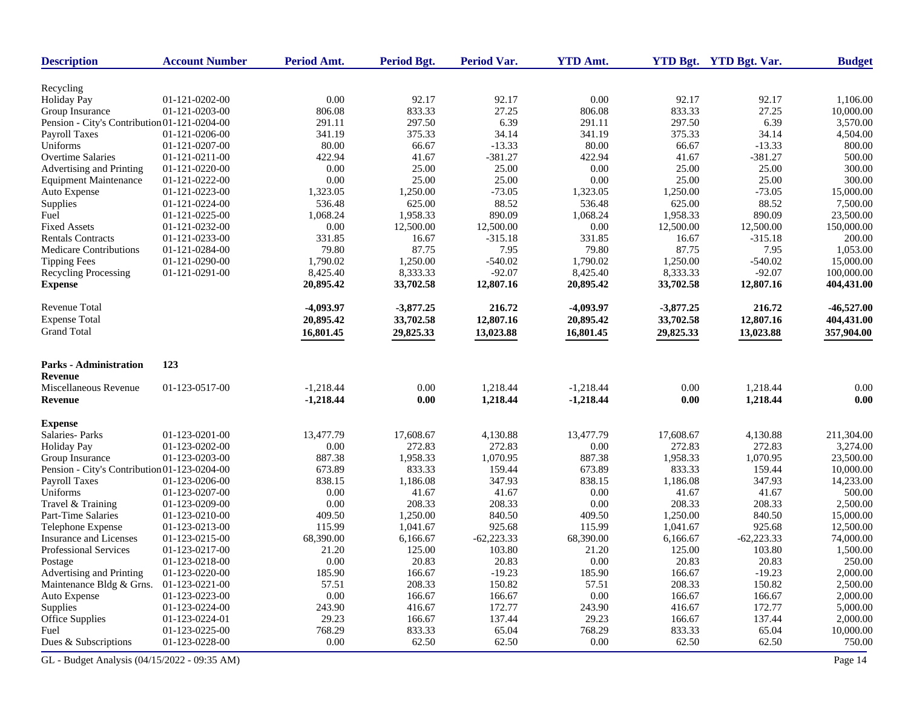| Description | Account Number | Period Amt. | Period Bgt. | Period Var. | YTD Amt. | YTD Bgt. | YTD Bgt. Var. | Budget |
|---|---|---|---|---|---|---|---|---|
| Recycling | | | | | | | | |
| Holiday Pay | 01-121-0202-00 | 0.00 | 92.17 | 92.17 | 0.00 | 92.17 | 92.17 | 1,106.00 |
| Group Insurance | 01-121-0203-00 | 806.08 | 833.33 | 27.25 | 806.08 | 833.33 | 27.25 | 10,000.00 |
| Pension - City's Contribution | 01-121-0204-00 | 291.11 | 297.50 | 6.39 | 291.11 | 297.50 | 6.39 | 3,570.00 |
| Payroll Taxes | 01-121-0206-00 | 341.19 | 375.33 | 34.14 | 341.19 | 375.33 | 34.14 | 4,504.00 |
| Uniforms | 01-121-0207-00 | 80.00 | 66.67 | -13.33 | 80.00 | 66.67 | -13.33 | 800.00 |
| Overtime Salaries | 01-121-0211-00 | 422.94 | 41.67 | -381.27 | 422.94 | 41.67 | -381.27 | 500.00 |
| Advertising and Printing | 01-121-0220-00 | 0.00 | 25.00 | 25.00 | 0.00 | 25.00 | 25.00 | 300.00 |
| Equipment Maintenance | 01-121-0222-00 | 0.00 | 25.00 | 25.00 | 0.00 | 25.00 | 25.00 | 300.00 |
| Auto Expense | 01-121-0223-00 | 1,323.05 | 1,250.00 | -73.05 | 1,323.05 | 1,250.00 | -73.05 | 15,000.00 |
| Supplies | 01-121-0224-00 | 536.48 | 625.00 | 88.52 | 536.48 | 625.00 | 88.52 | 7,500.00 |
| Fuel | 01-121-0225-00 | 1,068.24 | 1,958.33 | 890.09 | 1,068.24 | 1,958.33 | 890.09 | 23,500.00 |
| Fixed Assets | 01-121-0232-00 | 0.00 | 12,500.00 | 12,500.00 | 0.00 | 12,500.00 | 12,500.00 | 150,000.00 |
| Rentals Contracts | 01-121-0233-00 | 331.85 | 16.67 | -315.18 | 331.85 | 16.67 | -315.18 | 200.00 |
| Medicare Contributions | 01-121-0284-00 | 79.80 | 87.75 | 7.95 | 79.80 | 87.75 | 7.95 | 1,053.00 |
| Tipping Fees | 01-121-0290-00 | 1,790.02 | 1,250.00 | -540.02 | 1,790.02 | 1,250.00 | -540.02 | 15,000.00 |
| Recycling Processing | 01-121-0291-00 | 8,425.40 | 8,333.33 | -92.07 | 8,425.40 | 8,333.33 | -92.07 | 100,000.00 |
| **Expense** | | **20,895.42** | **33,702.58** | **12,807.16** | **20,895.42** | **33,702.58** | **12,807.16** | **404,431.00** |
| Revenue Total | | **-4,093.97** | **-3,877.25** | **216.72** | **-4,093.97** | **-3,877.25** | **216.72** | **-46,527.00** |
| Expense Total | | **20,895.42** | **33,702.58** | **12,807.16** | **20,895.42** | **33,702.58** | **12,807.16** | **404,431.00** |
| Grand Total | | **16,801.45** | **29,825.33** | **13,023.88** | **16,801.45** | **29,825.33** | **13,023.88** | **357,904.00** |
| **Parks - Administration** | **123** | | | | | | | |
| **Revenue** | | | | | | | | |
| Miscellaneous Revenue | 01-123-0517-00 | -1,218.44 | 0.00 | 1,218.44 | -1,218.44 | 0.00 | 1,218.44 | 0.00 |
| **Revenue** | | **-1,218.44** | **0.00** | **1,218.44** | **-1,218.44** | **0.00** | **1,218.44** | **0.00** |
| **Expense** | | | | | | | | |
| Salaries- Parks | 01-123-0201-00 | 13,477.79 | 17,608.67 | 4,130.88 | 13,477.79 | 17,608.67 | 4,130.88 | 211,304.00 |
| Holiday Pay | 01-123-0202-00 | 0.00 | 272.83 | 272.83 | 0.00 | 272.83 | 272.83 | 3,274.00 |
| Group Insurance | 01-123-0203-00 | 887.38 | 1,958.33 | 1,070.95 | 887.38 | 1,958.33 | 1,070.95 | 23,500.00 |
| Pension - City's Contribution | 01-123-0204-00 | 673.89 | 833.33 | 159.44 | 673.89 | 833.33 | 159.44 | 10,000.00 |
| Payroll Taxes | 01-123-0206-00 | 838.15 | 1,186.08 | 347.93 | 838.15 | 1,186.08 | 347.93 | 14,233.00 |
| Uniforms | 01-123-0207-00 | 0.00 | 41.67 | 41.67 | 0.00 | 41.67 | 41.67 | 500.00 |
| Travel & Training | 01-123-0209-00 | 0.00 | 208.33 | 208.33 | 0.00 | 208.33 | 208.33 | 2,500.00 |
| Part-Time Salaries | 01-123-0210-00 | 409.50 | 1,250.00 | 840.50 | 409.50 | 1,250.00 | 840.50 | 15,000.00 |
| Telephone Expense | 01-123-0213-00 | 115.99 | 1,041.67 | 925.68 | 115.99 | 1,041.67 | 925.68 | 12,500.00 |
| Insurance and Licenses | 01-123-0215-00 | 68,390.00 | 6,166.67 | -62,223.33 | 68,390.00 | 6,166.67 | -62,223.33 | 74,000.00 |
| Professional Services | 01-123-0217-00 | 21.20 | 125.00 | 103.80 | 21.20 | 125.00 | 103.80 | 1,500.00 |
| Postage | 01-123-0218-00 | 0.00 | 20.83 | 20.83 | 0.00 | 20.83 | 20.83 | 250.00 |
| Advertising and Printing | 01-123-0220-00 | 185.90 | 166.67 | -19.23 | 185.90 | 166.67 | -19.23 | 2,000.00 |
| Maintenance Bldg & Grns. | 01-123-0221-00 | 57.51 | 208.33 | 150.82 | 57.51 | 208.33 | 150.82 | 2,500.00 |
| Auto Expense | 01-123-0223-00 | 0.00 | 166.67 | 166.67 | 0.00 | 166.67 | 166.67 | 2,000.00 |
| Supplies | 01-123-0224-00 | 243.90 | 416.67 | 172.77 | 243.90 | 416.67 | 172.77 | 5,000.00 |
| Office Supplies | 01-123-0224-01 | 29.23 | 166.67 | 137.44 | 29.23 | 166.67 | 137.44 | 2,000.00 |
| Fuel | 01-123-0225-00 | 768.29 | 833.33 | 65.04 | 768.29 | 833.33 | 65.04 | 10,000.00 |
| Dues & Subscriptions | 01-123-0228-00 | 0.00 | 62.50 | 62.50 | 0.00 | 62.50 | 62.50 | 750.00 |

GL - Budget Analysis (04/15/2022 - 09:35 AM)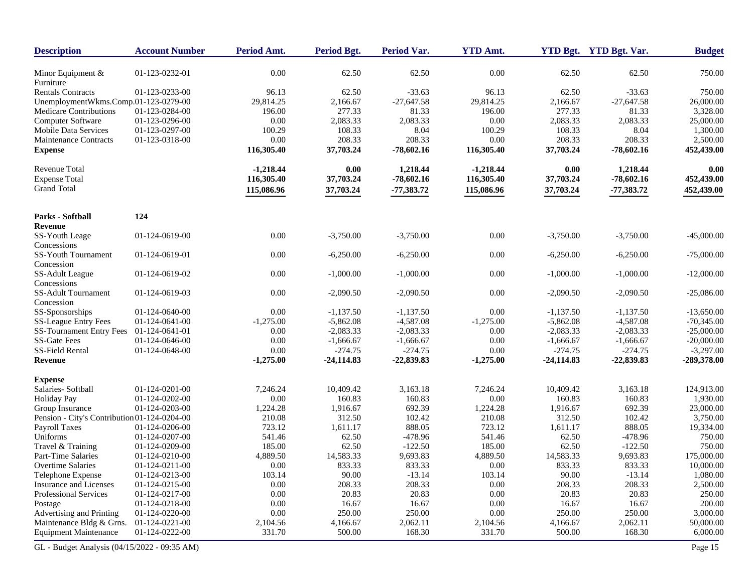| Description | Account Number | Period Amt. | Period Bgt. | Period Var. | YTD Amt. | YTD Bgt. | YTD Bgt. Var. | Budget |
|---|---|---|---|---|---|---|---|---|
| Minor Equipment & Furniture | 01-123-0232-01 | 0.00 | 62.50 | 62.50 | 0.00 | 62.50 | 62.50 | 750.00 |
| Rentals Contracts | 01-123-0233-00 | 96.13 | 62.50 | -33.63 | 96.13 | 62.50 | -33.63 | 750.00 |
| UnemploymentWkms.Comp. | 01-123-0279-00 | 29,814.25 | 2,166.67 | -27,647.58 | 29,814.25 | 2,166.67 | -27,647.58 | 26,000.00 |
| Medicare Contributions | 01-123-0284-00 | 196.00 | 277.33 | 81.33 | 196.00 | 277.33 | 81.33 | 3,328.00 |
| Computer Software | 01-123-0296-00 | 0.00 | 2,083.33 | 2,083.33 | 0.00 | 2,083.33 | 2,083.33 | 25,000.00 |
| Mobile Data Services | 01-123-0297-00 | 100.29 | 108.33 | 8.04 | 100.29 | 108.33 | 8.04 | 1,300.00 |
| Maintenance Contracts | 01-123-0318-00 | 0.00 | 208.33 | 208.33 | 0.00 | 208.33 | 208.33 | 2,500.00 |
| **Expense** | | **116,305.40** | **37,703.24** | **-78,602.16** | **116,305.40** | **37,703.24** | **-78,602.16** | **452,439.00** |
| Revenue Total | | **-1,218.44** | **0.00** | **1,218.44** | **-1,218.44** | **0.00** | **1,218.44** | **0.00** |
| Expense Total | | **116,305.40** | **37,703.24** | **-78,602.16** | **116,305.40** | **37,703.24** | **-78,602.16** | **452,439.00** |
| Grand Total | | **115,086.96** | **37,703.24** | **-77,383.72** | **115,086.96** | **37,703.24** | **-77,383.72** | **452,439.00** |
| **Parks - Softball** | **124** | | | | | | | |
| **Revenue** | | | | | | | | |
| SS-Youth Leage Concessions | 01-124-0619-00 | 0.00 | -3,750.00 | -3,750.00 | 0.00 | -3,750.00 | -3,750.00 | -45,000.00 |
| SS-Youth Tournament Concession | 01-124-0619-01 | 0.00 | -6,250.00 | -6,250.00 | 0.00 | -6,250.00 | -6,250.00 | -75,000.00 |
| SS-Adult League Concessions | 01-124-0619-02 | 0.00 | -1,000.00 | -1,000.00 | 0.00 | -1,000.00 | -1,000.00 | -12,000.00 |
| SS-Adult Tournament Concession | 01-124-0619-03 | 0.00 | -2,090.50 | -2,090.50 | 0.00 | -2,090.50 | -2,090.50 | -25,086.00 |
| SS-Sponsorships | 01-124-0640-00 | 0.00 | -1,137.50 | -1,137.50 | 0.00 | -1,137.50 | -1,137.50 | -13,650.00 |
| SS-League Entry Fees | 01-124-0641-00 | -1,275.00 | -5,862.08 | -4,587.08 | -1,275.00 | -5,862.08 | -4,587.08 | -70,345.00 |
| SS-Tournament Entry Fees | 01-124-0641-01 | 0.00 | -2,083.33 | -2,083.33 | 0.00 | -2,083.33 | -2,083.33 | -25,000.00 |
| SS-Gate Fees | 01-124-0646-00 | 0.00 | -1,666.67 | -1,666.67 | 0.00 | -1,666.67 | -1,666.67 | -20,000.00 |
| SS-Field Rental | 01-124-0648-00 | 0.00 | -274.75 | -274.75 | 0.00 | -274.75 | -274.75 | -3,297.00 |
| **Revenue** | | **-1,275.00** | **-24,114.83** | **-22,839.83** | **-1,275.00** | **-24,114.83** | **-22,839.83** | **-289,378.00** |
| **Expense** | | | | | | | | |
| Salaries- Softball | 01-124-0201-00 | 7,246.24 | 10,409.42 | 3,163.18 | 7,246.24 | 10,409.42 | 3,163.18 | 124,913.00 |
| Holiday Pay | 01-124-0202-00 | 0.00 | 160.83 | 160.83 | 0.00 | 160.83 | 160.83 | 1,930.00 |
| Group Insurance | 01-124-0203-00 | 1,224.28 | 1,916.67 | 692.39 | 1,224.28 | 1,916.67 | 692.39 | 23,000.00 |
| Pension - City's Contribution | 01-124-0204-00 | 210.08 | 312.50 | 102.42 | 210.08 | 312.50 | 102.42 | 3,750.00 |
| Payroll Taxes | 01-124-0206-00 | 723.12 | 1,611.17 | 888.05 | 723.12 | 1,611.17 | 888.05 | 19,334.00 |
| Uniforms | 01-124-0207-00 | 541.46 | 62.50 | -478.96 | 541.46 | 62.50 | -478.96 | 750.00 |
| Travel & Training | 01-124-0209-00 | 185.00 | 62.50 | -122.50 | 185.00 | 62.50 | -122.50 | 750.00 |
| Part-Time Salaries | 01-124-0210-00 | 4,889.50 | 14,583.33 | 9,693.83 | 4,889.50 | 14,583.33 | 9,693.83 | 175,000.00 |
| Overtime Salaries | 01-124-0211-00 | 0.00 | 833.33 | 833.33 | 0.00 | 833.33 | 833.33 | 10,000.00 |
| Telephone Expense | 01-124-0213-00 | 103.14 | 90.00 | -13.14 | 103.14 | 90.00 | -13.14 | 1,080.00 |
| Insurance and Licenses | 01-124-0215-00 | 0.00 | 208.33 | 208.33 | 0.00 | 208.33 | 208.33 | 2,500.00 |
| Professional Services | 01-124-0217-00 | 0.00 | 20.83 | 20.83 | 0.00 | 20.83 | 20.83 | 250.00 |
| Postage | 01-124-0218-00 | 0.00 | 16.67 | 16.67 | 0.00 | 16.67 | 16.67 | 200.00 |
| Advertising and Printing | 01-124-0220-00 | 0.00 | 250.00 | 250.00 | 0.00 | 250.00 | 250.00 | 3,000.00 |
| Maintenance Bldg & Grns. | 01-124-0221-00 | 2,104.56 | 4,166.67 | 2,062.11 | 2,104.56 | 4,166.67 | 2,062.11 | 50,000.00 |
| Equipment Maintenance | 01-124-0222-00 | 331.70 | 500.00 | 168.30 | 331.70 | 500.00 | 168.30 | 6,000.00 |

GL - Budget Analysis (04/15/2022 - 09:35 AM)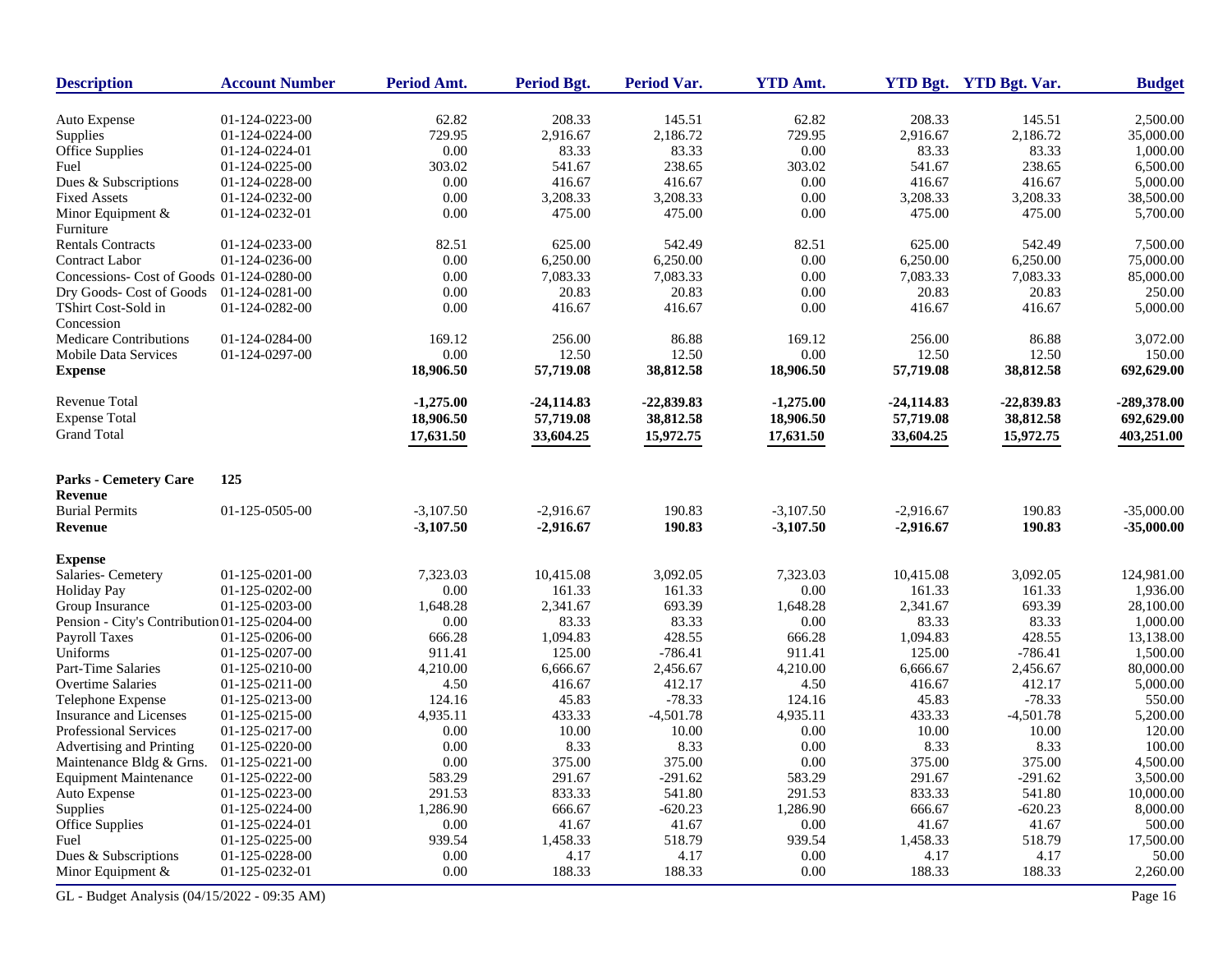| Description | Account Number | Period Amt. | Period Bgt. | Period Var. | YTD Amt. | YTD Bgt. | YTD Bgt. Var. | Budget |
|---|---|---|---|---|---|---|---|---|
| Auto Expense | 01-124-0223-00 | 62.82 | 208.33 | 145.51 | 62.82 | 208.33 | 145.51 | 2,500.00 |
| Supplies | 01-124-0224-00 | 729.95 | 2,916.67 | 2,186.72 | 729.95 | 2,916.67 | 2,186.72 | 35,000.00 |
| Office Supplies | 01-124-0224-01 | 0.00 | 83.33 | 83.33 | 0.00 | 83.33 | 83.33 | 1,000.00 |
| Fuel | 01-124-0225-00 | 303.02 | 541.67 | 238.65 | 303.02 | 541.67 | 238.65 | 6,500.00 |
| Dues & Subscriptions | 01-124-0228-00 | 0.00 | 416.67 | 416.67 | 0.00 | 416.67 | 416.67 | 5,000.00 |
| Fixed Assets | 01-124-0232-00 | 0.00 | 3,208.33 | 3,208.33 | 0.00 | 3,208.33 | 3,208.33 | 38,500.00 |
| Minor Equipment & Furniture | 01-124-0232-01 | 0.00 | 475.00 | 475.00 | 0.00 | 475.00 | 475.00 | 5,700.00 |
| Rentals Contracts | 01-124-0233-00 | 82.51 | 625.00 | 542.49 | 82.51 | 625.00 | 542.49 | 7,500.00 |
| Contract Labor | 01-124-0236-00 | 0.00 | 6,250.00 | 6,250.00 | 0.00 | 6,250.00 | 6,250.00 | 75,000.00 |
| Concessions- Cost of Goods | 01-124-0280-00 | 0.00 | 7,083.33 | 7,083.33 | 0.00 | 7,083.33 | 7,083.33 | 85,000.00 |
| Dry Goods- Cost of Goods | 01-124-0281-00 | 0.00 | 20.83 | 20.83 | 0.00 | 20.83 | 20.83 | 250.00 |
| TShirt Cost-Sold in Concession | 01-124-0282-00 | 0.00 | 416.67 | 416.67 | 0.00 | 416.67 | 416.67 | 5,000.00 |
| Medicare Contributions | 01-124-0284-00 | 169.12 | 256.00 | 86.88 | 169.12 | 256.00 | 86.88 | 3,072.00 |
| Mobile Data Services | 01-124-0297-00 | 0.00 | 12.50 | 12.50 | 0.00 | 12.50 | 12.50 | 150.00 |
| **Expense** | | **18,906.50** | **57,719.08** | **38,812.58** | **18,906.50** | **57,719.08** | **38,812.58** | **692,629.00** |
| Revenue Total | | **-1,275.00** | **-24,114.83** | **-22,839.83** | **-1,275.00** | **-24,114.83** | **-22,839.83** | **-289,378.00** |
| Expense Total | | **18,906.50** | **57,719.08** | **38,812.58** | **18,906.50** | **57,719.08** | **38,812.58** | **692,629.00** |
| Grand Total | | **17,631.50** | **33,604.25** | **15,972.75** | **17,631.50** | **33,604.25** | **15,972.75** | **403,251.00** |
| **Parks - Cemetery Care** | **125** | | | | | | | |
| **Revenue** | | | | | | | | |
| Burial Permits | 01-125-0505-00 | -3,107.50 | -2,916.67 | 190.83 | -3,107.50 | -2,916.67 | 190.83 | -35,000.00 |
| **Revenue** | | **-3,107.50** | **-2,916.67** | **190.83** | **-3,107.50** | **-2,916.67** | **190.83** | **-35,000.00** |
| **Expense** | | | | | | | | |
| Salaries- Cemetery | 01-125-0201-00 | 7,323.03 | 10,415.08 | 3,092.05 | 7,323.03 | 10,415.08 | 3,092.05 | 124,981.00 |
| Holiday Pay | 01-125-0202-00 | 0.00 | 161.33 | 161.33 | 0.00 | 161.33 | 161.33 | 1,936.00 |
| Group Insurance | 01-125-0203-00 | 1,648.28 | 2,341.67 | 693.39 | 1,648.28 | 2,341.67 | 693.39 | 28,100.00 |
| Pension - City's Contribution | 01-125-0204-00 | 0.00 | 83.33 | 83.33 | 0.00 | 83.33 | 83.33 | 1,000.00 |
| Payroll Taxes | 01-125-0206-00 | 666.28 | 1,094.83 | 428.55 | 666.28 | 1,094.83 | 428.55 | 13,138.00 |
| Uniforms | 01-125-0207-00 | 911.41 | 125.00 | -786.41 | 911.41 | 125.00 | -786.41 | 1,500.00 |
| Part-Time Salaries | 01-125-0210-00 | 4,210.00 | 6,666.67 | 2,456.67 | 4,210.00 | 6,666.67 | 2,456.67 | 80,000.00 |
| Overtime Salaries | 01-125-0211-00 | 4.50 | 416.67 | 412.17 | 4.50 | 416.67 | 412.17 | 5,000.00 |
| Telephone Expense | 01-125-0213-00 | 124.16 | 45.83 | -78.33 | 124.16 | 45.83 | -78.33 | 550.00 |
| Insurance and Licenses | 01-125-0215-00 | 4,935.11 | 433.33 | -4,501.78 | 4,935.11 | 433.33 | -4,501.78 | 5,200.00 |
| Professional Services | 01-125-0217-00 | 0.00 | 10.00 | 10.00 | 0.00 | 10.00 | 10.00 | 120.00 |
| Advertising and Printing | 01-125-0220-00 | 0.00 | 8.33 | 8.33 | 0.00 | 8.33 | 8.33 | 100.00 |
| Maintenance Bldg & Grns. | 01-125-0221-00 | 0.00 | 375.00 | 375.00 | 0.00 | 375.00 | 375.00 | 4,500.00 |
| Equipment Maintenance | 01-125-0222-00 | 583.29 | 291.67 | -291.62 | 583.29 | 291.67 | -291.62 | 3,500.00 |
| Auto Expense | 01-125-0223-00 | 291.53 | 833.33 | 541.80 | 291.53 | 833.33 | 541.80 | 10,000.00 |
| Supplies | 01-125-0224-00 | 1,286.90 | 666.67 | -620.23 | 1,286.90 | 666.67 | -620.23 | 8,000.00 |
| Office Supplies | 01-125-0224-01 | 0.00 | 41.67 | 41.67 | 0.00 | 41.67 | 41.67 | 500.00 |
| Fuel | 01-125-0225-00 | 939.54 | 1,458.33 | 518.79 | 939.54 | 1,458.33 | 518.79 | 17,500.00 |
| Dues & Subscriptions | 01-125-0228-00 | 0.00 | 4.17 | 4.17 | 0.00 | 4.17 | 4.17 | 50.00 |
| Minor Equipment & | 01-125-0232-01 | 0.00 | 188.33 | 188.33 | 0.00 | 188.33 | 188.33 | 2,260.00 |

GL - Budget Analysis (04/15/2022 - 09:35 AM)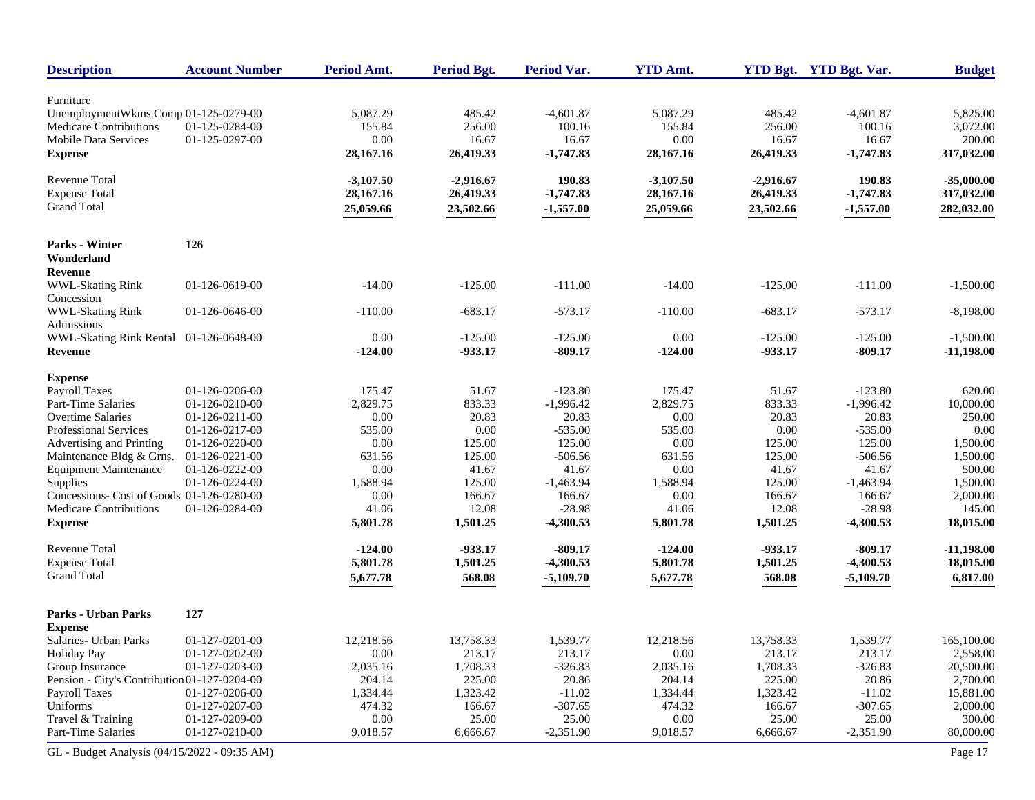| Description | Account Number | Period Amt. | Period Bgt. | Period Var. | YTD Amt. | YTD Bgt. | YTD Bgt. Var. | Budget |
|---|---|---|---|---|---|---|---|---|
| Furniture | | | | | | | | |
| UnemploymentWkms.Comp. | 01-125-0279-00 | 5,087.29 | 485.42 | -4,601.87 | 5,087.29 | 485.42 | -4,601.87 | 5,825.00 |
| Medicare Contributions | 01-125-0284-00 | 155.84 | 256.00 | 100.16 | 155.84 | 256.00 | 100.16 | 3,072.00 |
| Mobile Data Services | 01-125-0297-00 | 0.00 | 16.67 | 16.67 | 0.00 | 16.67 | 16.67 | 200.00 |
| **Expense** | | **28,167.16** | **26,419.33** | **-1,747.83** | **28,167.16** | **26,419.33** | **-1,747.83** | **317,032.00** |
| Revenue Total | | **-3,107.50** | **-2,916.67** | **190.83** | **-3,107.50** | **-2,916.67** | **190.83** | **-35,000.00** |
| Expense Total | | **28,167.16** | **26,419.33** | **-1,747.83** | **28,167.16** | **26,419.33** | **-1,747.83** | **317,032.00** |
| Grand Total | | **25,059.66** | **23,502.66** | **-1,557.00** | **25,059.66** | **23,502.66** | **-1,557.00** | **282,032.00** |
| **Parks - Winter Wonderland** | **126** | | | | | | | |
| **Revenue** | | | | | | | | |
| WWL-Skating Rink Concession | 01-126-0619-00 | -14.00 | -125.00 | -111.00 | -14.00 | -125.00 | -111.00 | -1,500.00 |
| WWL-Skating Rink Admissions | 01-126-0646-00 | -110.00 | -683.17 | -573.17 | -110.00 | -683.17 | -573.17 | -8,198.00 |
| WWL-Skating Rink Rental | 01-126-0648-00 | 0.00 | -125.00 | -125.00 | 0.00 | -125.00 | -125.00 | -1,500.00 |
| **Revenue** | | **-124.00** | **-933.17** | **-809.17** | **-124.00** | **-933.17** | **-809.17** | **-11,198.00** |
| **Expense** | | | | | | | | |
| Payroll Taxes | 01-126-0206-00 | 175.47 | 51.67 | -123.80 | 175.47 | 51.67 | -123.80 | 620.00 |
| Part-Time Salaries | 01-126-0210-00 | 2,829.75 | 833.33 | -1,996.42 | 2,829.75 | 833.33 | -1,996.42 | 10,000.00 |
| Overtime Salaries | 01-126-0211-00 | 0.00 | 20.83 | 20.83 | 0.00 | 20.83 | 20.83 | 250.00 |
| Professional Services | 01-126-0217-00 | 535.00 | 0.00 | -535.00 | 535.00 | 0.00 | -535.00 | 0.00 |
| Advertising and Printing | 01-126-0220-00 | 0.00 | 125.00 | 125.00 | 0.00 | 125.00 | 125.00 | 1,500.00 |
| Maintenance Bldg & Grns. | 01-126-0221-00 | 631.56 | 125.00 | -506.56 | 631.56 | 125.00 | -506.56 | 1,500.00 |
| Equipment Maintenance | 01-126-0222-00 | 0.00 | 41.67 | 41.67 | 0.00 | 41.67 | 41.67 | 500.00 |
| Supplies | 01-126-0224-00 | 1,588.94 | 125.00 | -1,463.94 | 1,588.94 | 125.00 | -1,463.94 | 1,500.00 |
| Concessions- Cost of Goods | 01-126-0280-00 | 0.00 | 166.67 | 166.67 | 0.00 | 166.67 | 166.67 | 2,000.00 |
| Medicare Contributions | 01-126-0284-00 | 41.06 | 12.08 | -28.98 | 41.06 | 12.08 | -28.98 | 145.00 |
| **Expense** | | **5,801.78** | **1,501.25** | **-4,300.53** | **5,801.78** | **1,501.25** | **-4,300.53** | **18,015.00** |
| Revenue Total | | **-124.00** | **-933.17** | **-809.17** | **-124.00** | **-933.17** | **-809.17** | **-11,198.00** |
| Expense Total | | **5,801.78** | **1,501.25** | **-4,300.53** | **5,801.78** | **1,501.25** | **-4,300.53** | **18,015.00** |
| Grand Total | | **5,677.78** | **568.08** | **-5,109.70** | **5,677.78** | **568.08** | **-5,109.70** | **6,817.00** |
| **Parks - Urban Parks** | **127** | | | | | | | |
| **Expense** | | | | | | | | |
| Salaries- Urban Parks | 01-127-0201-00 | 12,218.56 | 13,758.33 | 1,539.77 | 12,218.56 | 13,758.33 | 1,539.77 | 165,100.00 |
| Holiday Pay | 01-127-0202-00 | 0.00 | 213.17 | 213.17 | 0.00 | 213.17 | 213.17 | 2,558.00 |
| Group Insurance | 01-127-0203-00 | 2,035.16 | 1,708.33 | -326.83 | 2,035.16 | 1,708.33 | -326.83 | 20,500.00 |
| Pension - City's Contribution | 01-127-0204-00 | 204.14 | 225.00 | 20.86 | 204.14 | 225.00 | 20.86 | 2,700.00 |
| Payroll Taxes | 01-127-0206-00 | 1,334.44 | 1,323.42 | -11.02 | 1,334.44 | 1,323.42 | -11.02 | 15,881.00 |
| Uniforms | 01-127-0207-00 | 474.32 | 166.67 | -307.65 | 474.32 | 166.67 | -307.65 | 2,000.00 |
| Travel & Training | 01-127-0209-00 | 0.00 | 25.00 | 25.00 | 0.00 | 25.00 | 25.00 | 300.00 |
| Part-Time Salaries | 01-127-0210-00 | 9,018.57 | 6,666.67 | -2,351.90 | 9,018.57 | 6,666.67 | -2,351.90 | 80,000.00 |

GL - Budget Analysis (04/15/2022 - 09:35 AM)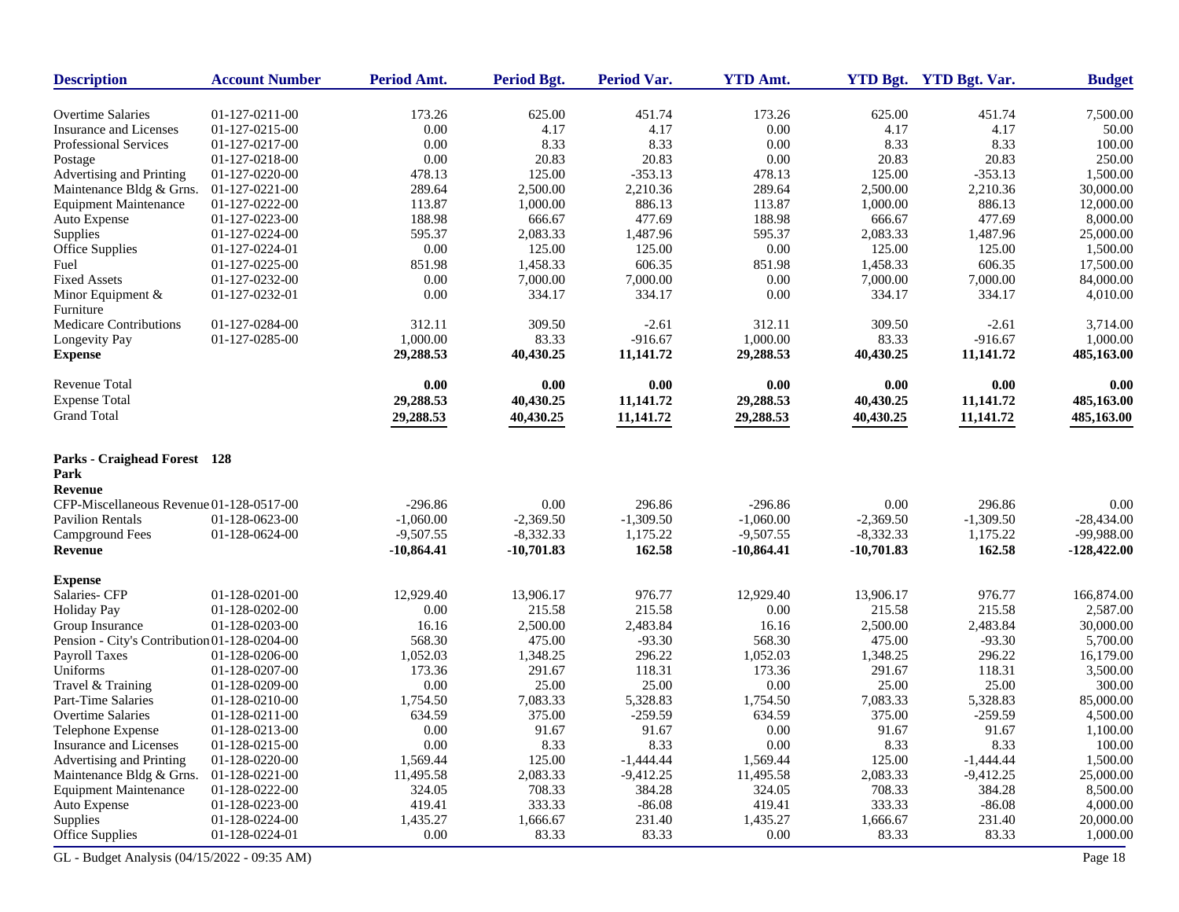| Description | Account Number | Period Amt. | Period Bgt. | Period Var. | YTD Amt. | YTD Bgt. | YTD Bgt. Var. | Budget |
|---|---|---|---|---|---|---|---|---|
| Overtime Salaries | 01-127-0211-00 | 173.26 | 625.00 | 451.74 | 173.26 | 625.00 | 451.74 | 7,500.00 |
| Insurance and Licenses | 01-127-0215-00 | 0.00 | 4.17 | 4.17 | 0.00 | 4.17 | 4.17 | 50.00 |
| Professional Services | 01-127-0217-00 | 0.00 | 8.33 | 8.33 | 0.00 | 8.33 | 8.33 | 100.00 |
| Postage | 01-127-0218-00 | 0.00 | 20.83 | 20.83 | 0.00 | 20.83 | 20.83 | 250.00 |
| Advertising and Printing | 01-127-0220-00 | 478.13 | 125.00 | -353.13 | 478.13 | 125.00 | -353.13 | 1,500.00 |
| Maintenance Bldg & Grns. | 01-127-0221-00 | 289.64 | 2,500.00 | 2,210.36 | 289.64 | 2,500.00 | 2,210.36 | 30,000.00 |
| Equipment Maintenance | 01-127-0222-00 | 113.87 | 1,000.00 | 886.13 | 113.87 | 1,000.00 | 886.13 | 12,000.00 |
| Auto Expense | 01-127-0223-00 | 188.98 | 666.67 | 477.69 | 188.98 | 666.67 | 477.69 | 8,000.00 |
| Supplies | 01-127-0224-00 | 595.37 | 2,083.33 | 1,487.96 | 595.37 | 2,083.33 | 1,487.96 | 25,000.00 |
| Office Supplies | 01-127-0224-01 | 0.00 | 125.00 | 125.00 | 0.00 | 125.00 | 125.00 | 1,500.00 |
| Fuel | 01-127-0225-00 | 851.98 | 1,458.33 | 606.35 | 851.98 | 1,458.33 | 606.35 | 17,500.00 |
| Fixed Assets | 01-127-0232-00 | 0.00 | 7,000.00 | 7,000.00 | 0.00 | 7,000.00 | 7,000.00 | 84,000.00 |
| Minor Equipment & Furniture | 01-127-0232-01 | 0.00 | 334.17 | 334.17 | 0.00 | 334.17 | 334.17 | 4,010.00 |
| Medicare Contributions | 01-127-0284-00 | 312.11 | 309.50 | -2.61 | 312.11 | 309.50 | -2.61 | 3,714.00 |
| Longevity Pay | 01-127-0285-00 | 1,000.00 | 83.33 | -916.67 | 1,000.00 | 83.33 | -916.67 | 1,000.00 |
| **Expense** | | **29,288.53** | **40,430.25** | **11,141.72** | **29,288.53** | **40,430.25** | **11,141.72** | **485,163.00** |
| Revenue Total | | **0.00** | **0.00** | **0.00** | **0.00** | **0.00** | **0.00** | **0.00** |
| Expense Total | | **29,288.53** | **40,430.25** | **11,141.72** | **29,288.53** | **40,430.25** | **11,141.72** | **485,163.00** |
| Grand Total | | **29,288.53** | **40,430.25** | **11,141.72** | **29,288.53** | **40,430.25** | **11,141.72** | **485,163.00** |

**Parks - Craighead Forest Park 128**

| Description | Account Number | Period Amt. | Period Bgt. | Period Var. | YTD Amt. | YTD Bgt. | YTD Bgt. Var. | Budget |
|---|---|---|---|---|---|---|---|---|
| **Revenue** | | | | | | | | |
| CFP-Miscellaneous Revenue | 01-128-0517-00 | -296.86 | 0.00 | 296.86 | -296.86 | 0.00 | 296.86 | 0.00 |
| Pavilion Rentals | 01-128-0623-00 | -1,060.00 | -2,369.50 | -1,309.50 | -1,060.00 | -2,369.50 | -1,309.50 | -28,434.00 |
| Campground Fees | 01-128-0624-00 | -9,507.55 | -8,332.33 | 1,175.22 | -9,507.55 | -8,332.33 | 1,175.22 | -99,988.00 |
| **Revenue** | | **-10,864.41** | **-10,701.83** | **162.58** | **-10,864.41** | **-10,701.83** | **162.58** | **-128,422.00** |
| **Expense** | | | | | | | | |
| Salaries- CFP | 01-128-0201-00 | 12,929.40 | 13,906.17 | 976.77 | 12,929.40 | 13,906.17 | 976.77 | 166,874.00 |
| Holiday Pay | 01-128-0202-00 | 0.00 | 215.58 | 215.58 | 0.00 | 215.58 | 215.58 | 2,587.00 |
| Group Insurance | 01-128-0203-00 | 16.16 | 2,500.00 | 2,483.84 | 16.16 | 2,500.00 | 2,483.84 | 30,000.00 |
| Pension - City's Contribution | 01-128-0204-00 | 568.30 | 475.00 | -93.30 | 568.30 | 475.00 | -93.30 | 5,700.00 |
| Payroll Taxes | 01-128-0206-00 | 1,052.03 | 1,348.25 | 296.22 | 1,052.03 | 1,348.25 | 296.22 | 16,179.00 |
| Uniforms | 01-128-0207-00 | 173.36 | 291.67 | 118.31 | 173.36 | 291.67 | 118.31 | 3,500.00 |
| Travel & Training | 01-128-0209-00 | 0.00 | 25.00 | 25.00 | 0.00 | 25.00 | 25.00 | 300.00 |
| Part-Time Salaries | 01-128-0210-00 | 1,754.50 | 7,083.33 | 5,328.83 | 1,754.50 | 7,083.33 | 5,328.83 | 85,000.00 |
| Overtime Salaries | 01-128-0211-00 | 634.59 | 375.00 | -259.59 | 634.59 | 375.00 | -259.59 | 4,500.00 |
| Telephone Expense | 01-128-0213-00 | 0.00 | 91.67 | 91.67 | 0.00 | 91.67 | 91.67 | 1,100.00 |
| Insurance and Licenses | 01-128-0215-00 | 0.00 | 8.33 | 8.33 | 0.00 | 8.33 | 8.33 | 100.00 |
| Advertising and Printing | 01-128-0220-00 | 1,569.44 | 125.00 | -1,444.44 | 1,569.44 | 125.00 | -1,444.44 | 1,500.00 |
| Maintenance Bldg & Grns. | 01-128-0221-00 | 11,495.58 | 2,083.33 | -9,412.25 | 11,495.58 | 2,083.33 | -9,412.25 | 25,000.00 |
| Equipment Maintenance | 01-128-0222-00 | 324.05 | 708.33 | 384.28 | 324.05 | 708.33 | 384.28 | 8,500.00 |
| Auto Expense | 01-128-0223-00 | 419.41 | 333.33 | -86.08 | 419.41 | 333.33 | -86.08 | 4,000.00 |
| Supplies | 01-128-0224-00 | 1,435.27 | 1,666.67 | 231.40 | 1,435.27 | 1,666.67 | 231.40 | 20,000.00 |
| Office Supplies | 01-128-0224-01 | 0.00 | 83.33 | 83.33 | 0.00 | 83.33 | 83.33 | 1,000.00 |

GL - Budget Analysis (04/15/2022 - 09:35 AM)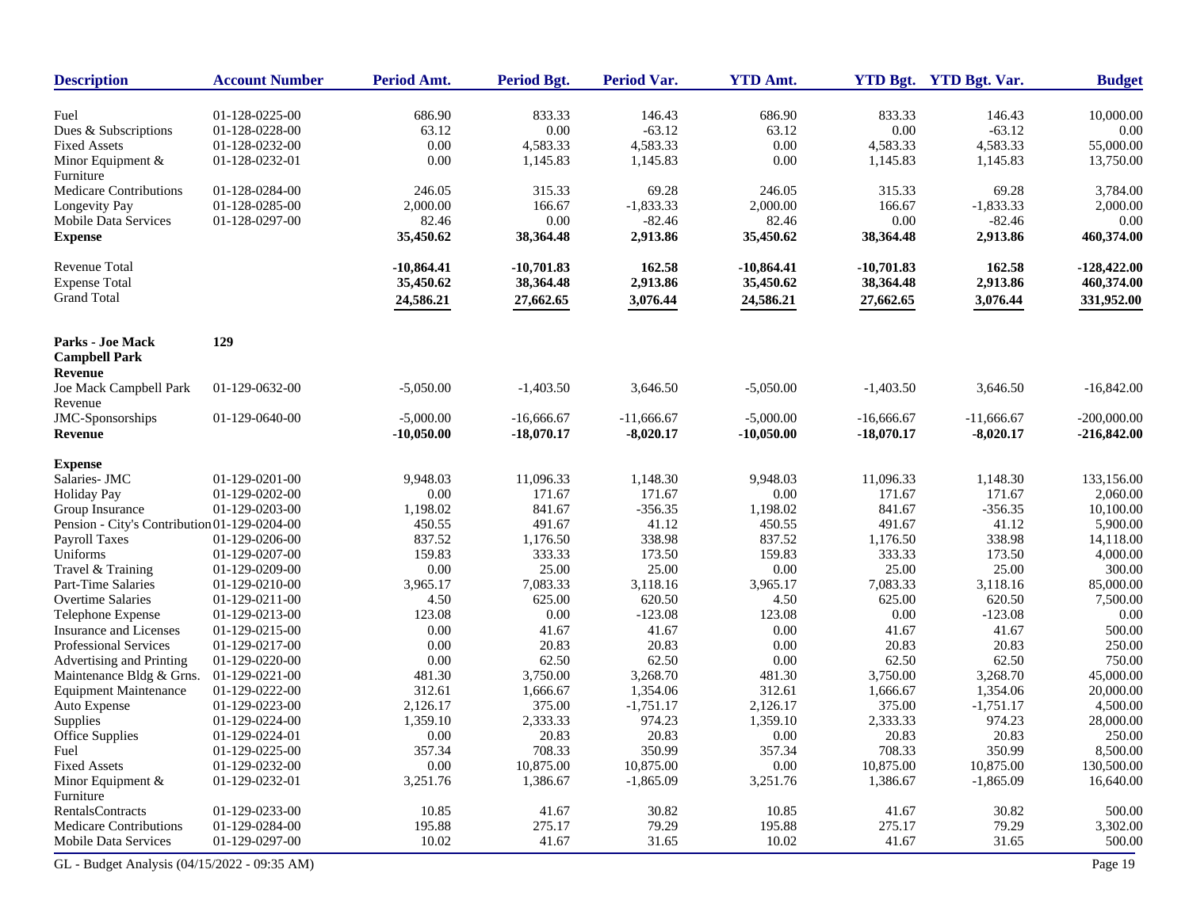| Description | Account Number | Period Amt. | Period Bgt. | Period Var. | YTD Amt. | YTD Bgt. | YTD Bgt. Var. | Budget |
|---|---|---|---|---|---|---|---|---|
| Fuel | 01-128-0225-00 | 686.90 | 833.33 | 146.43 | 686.90 | 833.33 | 146.43 | 10,000.00 |
| Dues & Subscriptions | 01-128-0228-00 | 63.12 | 0.00 | -63.12 | 63.12 | 0.00 | -63.12 | 0.00 |
| Fixed Assets | 01-128-0232-00 | 0.00 | 4,583.33 | 4,583.33 | 0.00 | 4,583.33 | 4,583.33 | 55,000.00 |
| Minor Equipment & Furniture | 01-128-0232-01 | 0.00 | 1,145.83 | 1,145.83 | 0.00 | 1,145.83 | 1,145.83 | 13,750.00 |
| Medicare Contributions | 01-128-0284-00 | 246.05 | 315.33 | 69.28 | 246.05 | 315.33 | 69.28 | 3,784.00 |
| Longevity Pay | 01-128-0285-00 | 2,000.00 | 166.67 | -1,833.33 | 2,000.00 | 166.67 | -1,833.33 | 2,000.00 |
| Mobile Data Services | 01-128-0297-00 | 82.46 | 0.00 | -82.46 | 82.46 | 0.00 | -82.46 | 0.00 |
| **Expense** | | **35,450.62** | **38,364.48** | **2,913.86** | **35,450.62** | **38,364.48** | **2,913.86** | **460,374.00** |
| Revenue Total | | **-10,864.41** | **-10,701.83** | **162.58** | **-10,864.41** | **-10,701.83** | **162.58** | **-128,422.00** |
| Expense Total | | **35,450.62** | **38,364.48** | **2,913.86** | **35,450.62** | **38,364.48** | **2,913.86** | **460,374.00** |
| Grand Total | | **24,586.21** | **27,662.65** | **3,076.44** | **24,586.21** | **27,662.65** | **3,076.44** | **331,952.00** |
| **Parks - Joe Mack Campbell Park** | **129** | | | | | | | |
| **Revenue** | | | | | | | | |
| Joe Mack Campbell Park Revenue | 01-129-0632-00 | -5,050.00 | -1,403.50 | 3,646.50 | -5,050.00 | -1,403.50 | 3,646.50 | -16,842.00 |
| JMC-Sponsorships | 01-129-0640-00 | -5,000.00 | -16,666.67 | -11,666.67 | -5,000.00 | -16,666.67 | -11,666.67 | -200,000.00 |
| **Revenue** | | **-10,050.00** | **-18,070.17** | **-8,020.17** | **-10,050.00** | **-18,070.17** | **-8,020.17** | **-216,842.00** |
| **Expense** | | | | | | | | |
| Salaries- JMC | 01-129-0201-00 | 9,948.03 | 11,096.33 | 1,148.30 | 9,948.03 | 11,096.33 | 1,148.30 | 133,156.00 |
| Holiday Pay | 01-129-0202-00 | 0.00 | 171.67 | 171.67 | 0.00 | 171.67 | 171.67 | 2,060.00 |
| Group Insurance | 01-129-0203-00 | 1,198.02 | 841.67 | -356.35 | 1,198.02 | 841.67 | -356.35 | 10,100.00 |
| Pension - City's Contribution | 01-129-0204-00 | 450.55 | 491.67 | 41.12 | 450.55 | 491.67 | 41.12 | 5,900.00 |
| Payroll Taxes | 01-129-0206-00 | 837.52 | 1,176.50 | 338.98 | 837.52 | 1,176.50 | 338.98 | 14,118.00 |
| Uniforms | 01-129-0207-00 | 159.83 | 333.33 | 173.50 | 159.83 | 333.33 | 173.50 | 4,000.00 |
| Travel & Training | 01-129-0209-00 | 0.00 | 25.00 | 25.00 | 0.00 | 25.00 | 25.00 | 300.00 |
| Part-Time Salaries | 01-129-0210-00 | 3,965.17 | 7,083.33 | 3,118.16 | 3,965.17 | 7,083.33 | 3,118.16 | 85,000.00 |
| Overtime Salaries | 01-129-0211-00 | 4.50 | 625.00 | 620.50 | 4.50 | 625.00 | 620.50 | 7,500.00 |
| Telephone Expense | 01-129-0213-00 | 123.08 | 0.00 | -123.08 | 123.08 | 0.00 | -123.08 | 0.00 |
| Insurance and Licenses | 01-129-0215-00 | 0.00 | 41.67 | 41.67 | 0.00 | 41.67 | 41.67 | 500.00 |
| Professional Services | 01-129-0217-00 | 0.00 | 20.83 | 20.83 | 0.00 | 20.83 | 20.83 | 250.00 |
| Advertising and Printing | 01-129-0220-00 | 0.00 | 62.50 | 62.50 | 0.00 | 62.50 | 62.50 | 750.00 |
| Maintenance Bldg & Grns. | 01-129-0221-00 | 481.30 | 3,750.00 | 3,268.70 | 481.30 | 3,750.00 | 3,268.70 | 45,000.00 |
| Equipment Maintenance | 01-129-0222-00 | 312.61 | 1,666.67 | 1,354.06 | 312.61 | 1,666.67 | 1,354.06 | 20,000.00 |
| Auto Expense | 01-129-0223-00 | 2,126.17 | 375.00 | -1,751.17 | 2,126.17 | 375.00 | -1,751.17 | 4,500.00 |
| Supplies | 01-129-0224-00 | 1,359.10 | 2,333.33 | 974.23 | 1,359.10 | 2,333.33 | 974.23 | 28,000.00 |
| Office Supplies | 01-129-0224-01 | 0.00 | 20.83 | 20.83 | 0.00 | 20.83 | 20.83 | 250.00 |
| Fuel | 01-129-0225-00 | 357.34 | 708.33 | 350.99 | 357.34 | 708.33 | 350.99 | 8,500.00 |
| Fixed Assets | 01-129-0232-00 | 0.00 | 10,875.00 | 10,875.00 | 0.00 | 10,875.00 | 10,875.00 | 130,500.00 |
| Minor Equipment & Furniture | 01-129-0232-01 | 3,251.76 | 1,386.67 | -1,865.09 | 3,251.76 | 1,386.67 | -1,865.09 | 16,640.00 |
| RentalsContracts | 01-129-0233-00 | 10.85 | 41.67 | 30.82 | 10.85 | 41.67 | 30.82 | 500.00 |
| Medicare Contributions | 01-129-0284-00 | 195.88 | 275.17 | 79.29 | 195.88 | 275.17 | 79.29 | 3,302.00 |
| Mobile Data Services | 01-129-0297-00 | 10.02 | 41.67 | 31.65 | 10.02 | 41.67 | 31.65 | 500.00 |

GL - Budget Analysis (04/15/2022 - 09:35 AM)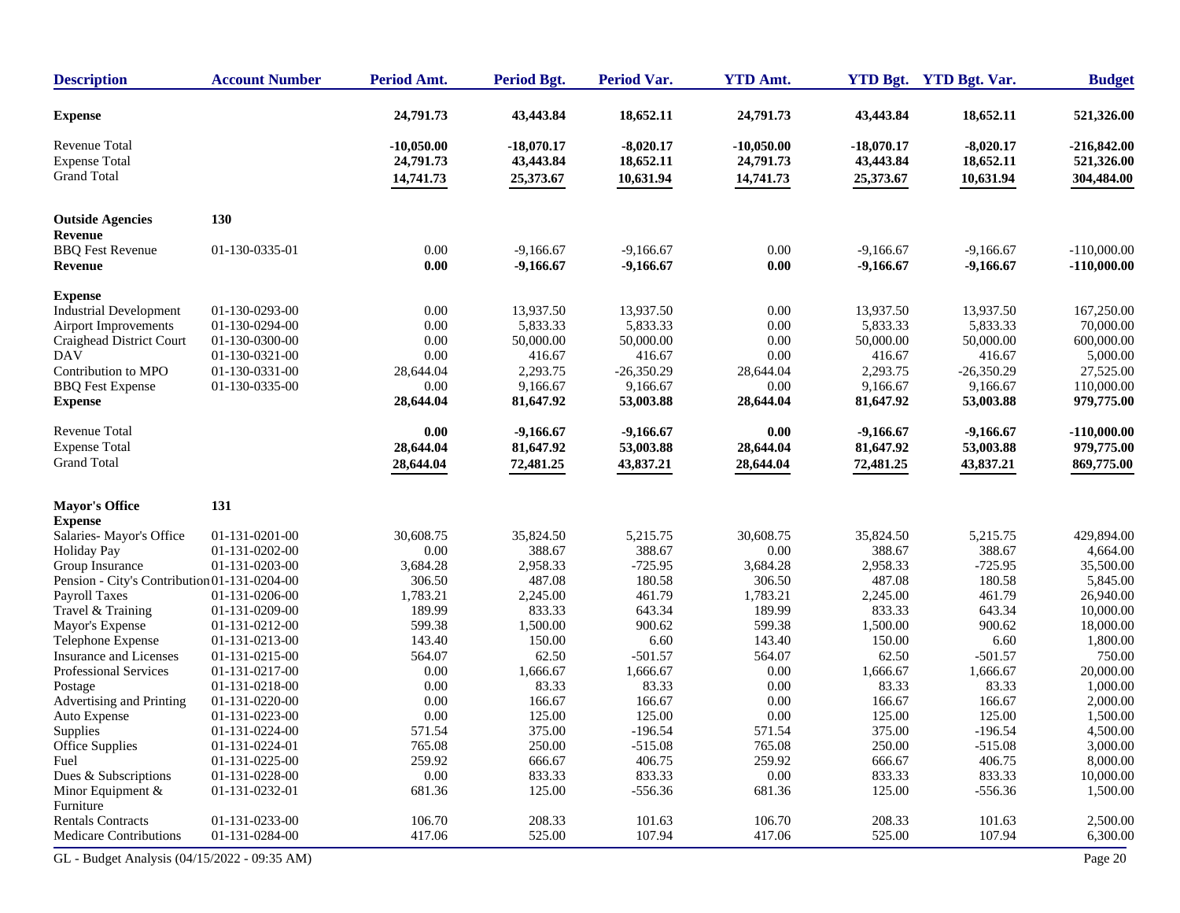| Description | Account Number | Period Amt. | Period Bgt. | Period Var. | YTD Amt. | YTD Bgt. | YTD Bgt. Var. | Budget |
|---|---|---|---|---|---|---|---|---|
| **Expense** | | **24,791.73** | **43,443.84** | **18,652.11** | **24,791.73** | **43,443.84** | **18,652.11** | **521,326.00** |
| Revenue Total | | **-10,050.00** | **-18,070.17** | **-8,020.17** | **-10,050.00** | **-18,070.17** | **-8,020.17** | **-216,842.00** |
| Expense Total | | **24,791.73** | **43,443.84** | **18,652.11** | **24,791.73** | **43,443.84** | **18,652.11** | **521,326.00** |
| Grand Total | | **14,741.73** | **25,373.67** | **10,631.94** | **14,741.73** | **25,373.67** | **10,631.94** | **304,484.00** |
| **Outside Agencies** | **130** | | | | | | | |
| **Revenue** | | | | | | | | |
| BBQ Fest Revenue | 01-130-0335-01 | 0.00 | -9,166.67 | -9,166.67 | 0.00 | -9,166.67 | -9,166.67 | -110,000.00 |
| **Revenue** | | **0.00** | **-9,166.67** | **-9,166.67** | **0.00** | **-9,166.67** | **-9,166.67** | **-110,000.00** |
| **Expense** | | | | | | | | |
| Industrial Development | 01-130-0293-00 | 0.00 | 13,937.50 | 13,937.50 | 0.00 | 13,937.50 | 13,937.50 | 167,250.00 |
| Airport Improvements | 01-130-0294-00 | 0.00 | 5,833.33 | 5,833.33 | 0.00 | 5,833.33 | 5,833.33 | 70,000.00 |
| Craighead District Court | 01-130-0300-00 | 0.00 | 50,000.00 | 50,000.00 | 0.00 | 50,000.00 | 50,000.00 | 600,000.00 |
| DAV | 01-130-0321-00 | 0.00 | 416.67 | 416.67 | 0.00 | 416.67 | 416.67 | 5,000.00 |
| Contribution to MPO | 01-130-0331-00 | 28,644.04 | 2,293.75 | -26,350.29 | 28,644.04 | 2,293.75 | -26,350.29 | 27,525.00 |
| BBQ Fest Expense | 01-130-0335-00 | 0.00 | 9,166.67 | 9,166.67 | 0.00 | 9,166.67 | 9,166.67 | 110,000.00 |
| **Expense** | | **28,644.04** | **81,647.92** | **53,003.88** | **28,644.04** | **81,647.92** | **53,003.88** | **979,775.00** |
| Revenue Total | | **0.00** | **-9,166.67** | **-9,166.67** | **0.00** | **-9,166.67** | **-9,166.67** | **-110,000.00** |
| Expense Total | | **28,644.04** | **81,647.92** | **53,003.88** | **28,644.04** | **81,647.92** | **53,003.88** | **979,775.00** |
| Grand Total | | **28,644.04** | **72,481.25** | **43,837.21** | **28,644.04** | **72,481.25** | **43,837.21** | **869,775.00** |
| **Mayor's Office** | **131** | | | | | | | |
| **Expense** | | | | | | | | |
| Salaries- Mayor's Office | 01-131-0201-00 | 30,608.75 | 35,824.50 | 5,215.75 | 30,608.75 | 35,824.50 | 5,215.75 | 429,894.00 |
| Holiday Pay | 01-131-0202-00 | 0.00 | 388.67 | 388.67 | 0.00 | 388.67 | 388.67 | 4,664.00 |
| Group Insurance | 01-131-0203-00 | 3,684.28 | 2,958.33 | -725.95 | 3,684.28 | 2,958.33 | -725.95 | 35,500.00 |
| Pension - City's Contribution | 01-131-0204-00 | 306.50 | 487.08 | 180.58 | 306.50 | 487.08 | 180.58 | 5,845.00 |
| Payroll Taxes | 01-131-0206-00 | 1,783.21 | 2,245.00 | 461.79 | 1,783.21 | 2,245.00 | 461.79 | 26,940.00 |
| Travel & Training | 01-131-0209-00 | 189.99 | 833.33 | 643.34 | 189.99 | 833.33 | 643.34 | 10,000.00 |
| Mayor's Expense | 01-131-0212-00 | 599.38 | 1,500.00 | 900.62 | 599.38 | 1,500.00 | 900.62 | 18,000.00 |
| Telephone Expense | 01-131-0213-00 | 143.40 | 150.00 | 6.60 | 143.40 | 150.00 | 6.60 | 1,800.00 |
| Insurance and Licenses | 01-131-0215-00 | 564.07 | 62.50 | -501.57 | 564.07 | 62.50 | -501.57 | 750.00 |
| Professional Services | 01-131-0217-00 | 0.00 | 1,666.67 | 1,666.67 | 0.00 | 1,666.67 | 1,666.67 | 20,000.00 |
| Postage | 01-131-0218-00 | 0.00 | 83.33 | 83.33 | 0.00 | 83.33 | 83.33 | 1,000.00 |
| Advertising and Printing | 01-131-0220-00 | 0.00 | 166.67 | 166.67 | 0.00 | 166.67 | 166.67 | 2,000.00 |
| Auto Expense | 01-131-0223-00 | 0.00 | 125.00 | 125.00 | 0.00 | 125.00 | 125.00 | 1,500.00 |
| Supplies | 01-131-0224-00 | 571.54 | 375.00 | -196.54 | 571.54 | 375.00 | -196.54 | 4,500.00 |
| Office Supplies | 01-131-0224-01 | 765.08 | 250.00 | -515.08 | 765.08 | 250.00 | -515.08 | 3,000.00 |
| Fuel | 01-131-0225-00 | 259.92 | 666.67 | 406.75 | 259.92 | 666.67 | 406.75 | 8,000.00 |
| Dues & Subscriptions | 01-131-0228-00 | 0.00 | 833.33 | 833.33 | 0.00 | 833.33 | 833.33 | 10,000.00 |
| Minor Equipment & Furniture | 01-131-0232-01 | 681.36 | 125.00 | -556.36 | 681.36 | 125.00 | -556.36 | 1,500.00 |
| Rentals Contracts | 01-131-0233-00 | 106.70 | 208.33 | 101.63 | 106.70 | 208.33 | 101.63 | 2,500.00 |
| Medicare Contributions | 01-131-0284-00 | 417.06 | 525.00 | 107.94 | 417.06 | 525.00 | 107.94 | 6,300.00 |

GL - Budget Analysis (04/15/2022 - 09:35 AM)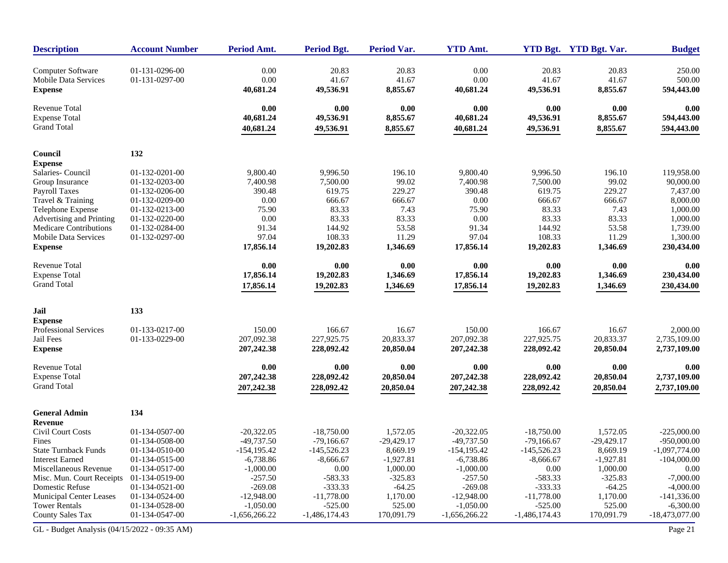| Description | Account Number | Period Amt. | Period Bgt. | Period Var. | YTD Amt. | YTD Bgt. | YTD Bgt. Var. | Budget |
|---|---|---|---|---|---|---|---|---|
| Computer Software | 01-131-0296-00 | 0.00 | 20.83 | 20.83 | 0.00 | 20.83 | 20.83 | 250.00 |
| Mobile Data Services | 01-131-0297-00 | 0.00 | 41.67 | 41.67 | 0.00 | 41.67 | 41.67 | 500.00 |
| **Expense** | | **40,681.24** | **49,536.91** | **8,855.67** | **40,681.24** | **49,536.91** | **8,855.67** | **594,443.00** |
| Revenue Total | | **0.00** | **0.00** | **0.00** | **0.00** | **0.00** | **0.00** | **0.00** |
| Expense Total | | **40,681.24** | **49,536.91** | **8,855.67** | **40,681.24** | **49,536.91** | **8,855.67** | **594,443.00** |
| Grand Total | | **40,681.24** | **49,536.91** | **8,855.67** | **40,681.24** | **49,536.91** | **8,855.67** | **594,443.00** |
| **Council** | **132** | | | | | | | |
| **Expense** | | | | | | | | |
| Salaries- Council | 01-132-0201-00 | 9,800.40 | 9,996.50 | 196.10 | 9,800.40 | 9,996.50 | 196.10 | 119,958.00 |
| Group Insurance | 01-132-0203-00 | 7,400.98 | 7,500.00 | 99.02 | 7,400.98 | 7,500.00 | 99.02 | 90,000.00 |
| Payroll Taxes | 01-132-0206-00 | 390.48 | 619.75 | 229.27 | 390.48 | 619.75 | 229.27 | 7,437.00 |
| Travel & Training | 01-132-0209-00 | 0.00 | 666.67 | 666.67 | 0.00 | 666.67 | 666.67 | 8,000.00 |
| Telephone Expense | 01-132-0213-00 | 75.90 | 83.33 | 7.43 | 75.90 | 83.33 | 7.43 | 1,000.00 |
| Advertising and Printing | 01-132-0220-00 | 0.00 | 83.33 | 83.33 | 0.00 | 83.33 | 83.33 | 1,000.00 |
| Medicare Contributions | 01-132-0284-00 | 91.34 | 144.92 | 53.58 | 91.34 | 144.92 | 53.58 | 1,739.00 |
| Mobile Data Services | 01-132-0297-00 | 97.04 | 108.33 | 11.29 | 97.04 | 108.33 | 11.29 | 1,300.00 |
| **Expense** | | **17,856.14** | **19,202.83** | **1,346.69** | **17,856.14** | **19,202.83** | **1,346.69** | **230,434.00** |
| Revenue Total | | **0.00** | **0.00** | **0.00** | **0.00** | **0.00** | **0.00** | **0.00** |
| Expense Total | | **17,856.14** | **19,202.83** | **1,346.69** | **17,856.14** | **19,202.83** | **1,346.69** | **230,434.00** |
| Grand Total | | **17,856.14** | **19,202.83** | **1,346.69** | **17,856.14** | **19,202.83** | **1,346.69** | **230,434.00** |
| **Jail** | **133** | | | | | | | |
| **Expense** | | | | | | | | |
| Professional Services | 01-133-0217-00 | 150.00 | 166.67 | 16.67 | 150.00 | 166.67 | 16.67 | 2,000.00 |
| Jail Fees | 01-133-0229-00 | 207,092.38 | 227,925.75 | 20,833.37 | 207,092.38 | 227,925.75 | 20,833.37 | 2,735,109.00 |
| **Expense** | | **207,242.38** | **228,092.42** | **20,850.04** | **207,242.38** | **228,092.42** | **20,850.04** | **2,737,109.00** |
| Revenue Total | | **0.00** | **0.00** | **0.00** | **0.00** | **0.00** | **0.00** | **0.00** |
| Expense Total | | **207,242.38** | **228,092.42** | **20,850.04** | **207,242.38** | **228,092.42** | **20,850.04** | **2,737,109.00** |
| Grand Total | | **207,242.38** | **228,092.42** | **20,850.04** | **207,242.38** | **228,092.42** | **20,850.04** | **2,737,109.00** |
| **General Admin** | **134** | | | | | | | |
| **Revenue** | | | | | | | | |
| Civil Court Costs | 01-134-0507-00 | -20,322.05 | -18,750.00 | 1,572.05 | -20,322.05 | -18,750.00 | 1,572.05 | -225,000.00 |
| Fines | 01-134-0508-00 | -49,737.50 | -79,166.67 | -29,429.17 | -49,737.50 | -79,166.67 | -29,429.17 | -950,000.00 |
| State Turnback Funds | 01-134-0510-00 | -154,195.42 | -145,526.23 | 8,669.19 | -154,195.42 | -145,526.23 | 8,669.19 | -1,097,774.00 |
| Interest Earned | 01-134-0515-00 | -6,738.86 | -8,666.67 | -1,927.81 | -6,738.86 | -8,666.67 | -1,927.81 | -104,000.00 |
| Miscellaneous Revenue | 01-134-0517-00 | -1,000.00 | 0.00 | 1,000.00 | -1,000.00 | 0.00 | 1,000.00 | 0.00 |
| Misc. Mun. Court Receipts | 01-134-0519-00 | -257.50 | -583.33 | -325.83 | -257.50 | -583.33 | -325.83 | -7,000.00 |
| Domestic Refuse | 01-134-0521-00 | -269.08 | -333.33 | -64.25 | -269.08 | -333.33 | -64.25 | -4,000.00 |
| Municipal Center Leases | 01-134-0524-00 | -12,948.00 | -11,778.00 | 1,170.00 | -12,948.00 | -11,778.00 | 1,170.00 | -141,336.00 |
| Tower Rentals | 01-134-0528-00 | -1,050.00 | -525.00 | 525.00 | -1,050.00 | -525.00 | 525.00 | -6,300.00 |
| County Sales Tax | 01-134-0547-00 | -1,656,266.22 | -1,486,174.43 | 170,091.79 | -1,656,266.22 | -1,486,174.43 | 170,091.79 | -18,473,077.00 |

GL - Budget Analysis (04/15/2022 - 09:35 AM)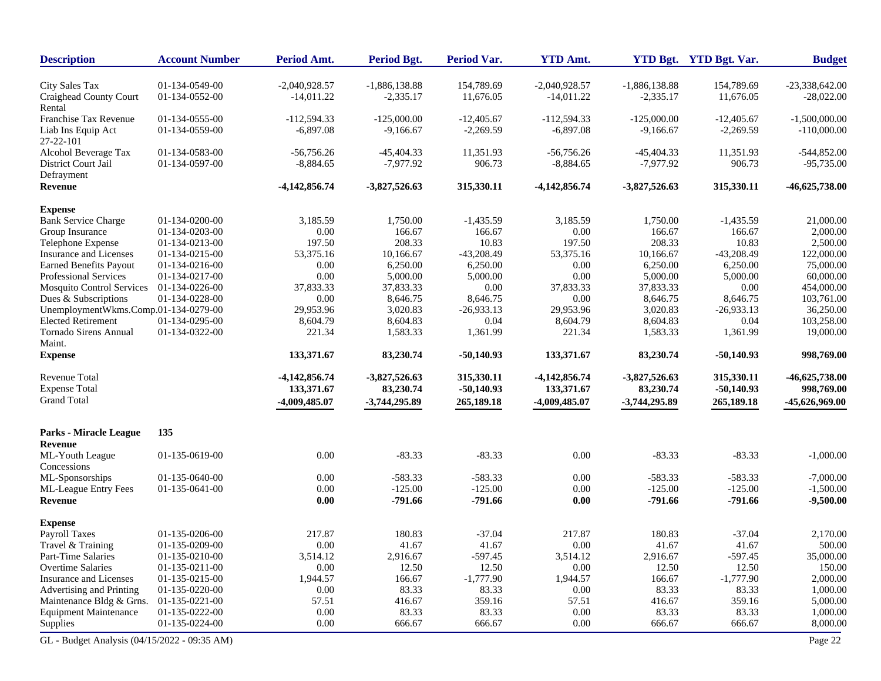| Description | Account Number | Period Amt. | Period Bgt. | Period Var. | YTD Amt. | YTD Bgt. | YTD Bgt. Var. | Budget |
|---|---|---|---|---|---|---|---|---|
| City Sales Tax | 01-134-0549-00 | -2,040,928.57 | -1,886,138.88 | 154,789.69 | -2,040,928.57 | -1,886,138.88 | 154,789.69 | -23,338,642.00 |
| Craighead County Court Rental | 01-134-0552-00 | -14,011.22 | -2,335.17 | 11,676.05 | -14,011.22 | -2,335.17 | 11,676.05 | -28,022.00 |
| Franchise Tax Revenue | 01-134-0555-00 | -112,594.33 | -125,000.00 | -12,405.67 | -112,594.33 | -125,000.00 | -12,405.67 | -1,500,000.00 |
| Liab Ins Equip Act 27-22-101 | 01-134-0559-00 | -6,897.08 | -9,166.67 | -2,269.59 | -6,897.08 | -9,166.67 | -2,269.59 | -110,000.00 |
| Alcohol Beverage Tax | 01-134-0583-00 | -56,756.26 | -45,404.33 | 11,351.93 | -56,756.26 | -45,404.33 | 11,351.93 | -544,852.00 |
| District Court Jail Defrayment | 01-134-0597-00 | -8,884.65 | -7,977.92 | 906.73 | -8,884.65 | -7,977.92 | 906.73 | -95,735.00 |
| **Revenue** | | **-4,142,856.74** | **-3,827,526.63** | **315,330.11** | **-4,142,856.74** | **-3,827,526.63** | **315,330.11** | **-46,625,738.00** |
| **Expense** | | | | | | | | |
| Bank Service Charge | 01-134-0200-00 | 3,185.59 | 1,750.00 | -1,435.59 | 3,185.59 | 1,750.00 | -1,435.59 | 21,000.00 |
| Group Insurance | 01-134-0203-00 | 0.00 | 166.67 | 166.67 | 0.00 | 166.67 | 166.67 | 2,000.00 |
| Telephone Expense | 01-134-0213-00 | 197.50 | 208.33 | 10.83 | 197.50 | 208.33 | 10.83 | 2,500.00 |
| Insurance and Licenses | 01-134-0215-00 | 53,375.16 | 10,166.67 | -43,208.49 | 53,375.16 | 10,166.67 | -43,208.49 | 122,000.00 |
| Earned Benefits Payout | 01-134-0216-00 | 0.00 | 6,250.00 | 6,250.00 | 0.00 | 6,250.00 | 6,250.00 | 75,000.00 |
| Professional Services | 01-134-0217-00 | 0.00 | 5,000.00 | 5,000.00 | 0.00 | 5,000.00 | 5,000.00 | 60,000.00 |
| Mosquito Control Services | 01-134-0226-00 | 37,833.33 | 37,833.33 | 0.00 | 37,833.33 | 37,833.33 | 0.00 | 454,000.00 |
| Dues & Subscriptions | 01-134-0228-00 | 0.00 | 8,646.75 | 8,646.75 | 0.00 | 8,646.75 | 8,646.75 | 103,761.00 |
| UnemploymentWkms.Comp. | 01-134-0279-00 | 29,953.96 | 3,020.83 | -26,933.13 | 29,953.96 | 3,020.83 | -26,933.13 | 36,250.00 |
| Elected Retirement | 01-134-0295-00 | 8,604.79 | 8,604.83 | 0.04 | 8,604.79 | 8,604.83 | 0.04 | 103,258.00 |
| Tornado Sirens Annual Maint. | 01-134-0322-00 | 221.34 | 1,583.33 | 1,361.99 | 221.34 | 1,583.33 | 1,361.99 | 19,000.00 |
| **Expense** | | **133,371.67** | **83,230.74** | **-50,140.93** | **133,371.67** | **83,230.74** | **-50,140.93** | **998,769.00** |
| Revenue Total | | **-4,142,856.74** | **-3,827,526.63** | **315,330.11** | **-4,142,856.74** | **-3,827,526.63** | **315,330.11** | **-46,625,738.00** |
| Expense Total | | **133,371.67** | **83,230.74** | **-50,140.93** | **133,371.67** | **83,230.74** | **-50,140.93** | **998,769.00** |
| Grand Total | | **-4,009,485.07** | **-3,744,295.89** | **265,189.18** | **-4,009,485.07** | **-3,744,295.89** | **265,189.18** | **-45,626,969.00** |
| **Parks - Miracle League** | **135** | | | | | | | |
| **Revenue** | | | | | | | | |
| ML-Youth League Concessions | 01-135-0619-00 | 0.00 | -83.33 | -83.33 | 0.00 | -83.33 | -83.33 | -1,000.00 |
| ML-Sponsorships | 01-135-0640-00 | 0.00 | -583.33 | -583.33 | 0.00 | -583.33 | -583.33 | -7,000.00 |
| ML-League Entry Fees | 01-135-0641-00 | 0.00 | -125.00 | -125.00 | 0.00 | -125.00 | -125.00 | -1,500.00 |
| **Revenue** | | **0.00** | **-791.66** | **-791.66** | **0.00** | **-791.66** | **-791.66** | **-9,500.00** |
| **Expense** | | | | | | | | |
| Payroll Taxes | 01-135-0206-00 | 217.87 | 180.83 | -37.04 | 217.87 | 180.83 | -37.04 | 2,170.00 |
| Travel & Training | 01-135-0209-00 | 0.00 | 41.67 | 41.67 | 0.00 | 41.67 | 41.67 | 500.00 |
| Part-Time Salaries | 01-135-0210-00 | 3,514.12 | 2,916.67 | -597.45 | 3,514.12 | 2,916.67 | -597.45 | 35,000.00 |
| Overtime Salaries | 01-135-0211-00 | 0.00 | 12.50 | 12.50 | 0.00 | 12.50 | 12.50 | 150.00 |
| Insurance and Licenses | 01-135-0215-00 | 1,944.57 | 166.67 | -1,777.90 | 1,944.57 | 166.67 | -1,777.90 | 2,000.00 |
| Advertising and Printing | 01-135-0220-00 | 0.00 | 83.33 | 83.33 | 0.00 | 83.33 | 83.33 | 1,000.00 |
| Maintenance Bldg & Grns. | 01-135-0221-00 | 57.51 | 416.67 | 359.16 | 57.51 | 416.67 | 359.16 | 5,000.00 |
| Equipment Maintenance | 01-135-0222-00 | 0.00 | 83.33 | 83.33 | 0.00 | 83.33 | 83.33 | 1,000.00 |
| Supplies | 01-135-0224-00 | 0.00 | 666.67 | 666.67 | 0.00 | 666.67 | 666.67 | 8,000.00 |

GL - Budget Analysis (04/15/2022 - 09:35 AM)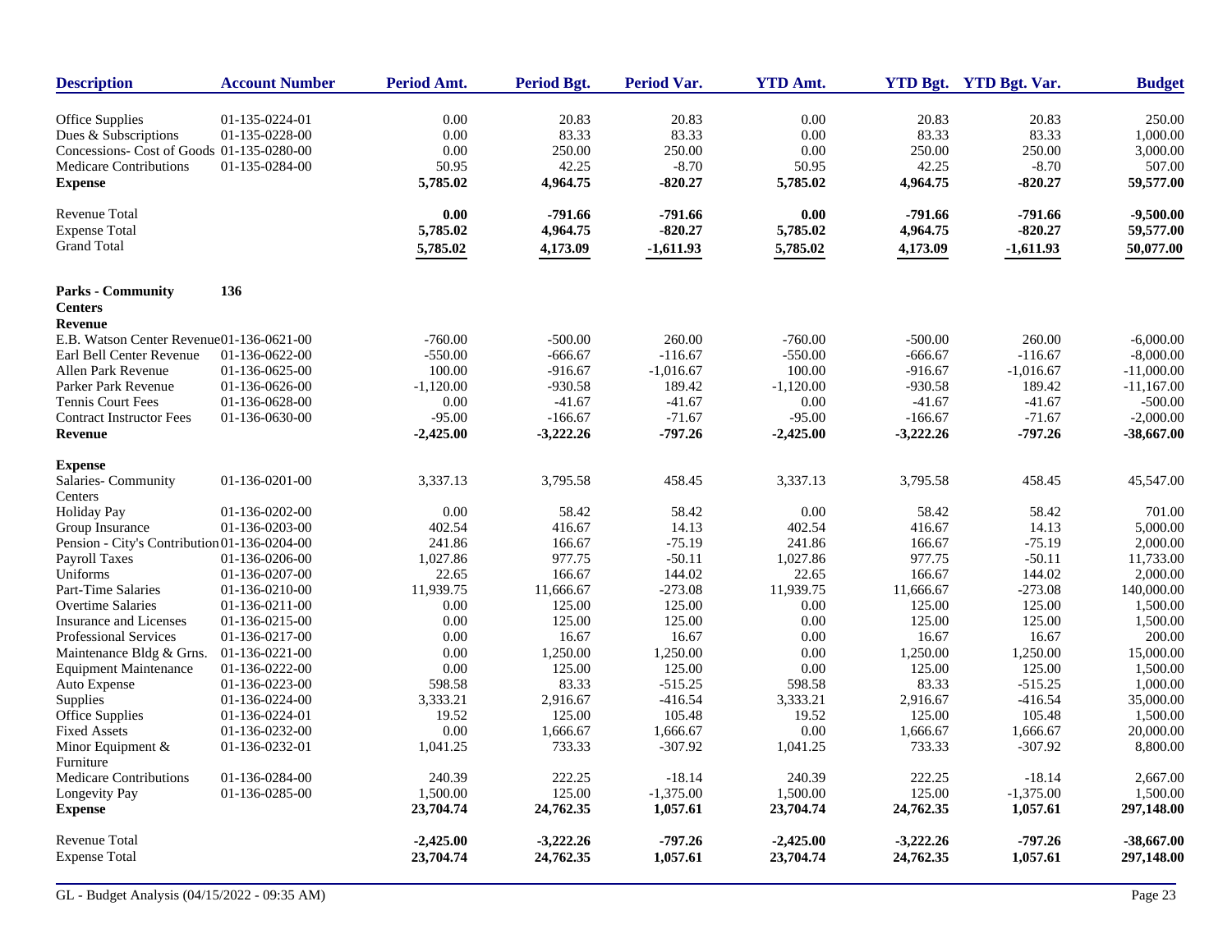| Description | Account Number | Period Amt. | Period Bgt. | Period Var. | YTD Amt. | YTD Bgt. | YTD Bgt. Var. | Budget |
|---|---|---|---|---|---|---|---|---|
| Office Supplies | 01-135-0224-01 | 0.00 | 20.83 | 20.83 | 0.00 | 20.83 | 20.83 | 250.00 |
| Dues & Subscriptions | 01-135-0228-00 | 0.00 | 83.33 | 83.33 | 0.00 | 83.33 | 83.33 | 1,000.00 |
| Concessions- Cost of Goods | 01-135-0280-00 | 0.00 | 250.00 | 250.00 | 0.00 | 250.00 | 250.00 | 3,000.00 |
| Medicare Contributions | 01-135-0284-00 | 50.95 | 42.25 | -8.70 | 50.95 | 42.25 | -8.70 | 507.00 |
| **Expense** | | **5,785.02** | **4,964.75** | **-820.27** | **5,785.02** | **4,964.75** | **-820.27** | **59,577.00** |
| Revenue Total | | **0.00** | **-791.66** | **-791.66** | **0.00** | **-791.66** | **-791.66** | **-9,500.00** |
| Expense Total | | **5,785.02** | **4,964.75** | **-820.27** | **5,785.02** | **4,964.75** | **-820.27** | **59,577.00** |
| Grand Total | | **5,785.02** | **4,173.09** | **-1,611.93** | **5,785.02** | **4,173.09** | **-1,611.93** | **50,077.00** |
| **Parks - Community Centers** | **136** | | | | | | | |
| **Revenue** | | | | | | | | |
| E.B. Watson Center Revenue | 01-136-0621-00 | -760.00 | -500.00 | 260.00 | -760.00 | -500.00 | 260.00 | -6,000.00 |
| Earl Bell Center Revenue | 01-136-0622-00 | -550.00 | -666.67 | -116.67 | -550.00 | -666.67 | -116.67 | -8,000.00 |
| Allen Park Revenue | 01-136-0625-00 | 100.00 | -916.67 | -1,016.67 | 100.00 | -916.67 | -1,016.67 | -11,000.00 |
| Parker Park Revenue | 01-136-0626-00 | -1,120.00 | -930.58 | 189.42 | -1,120.00 | -930.58 | 189.42 | -11,167.00 |
| Tennis Court Fees | 01-136-0628-00 | 0.00 | -41.67 | -41.67 | 0.00 | -41.67 | -41.67 | -500.00 |
| Contract Instructor Fees | 01-136-0630-00 | -95.00 | -166.67 | -71.67 | -95.00 | -166.67 | -71.67 | -2,000.00 |
| **Revenue** | | **-2,425.00** | **-3,222.26** | **-797.26** | **-2,425.00** | **-3,222.26** | **-797.26** | **-38,667.00** |
| **Expense** | | | | | | | | |
| Salaries- Community Centers | 01-136-0201-00 | 3,337.13 | 3,795.58 | 458.45 | 3,337.13 | 3,795.58 | 458.45 | 45,547.00 |
| Holiday Pay | 01-136-0202-00 | 0.00 | 58.42 | 58.42 | 0.00 | 58.42 | 58.42 | 701.00 |
| Group Insurance | 01-136-0203-00 | 402.54 | 416.67 | 14.13 | 402.54 | 416.67 | 14.13 | 5,000.00 |
| Pension - City's Contribution | 01-136-0204-00 | 241.86 | 166.67 | -75.19 | 241.86 | 166.67 | -75.19 | 2,000.00 |
| Payroll Taxes | 01-136-0206-00 | 1,027.86 | 977.75 | -50.11 | 1,027.86 | 977.75 | -50.11 | 11,733.00 |
| Uniforms | 01-136-0207-00 | 22.65 | 166.67 | 144.02 | 22.65 | 166.67 | 144.02 | 2,000.00 |
| Part-Time Salaries | 01-136-0210-00 | 11,939.75 | 11,666.67 | -273.08 | 11,939.75 | 11,666.67 | -273.08 | 140,000.00 |
| Overtime Salaries | 01-136-0211-00 | 0.00 | 125.00 | 125.00 | 0.00 | 125.00 | 125.00 | 1,500.00 |
| Insurance and Licenses | 01-136-0215-00 | 0.00 | 125.00 | 125.00 | 0.00 | 125.00 | 125.00 | 1,500.00 |
| Professional Services | 01-136-0217-00 | 0.00 | 16.67 | 16.67 | 0.00 | 16.67 | 16.67 | 200.00 |
| Maintenance Bldg & Grns. | 01-136-0221-00 | 0.00 | 1,250.00 | 1,250.00 | 0.00 | 1,250.00 | 1,250.00 | 15,000.00 |
| Equipment Maintenance | 01-136-0222-00 | 0.00 | 125.00 | 125.00 | 0.00 | 125.00 | 125.00 | 1,500.00 |
| Auto Expense | 01-136-0223-00 | 598.58 | 83.33 | -515.25 | 598.58 | 83.33 | -515.25 | 1,000.00 |
| Supplies | 01-136-0224-00 | 3,333.21 | 2,916.67 | -416.54 | 3,333.21 | 2,916.67 | -416.54 | 35,000.00 |
| Office Supplies | 01-136-0224-01 | 19.52 | 125.00 | 105.48 | 19.52 | 125.00 | 105.48 | 1,500.00 |
| Fixed Assets | 01-136-0232-00 | 0.00 | 1,666.67 | 1,666.67 | 0.00 | 1,666.67 | 1,666.67 | 20,000.00 |
| Minor Equipment & Furniture | 01-136-0232-01 | 1,041.25 | 733.33 | -307.92 | 1,041.25 | 733.33 | -307.92 | 8,800.00 |
| Medicare Contributions | 01-136-0284-00 | 240.39 | 222.25 | -18.14 | 240.39 | 222.25 | -18.14 | 2,667.00 |
| Longevity Pay | 01-136-0285-00 | 1,500.00 | 125.00 | -1,375.00 | 1,500.00 | 125.00 | -1,375.00 | 1,500.00 |
| **Expense** | | **23,704.74** | **24,762.35** | **1,057.61** | **23,704.74** | **24,762.35** | **1,057.61** | **297,148.00** |
| Revenue Total | | **-2,425.00** | **-3,222.26** | **-797.26** | **-2,425.00** | **-3,222.26** | **-797.26** | **-38,667.00** |
| Expense Total | | **23,704.74** | **24,762.35** | **1,057.61** | **23,704.74** | **24,762.35** | **1,057.61** | **297,148.00** |

GL - Budget Analysis (04/15/2022 - 09:35 AM)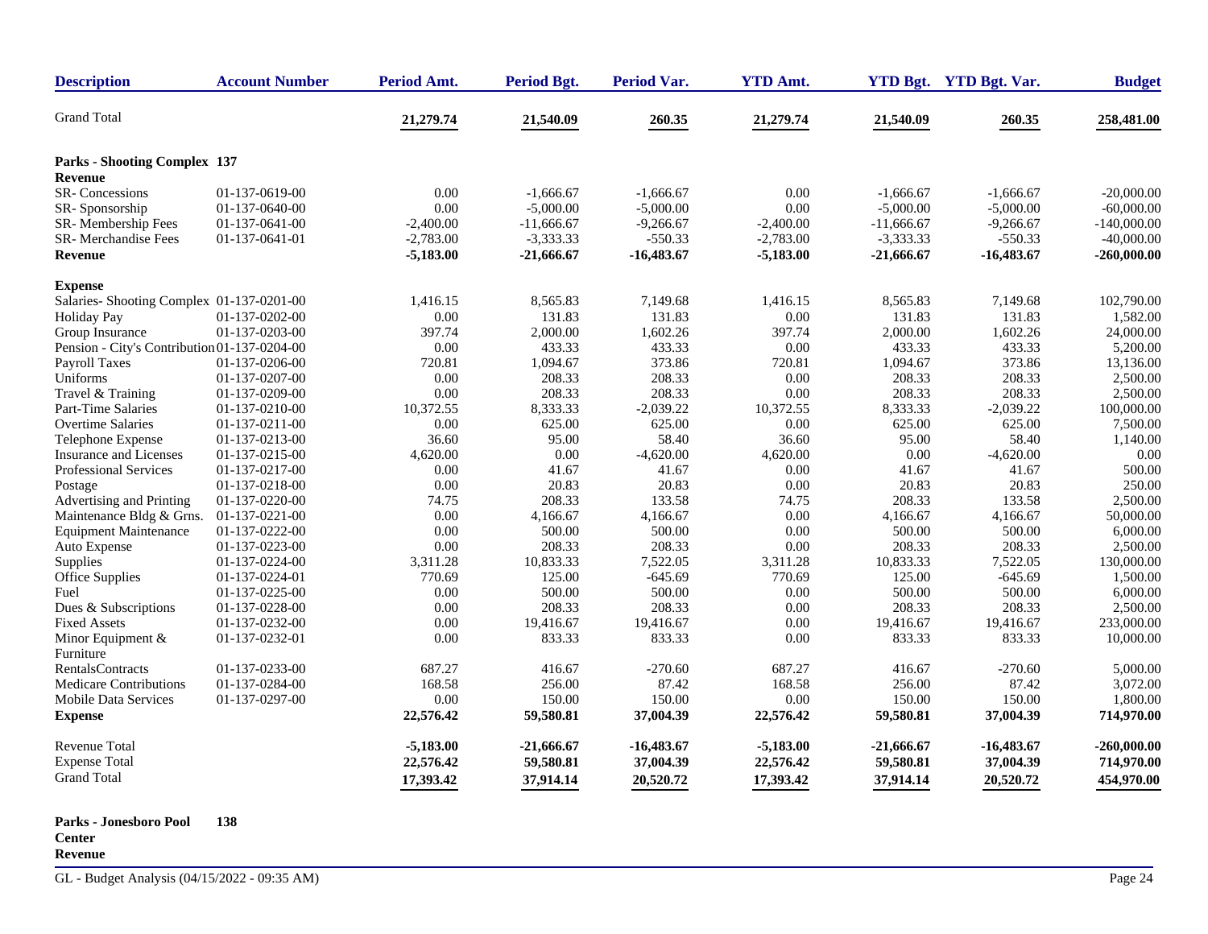| Description | Account Number | Period Amt. | Period Bgt. | Period Var. | YTD Amt. | YTD Bgt. | YTD Bgt. Var. | Budget |
|---|---|---|---|---|---|---|---|---|
| Grand Total | | 21,279.74 | 21,540.09 | 260.35 | 21,279.74 | 21,540.09 | 260.35 | 258,481.00 |
| **Parks - Shooting Complex 137** | | | | | | | | |
| **Revenue** | | | | | | | | |
| SR- Concessions | 01-137-0619-00 | 0.00 | -1,666.67 | -1,666.67 | 0.00 | -1,666.67 | -1,666.67 | -20,000.00 |
| SR- Sponsorship | 01-137-0640-00 | 0.00 | -5,000.00 | -5,000.00 | 0.00 | -5,000.00 | -5,000.00 | -60,000.00 |
| SR- Membership Fees | 01-137-0641-00 | -2,400.00 | -11,666.67 | -9,266.67 | -2,400.00 | -11,666.67 | -9,266.67 | -140,000.00 |
| SR- Merchandise Fees | 01-137-0641-01 | -2,783.00 | -3,333.33 | -550.33 | -2,783.00 | -3,333.33 | -550.33 | -40,000.00 |
| **Revenue** | | **-5,183.00** | **-21,666.67** | **-16,483.67** | **-5,183.00** | **-21,666.67** | **-16,483.67** | **-260,000.00** |
| **Expense** | | | | | | | | |
| Salaries- Shooting Complex | 01-137-0201-00 | 1,416.15 | 8,565.83 | 7,149.68 | 1,416.15 | 8,565.83 | 7,149.68 | 102,790.00 |
| Holiday Pay | 01-137-0202-00 | 0.00 | 131.83 | 131.83 | 0.00 | 131.83 | 131.83 | 1,582.00 |
| Group Insurance | 01-137-0203-00 | 397.74 | 2,000.00 | 1,602.26 | 397.74 | 2,000.00 | 1,602.26 | 24,000.00 |
| Pension - City's Contribution | 01-137-0204-00 | 0.00 | 433.33 | 433.33 | 0.00 | 433.33 | 433.33 | 5,200.00 |
| Payroll Taxes | 01-137-0206-00 | 720.81 | 1,094.67 | 373.86 | 720.81 | 1,094.67 | 373.86 | 13,136.00 |
| Uniforms | 01-137-0207-00 | 0.00 | 208.33 | 208.33 | 0.00 | 208.33 | 208.33 | 2,500.00 |
| Travel & Training | 01-137-0209-00 | 0.00 | 208.33 | 208.33 | 0.00 | 208.33 | 208.33 | 2,500.00 |
| Part-Time Salaries | 01-137-0210-00 | 10,372.55 | 8,333.33 | -2,039.22 | 10,372.55 | 8,333.33 | -2,039.22 | 100,000.00 |
| Overtime Salaries | 01-137-0211-00 | 0.00 | 625.00 | 625.00 | 0.00 | 625.00 | 625.00 | 7,500.00 |
| Telephone Expense | 01-137-0213-00 | 36.60 | 95.00 | 58.40 | 36.60 | 95.00 | 58.40 | 1,140.00 |
| Insurance and Licenses | 01-137-0215-00 | 4,620.00 | 0.00 | -4,620.00 | 4,620.00 | 0.00 | -4,620.00 | 0.00 |
| Professional Services | 01-137-0217-00 | 0.00 | 41.67 | 41.67 | 0.00 | 41.67 | 41.67 | 500.00 |
| Postage | 01-137-0218-00 | 0.00 | 20.83 | 20.83 | 0.00 | 20.83 | 20.83 | 250.00 |
| Advertising and Printing | 01-137-0220-00 | 74.75 | 208.33 | 133.58 | 74.75 | 208.33 | 133.58 | 2,500.00 |
| Maintenance Bldg & Grns. | 01-137-0221-00 | 0.00 | 4,166.67 | 4,166.67 | 0.00 | 4,166.67 | 4,166.67 | 50,000.00 |
| Equipment Maintenance | 01-137-0222-00 | 0.00 | 500.00 | 500.00 | 0.00 | 500.00 | 500.00 | 6,000.00 |
| Auto Expense | 01-137-0223-00 | 0.00 | 208.33 | 208.33 | 0.00 | 208.33 | 208.33 | 2,500.00 |
| Supplies | 01-137-0224-00 | 3,311.28 | 10,833.33 | 7,522.05 | 3,311.28 | 10,833.33 | 7,522.05 | 130,000.00 |
| Office Supplies | 01-137-0224-01 | 770.69 | 125.00 | -645.69 | 770.69 | 125.00 | -645.69 | 1,500.00 |
| Fuel | 01-137-0225-00 | 0.00 | 500.00 | 500.00 | 0.00 | 500.00 | 500.00 | 6,000.00 |
| Dues & Subscriptions | 01-137-0228-00 | 0.00 | 208.33 | 208.33 | 0.00 | 208.33 | 208.33 | 2,500.00 |
| Fixed Assets | 01-137-0232-00 | 0.00 | 19,416.67 | 19,416.67 | 0.00 | 19,416.67 | 19,416.67 | 233,000.00 |
| Minor Equipment & Furniture | 01-137-0232-01 | 0.00 | 833.33 | 833.33 | 0.00 | 833.33 | 833.33 | 10,000.00 |
| RentalsContracts | 01-137-0233-00 | 687.27 | 416.67 | -270.60 | 687.27 | 416.67 | -270.60 | 5,000.00 |
| Medicare Contributions | 01-137-0284-00 | 168.58 | 256.00 | 87.42 | 168.58 | 256.00 | 87.42 | 3,072.00 |
| Mobile Data Services | 01-137-0297-00 | 0.00 | 150.00 | 150.00 | 0.00 | 150.00 | 150.00 | 1,800.00 |
| **Expense** | | **22,576.42** | **59,580.81** | **37,004.39** | **22,576.42** | **59,580.81** | **37,004.39** | **714,970.00** |
| Revenue Total | | **-5,183.00** | **-21,666.67** | **-16,483.67** | **-5,183.00** | **-21,666.67** | **-16,483.67** | **-260,000.00** |
| Expense Total | | **22,576.42** | **59,580.81** | **37,004.39** | **22,576.42** | **59,580.81** | **37,004.39** | **714,970.00** |
| Grand Total | | **17,393.42** | **37,914.14** | **20,520.72** | **17,393.42** | **37,914.14** | **20,520.72** | **454,970.00** |

**Parks - Jonesboro Pool Center 138**

**Revenue**

GL - Budget Analysis (04/15/2022 - 09:35 AM)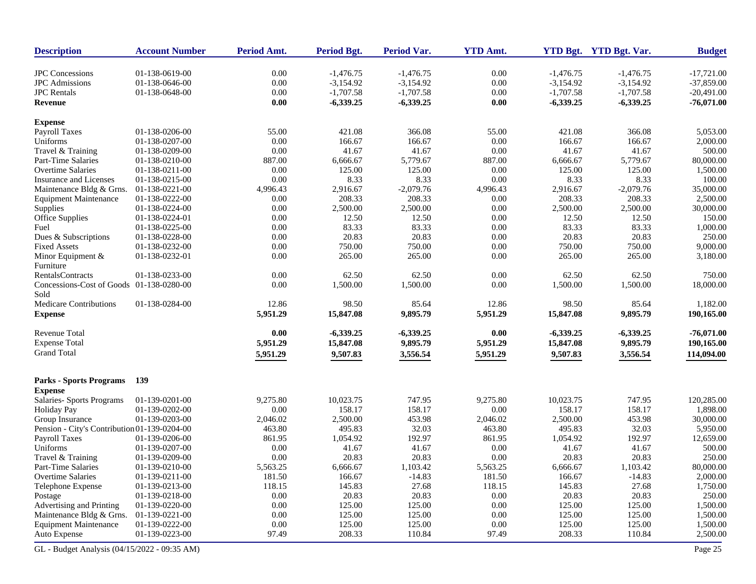| Description | Account Number | Period Amt. | Period Bgt. | Period Var. | YTD Amt. | YTD Bgt. | YTD Bgt. Var. | Budget |
|---|---|---|---|---|---|---|---|---|
| JPC Concessions | 01-138-0619-00 | 0.00 | -1,476.75 | -1,476.75 | 0.00 | -1,476.75 | -1,476.75 | -17,721.00 |
| JPC Admissions | 01-138-0646-00 | 0.00 | -3,154.92 | -3,154.92 | 0.00 | -3,154.92 | -3,154.92 | -37,859.00 |
| JPC Rentals | 01-138-0648-00 | 0.00 | -1,707.58 | -1,707.58 | 0.00 | -1,707.58 | -1,707.58 | -20,491.00 |
| **Revenue** | | **0.00** | **-6,339.25** | **-6,339.25** | **0.00** | **-6,339.25** | **-6,339.25** | **-76,071.00** |
| **Expense** | | | | | | | | |
| Payroll Taxes | 01-138-0206-00 | 55.00 | 421.08 | 366.08 | 55.00 | 421.08 | 366.08 | 5,053.00 |
| Uniforms | 01-138-0207-00 | 0.00 | 166.67 | 166.67 | 0.00 | 166.67 | 166.67 | 2,000.00 |
| Travel & Training | 01-138-0209-00 | 0.00 | 41.67 | 41.67 | 0.00 | 41.67 | 41.67 | 500.00 |
| Part-Time Salaries | 01-138-0210-00 | 887.00 | 6,666.67 | 5,779.67 | 887.00 | 6,666.67 | 5,779.67 | 80,000.00 |
| Overtime Salaries | 01-138-0211-00 | 0.00 | 125.00 | 125.00 | 0.00 | 125.00 | 125.00 | 1,500.00 |
| Insurance and Licenses | 01-138-0215-00 | 0.00 | 8.33 | 8.33 | 0.00 | 8.33 | 8.33 | 100.00 |
| Maintenance Bldg & Grns. | 01-138-0221-00 | 4,996.43 | 2,916.67 | -2,079.76 | 4,996.43 | 2,916.67 | -2,079.76 | 35,000.00 |
| Equipment Maintenance | 01-138-0222-00 | 0.00 | 208.33 | 208.33 | 0.00 | 208.33 | 208.33 | 2,500.00 |
| Supplies | 01-138-0224-00 | 0.00 | 2,500.00 | 2,500.00 | 0.00 | 2,500.00 | 2,500.00 | 30,000.00 |
| Office Supplies | 01-138-0224-01 | 0.00 | 12.50 | 12.50 | 0.00 | 12.50 | 12.50 | 150.00 |
| Fuel | 01-138-0225-00 | 0.00 | 83.33 | 83.33 | 0.00 | 83.33 | 83.33 | 1,000.00 |
| Dues & Subscriptions | 01-138-0228-00 | 0.00 | 20.83 | 20.83 | 0.00 | 20.83 | 20.83 | 250.00 |
| Fixed Assets | 01-138-0232-00 | 0.00 | 750.00 | 750.00 | 0.00 | 750.00 | 750.00 | 9,000.00 |
| Minor Equipment & Furniture | 01-138-0232-01 | 0.00 | 265.00 | 265.00 | 0.00 | 265.00 | 265.00 | 3,180.00 |
| RentalsContracts | 01-138-0233-00 | 0.00 | 62.50 | 62.50 | 0.00 | 62.50 | 62.50 | 750.00 |
| Concessions-Cost of Goods Sold | 01-138-0280-00 | 0.00 | 1,500.00 | 1,500.00 | 0.00 | 1,500.00 | 1,500.00 | 18,000.00 |
| Medicare Contributions | 01-138-0284-00 | 12.86 | 98.50 | 85.64 | 12.86 | 98.50 | 85.64 | 1,182.00 |
| **Expense** | | **5,951.29** | **15,847.08** | **9,895.79** | **5,951.29** | **15,847.08** | **9,895.79** | **190,165.00** |
| Revenue Total | | **0.00** | **-6,339.25** | **-6,339.25** | **0.00** | **-6,339.25** | **-6,339.25** | **-76,071.00** |
| Expense Total | | **5,951.29** | **15,847.08** | **9,895.79** | **5,951.29** | **15,847.08** | **9,895.79** | **190,165.00** |
| Grand Total | | **5,951.29** | **9,507.83** | **3,556.54** | **5,951.29** | **9,507.83** | **3,556.54** | **114,094.00** |
| **Parks - Sports Programs** | **139** | | | | | | | |
| **Expense** | | | | | | | | |
| Salaries- Sports Programs | 01-139-0201-00 | 9,275.80 | 10,023.75 | 747.95 | 9,275.80 | 10,023.75 | 747.95 | 120,285.00 |
| Holiday Pay | 01-139-0202-00 | 0.00 | 158.17 | 158.17 | 0.00 | 158.17 | 158.17 | 1,898.00 |
| Group Insurance | 01-139-0203-00 | 2,046.02 | 2,500.00 | 453.98 | 2,046.02 | 2,500.00 | 453.98 | 30,000.00 |
| Pension - City's Contribution | 01-139-0204-00 | 463.80 | 495.83 | 32.03 | 463.80 | 495.83 | 32.03 | 5,950.00 |
| Payroll Taxes | 01-139-0206-00 | 861.95 | 1,054.92 | 192.97 | 861.95 | 1,054.92 | 192.97 | 12,659.00 |
| Uniforms | 01-139-0207-00 | 0.00 | 41.67 | 41.67 | 0.00 | 41.67 | 41.67 | 500.00 |
| Travel & Training | 01-139-0209-00 | 0.00 | 20.83 | 20.83 | 0.00 | 20.83 | 20.83 | 250.00 |
| Part-Time Salaries | 01-139-0210-00 | 5,563.25 | 6,666.67 | 1,103.42 | 5,563.25 | 6,666.67 | 1,103.42 | 80,000.00 |
| Overtime Salaries | 01-139-0211-00 | 181.50 | 166.67 | -14.83 | 181.50 | 166.67 | -14.83 | 2,000.00 |
| Telephone Expense | 01-139-0213-00 | 118.15 | 145.83 | 27.68 | 118.15 | 145.83 | 27.68 | 1,750.00 |
| Postage | 01-139-0218-00 | 0.00 | 20.83 | 20.83 | 0.00 | 20.83 | 20.83 | 250.00 |
| Advertising and Printing | 01-139-0220-00 | 0.00 | 125.00 | 125.00 | 0.00 | 125.00 | 125.00 | 1,500.00 |
| Maintenance Bldg & Grns. | 01-139-0221-00 | 0.00 | 125.00 | 125.00 | 0.00 | 125.00 | 125.00 | 1,500.00 |
| Equipment Maintenance | 01-139-0222-00 | 0.00 | 125.00 | 125.00 | 0.00 | 125.00 | 125.00 | 1,500.00 |
| Auto Expense | 01-139-0223-00 | 97.49 | 208.33 | 110.84 | 97.49 | 208.33 | 110.84 | 2,500.00 |

GL - Budget Analysis (04/15/2022 - 09:35 AM)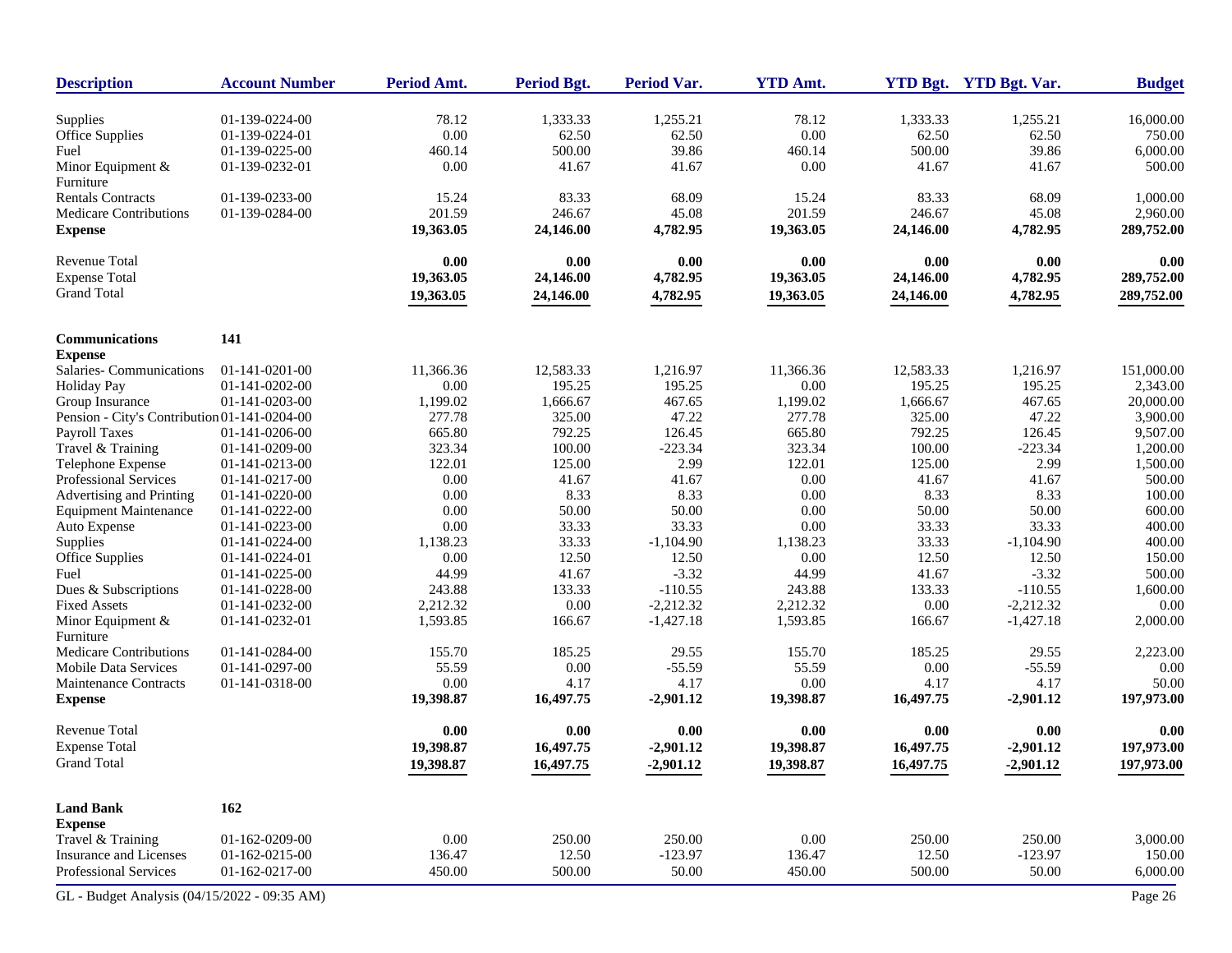| Description | Account Number | Period Amt. | Period Bgt. | Period Var. | YTD Amt. | YTD Bgt. | YTD Bgt. Var. | Budget |
|---|---|---|---|---|---|---|---|---|
| Supplies | 01-139-0224-00 | 78.12 | 1,333.33 | 1,255.21 | 78.12 | 1,333.33 | 1,255.21 | 16,000.00 |
| Office Supplies | 01-139-0224-01 | 0.00 | 62.50 | 62.50 | 0.00 | 62.50 | 62.50 | 750.00 |
| Fuel | 01-139-0225-00 | 460.14 | 500.00 | 39.86 | 460.14 | 500.00 | 39.86 | 6,000.00 |
| Minor Equipment & Furniture | 01-139-0232-01 | 0.00 | 41.67 | 41.67 | 0.00 | 41.67 | 41.67 | 500.00 |
| Rentals Contracts | 01-139-0233-00 | 15.24 | 83.33 | 68.09 | 15.24 | 83.33 | 68.09 | 1,000.00 |
| Medicare Contributions | 01-139-0284-00 | 201.59 | 246.67 | 45.08 | 201.59 | 246.67 | 45.08 | 2,960.00 |
| **Expense** | | **19,363.05** | **24,146.00** | **4,782.95** | **19,363.05** | **24,146.00** | **4,782.95** | **289,752.00** |
| Revenue Total | | **0.00** | **0.00** | **0.00** | **0.00** | **0.00** | **0.00** | **0.00** |
| Expense Total | | **19,363.05** | **24,146.00** | **4,782.95** | **19,363.05** | **24,146.00** | **4,782.95** | **289,752.00** |
| Grand Total | | **19,363.05** | **24,146.00** | **4,782.95** | **19,363.05** | **24,146.00** | **4,782.95** | **289,752.00** |
| **Communications** | **141** | | | | | | | |
| **Expense** | | | | | | | | |
| Salaries- Communications | 01-141-0201-00 | 11,366.36 | 12,583.33 | 1,216.97 | 11,366.36 | 12,583.33 | 1,216.97 | 151,000.00 |
| Holiday Pay | 01-141-0202-00 | 0.00 | 195.25 | 195.25 | 0.00 | 195.25 | 195.25 | 2,343.00 |
| Group Insurance | 01-141-0203-00 | 1,199.02 | 1,666.67 | 467.65 | 1,199.02 | 1,666.67 | 467.65 | 20,000.00 |
| Pension - City's Contribution | 01-141-0204-00 | 277.78 | 325.00 | 47.22 | 277.78 | 325.00 | 47.22 | 3,900.00 |
| Payroll Taxes | 01-141-0206-00 | 665.80 | 792.25 | 126.45 | 665.80 | 792.25 | 126.45 | 9,507.00 |
| Travel & Training | 01-141-0209-00 | 323.34 | 100.00 | -223.34 | 323.34 | 100.00 | -223.34 | 1,200.00 |
| Telephone Expense | 01-141-0213-00 | 122.01 | 125.00 | 2.99 | 122.01 | 125.00 | 2.99 | 1,500.00 |
| Professional Services | 01-141-0217-00 | 0.00 | 41.67 | 41.67 | 0.00 | 41.67 | 41.67 | 500.00 |
| Advertising and Printing | 01-141-0220-00 | 0.00 | 8.33 | 8.33 | 0.00 | 8.33 | 8.33 | 100.00 |
| Equipment Maintenance | 01-141-0222-00 | 0.00 | 50.00 | 50.00 | 0.00 | 50.00 | 50.00 | 600.00 |
| Auto Expense | 01-141-0223-00 | 0.00 | 33.33 | 33.33 | 0.00 | 33.33 | 33.33 | 400.00 |
| Supplies | 01-141-0224-00 | 1,138.23 | 33.33 | -1,104.90 | 1,138.23 | 33.33 | -1,104.90 | 400.00 |
| Office Supplies | 01-141-0224-01 | 0.00 | 12.50 | 12.50 | 0.00 | 12.50 | 12.50 | 150.00 |
| Fuel | 01-141-0225-00 | 44.99 | 41.67 | -3.32 | 44.99 | 41.67 | -3.32 | 500.00 |
| Dues & Subscriptions | 01-141-0228-00 | 243.88 | 133.33 | -110.55 | 243.88 | 133.33 | -110.55 | 1,600.00 |
| Fixed Assets | 01-141-0232-00 | 2,212.32 | 0.00 | -2,212.32 | 2,212.32 | 0.00 | -2,212.32 | 0.00 |
| Minor Equipment & Furniture | 01-141-0232-01 | 1,593.85 | 166.67 | -1,427.18 | 1,593.85 | 166.67 | -1,427.18 | 2,000.00 |
| Medicare Contributions | 01-141-0284-00 | 155.70 | 185.25 | 29.55 | 155.70 | 185.25 | 29.55 | 2,223.00 |
| Mobile Data Services | 01-141-0297-00 | 55.59 | 0.00 | -55.59 | 55.59 | 0.00 | -55.59 | 0.00 |
| Maintenance Contracts | 01-141-0318-00 | 0.00 | 4.17 | 4.17 | 0.00 | 4.17 | 4.17 | 50.00 |
| **Expense** | | **19,398.87** | **16,497.75** | **-2,901.12** | **19,398.87** | **16,497.75** | **-2,901.12** | **197,973.00** |
| Revenue Total | | **0.00** | **0.00** | **0.00** | **0.00** | **0.00** | **0.00** | **0.00** |
| Expense Total | | **19,398.87** | **16,497.75** | **-2,901.12** | **19,398.87** | **16,497.75** | **-2,901.12** | **197,973.00** |
| Grand Total | | **19,398.87** | **16,497.75** | **-2,901.12** | **19,398.87** | **16,497.75** | **-2,901.12** | **197,973.00** |
| **Land Bank** | **162** | | | | | | | |
| **Expense** | | | | | | | | |
| Travel & Training | 01-162-0209-00 | 0.00 | 250.00 | 250.00 | 0.00 | 250.00 | 250.00 | 3,000.00 |
| Insurance and Licenses | 01-162-0215-00 | 136.47 | 12.50 | -123.97 | 136.47 | 12.50 | -123.97 | 150.00 |
| Professional Services | 01-162-0217-00 | 450.00 | 500.00 | 50.00 | 450.00 | 500.00 | 50.00 | 6,000.00 |

GL - Budget Analysis (04/15/2022 - 09:35 AM)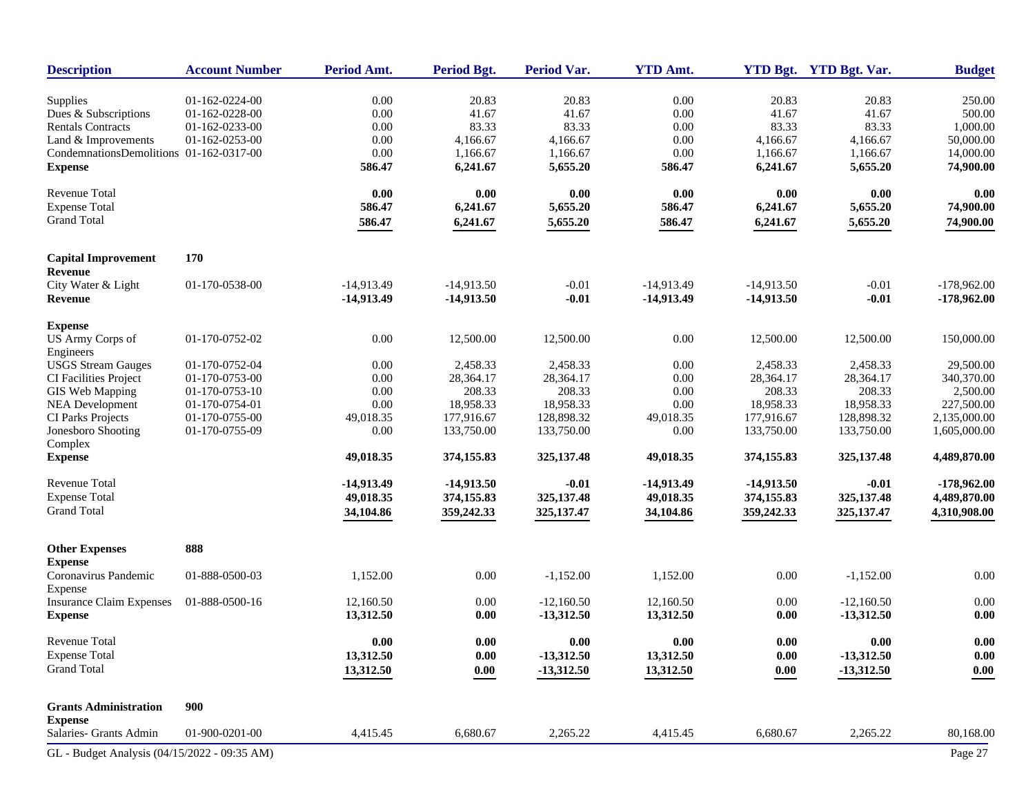| Description | Account Number | Period Amt. | Period Bgt. | Period Var. | YTD Amt. | YTD Bgt. | YTD Bgt. Var. | Budget |
|---|---|---|---|---|---|---|---|---|
| Supplies | 01-162-0224-00 | 0.00 | 20.83 | 20.83 | 0.00 | 20.83 | 20.83 | 250.00 |
| Dues & Subscriptions | 01-162-0228-00 | 0.00 | 41.67 | 41.67 | 0.00 | 41.67 | 41.67 | 500.00 |
| Rentals Contracts | 01-162-0233-00 | 0.00 | 83.33 | 83.33 | 0.00 | 83.33 | 83.33 | 1,000.00 |
| Land & Improvements | 01-162-0253-00 | 0.00 | 4,166.67 | 4,166.67 | 0.00 | 4,166.67 | 4,166.67 | 50,000.00 |
| CondemnationsDemolitions | 01-162-0317-00 | 0.00 | 1,166.67 | 1,166.67 | 0.00 | 1,166.67 | 1,166.67 | 14,000.00 |
| **Expense** | | **586.47** | **6,241.67** | **5,655.20** | **586.47** | **6,241.67** | **5,655.20** | **74,900.00** |
| Revenue Total | | **0.00** | **0.00** | **0.00** | **0.00** | **0.00** | **0.00** | **0.00** |
| Expense Total | | **586.47** | **6,241.67** | **5,655.20** | **586.47** | **6,241.67** | **5,655.20** | **74,900.00** |
| Grand Total | | **586.47** | **6,241.67** | **5,655.20** | **586.47** | **6,241.67** | **5,655.20** | **74,900.00** |
| **Capital Improvement** | **170** | | | | | | | |
| **Revenue** | | | | | | | | |
| City Water & Light | 01-170-0538-00 | -14,913.49 | -14,913.50 | -0.01 | -14,913.49 | -14,913.50 | -0.01 | -178,962.00 |
| **Revenue** | | **-14,913.49** | **-14,913.50** | **-0.01** | **-14,913.49** | **-14,913.50** | **-0.01** | **-178,962.00** |
| **Expense** | | | | | | | | |
| US Army Corps of Engineers | 01-170-0752-02 | 0.00 | 12,500.00 | 12,500.00 | 0.00 | 12,500.00 | 12,500.00 | 150,000.00 |
| USGS Stream Gauges | 01-170-0752-04 | 0.00 | 2,458.33 | 2,458.33 | 0.00 | 2,458.33 | 2,458.33 | 29,500.00 |
| CI Facilities Project | 01-170-0753-00 | 0.00 | 28,364.17 | 28,364.17 | 0.00 | 28,364.17 | 28,364.17 | 340,370.00 |
| GIS Web Mapping | 01-170-0753-10 | 0.00 | 208.33 | 208.33 | 0.00 | 208.33 | 208.33 | 2,500.00 |
| NEA Development | 01-170-0754-01 | 0.00 | 18,958.33 | 18,958.33 | 0.00 | 18,958.33 | 18,958.33 | 227,500.00 |
| CI Parks Projects | 01-170-0755-00 | 49,018.35 | 177,916.67 | 128,898.32 | 49,018.35 | 177,916.67 | 128,898.32 | 2,135,000.00 |
| Jonesboro Shooting Complex | 01-170-0755-09 | 0.00 | 133,750.00 | 133,750.00 | 0.00 | 133,750.00 | 133,750.00 | 1,605,000.00 |
| **Expense** | | **49,018.35** | **374,155.83** | **325,137.48** | **49,018.35** | **374,155.83** | **325,137.48** | **4,489,870.00** |
| Revenue Total | | **-14,913.49** | **-14,913.50** | **-0.01** | **-14,913.49** | **-14,913.50** | **-0.01** | **-178,962.00** |
| Expense Total | | **49,018.35** | **374,155.83** | **325,137.48** | **49,018.35** | **374,155.83** | **325,137.48** | **4,489,870.00** |
| Grand Total | | **34,104.86** | **359,242.33** | **325,137.47** | **34,104.86** | **359,242.33** | **325,137.47** | **4,310,908.00** |
| **Other Expenses** | **888** | | | | | | | |
| **Expense** | | | | | | | | |
| Coronavirus Pandemic Expense | 01-888-0500-03 | 1,152.00 | 0.00 | -1,152.00 | 1,152.00 | 0.00 | -1,152.00 | 0.00 |
| Insurance Claim Expenses | 01-888-0500-16 | 12,160.50 | 0.00 | -12,160.50 | 12,160.50 | 0.00 | -12,160.50 | 0.00 |
| **Expense** | | **13,312.50** | **0.00** | **-13,312.50** | **13,312.50** | **0.00** | **-13,312.50** | **0.00** |
| Revenue Total | | **0.00** | **0.00** | **0.00** | **0.00** | **0.00** | **0.00** | **0.00** |
| Expense Total | | **13,312.50** | **0.00** | **-13,312.50** | **13,312.50** | **0.00** | **-13,312.50** | **0.00** |
| Grand Total | | **13,312.50** | **0.00** | **-13,312.50** | **13,312.50** | **0.00** | **-13,312.50** | **0.00** |
| **Grants Administration** | **900** | | | | | | | |
| **Expense** | | | | | | | | |
| Salaries- Grants Admin | 01-900-0201-00 | 4,415.45 | 6,680.67 | 2,265.22 | 4,415.45 | 6,680.67 | 2,265.22 | 80,168.00 |

GL - Budget Analysis (04/15/2022 - 09:35 AM)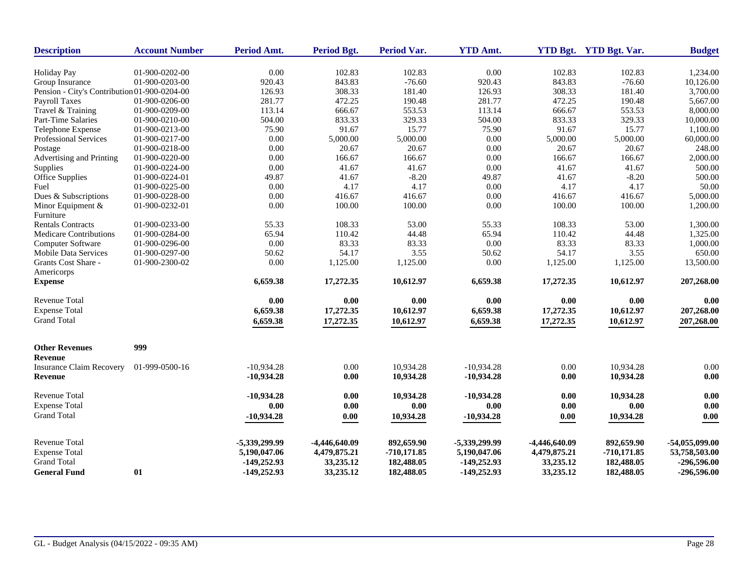| Description | Account Number | Period Amt. | Period Bgt. | Period Var. | YTD Amt. | YTD Bgt. | YTD Bgt. Var. | Budget |
|---|---|---|---|---|---|---|---|---|
| Holiday Pay | 01-900-0202-00 | 0.00 | 102.83 | 102.83 | 0.00 | 102.83 | 102.83 | 1,234.00 |
| Group Insurance | 01-900-0203-00 | 920.43 | 843.83 | -76.60 | 920.43 | 843.83 | -76.60 | 10,126.00 |
| Pension - City's Contribution | 01-900-0204-00 | 126.93 | 308.33 | 181.40 | 126.93 | 308.33 | 181.40 | 3,700.00 |
| Payroll Taxes | 01-900-0206-00 | 281.77 | 472.25 | 190.48 | 281.77 | 472.25 | 190.48 | 5,667.00 |
| Travel & Training | 01-900-0209-00 | 113.14 | 666.67 | 553.53 | 113.14 | 666.67 | 553.53 | 8,000.00 |
| Part-Time Salaries | 01-900-0210-00 | 504.00 | 833.33 | 329.33 | 504.00 | 833.33 | 329.33 | 10,000.00 |
| Telephone Expense | 01-900-0213-00 | 75.90 | 91.67 | 15.77 | 75.90 | 91.67 | 15.77 | 1,100.00 |
| Professional Services | 01-900-0217-00 | 0.00 | 5,000.00 | 5,000.00 | 0.00 | 5,000.00 | 5,000.00 | 60,000.00 |
| Postage | 01-900-0218-00 | 0.00 | 20.67 | 20.67 | 0.00 | 20.67 | 20.67 | 248.00 |
| Advertising and Printing | 01-900-0220-00 | 0.00 | 166.67 | 166.67 | 0.00 | 166.67 | 166.67 | 2,000.00 |
| Supplies | 01-900-0224-00 | 0.00 | 41.67 | 41.67 | 0.00 | 41.67 | 41.67 | 500.00 |
| Office Supplies | 01-900-0224-01 | 49.87 | 41.67 | -8.20 | 49.87 | 41.67 | -8.20 | 500.00 |
| Fuel | 01-900-0225-00 | 0.00 | 4.17 | 4.17 | 0.00 | 4.17 | 4.17 | 50.00 |
| Dues & Subscriptions | 01-900-0228-00 | 0.00 | 416.67 | 416.67 | 0.00 | 416.67 | 416.67 | 5,000.00 |
| Minor Equipment & Furniture | 01-900-0232-01 | 0.00 | 100.00 | 100.00 | 0.00 | 100.00 | 100.00 | 1,200.00 |
| Rentals Contracts | 01-900-0233-00 | 55.33 | 108.33 | 53.00 | 55.33 | 108.33 | 53.00 | 1,300.00 |
| Medicare Contributions | 01-900-0284-00 | 65.94 | 110.42 | 44.48 | 65.94 | 110.42 | 44.48 | 1,325.00 |
| Computer Software | 01-900-0296-00 | 0.00 | 83.33 | 83.33 | 0.00 | 83.33 | 83.33 | 1,000.00 |
| Mobile Data Services | 01-900-0297-00 | 50.62 | 54.17 | 3.55 | 50.62 | 54.17 | 3.55 | 650.00 |
| Grants Cost Share - Americorps | 01-900-2300-02 | 0.00 | 1,125.00 | 1,125.00 | 0.00 | 1,125.00 | 1,125.00 | 13,500.00 |
| **Expense** | | **6,659.38** | **17,272.35** | **10,612.97** | **6,659.38** | **17,272.35** | **10,612.97** | **207,268.00** |
| Revenue Total | | **0.00** | **0.00** | **0.00** | **0.00** | **0.00** | **0.00** | **0.00** |
| Expense Total | | **6,659.38** | **17,272.35** | **10,612.97** | **6,659.38** | **17,272.35** | **10,612.97** | **207,268.00** |
| Grand Total | | **6,659.38** | **17,272.35** | **10,612.97** | **6,659.38** | **17,272.35** | **10,612.97** | **207,268.00** |
| **Other Revenues** | **999** | | | | | | | |
| **Revenue** | | | | | | | | |
| Insurance Claim Recovery | 01-999-0500-16 | -10,934.28 | 0.00 | 10,934.28 | -10,934.28 | 0.00 | 10,934.28 | 0.00 |
| **Revenue** | | **-10,934.28** | **0.00** | **10,934.28** | **-10,934.28** | **0.00** | **10,934.28** | **0.00** |
| Revenue Total | | **-10,934.28** | **0.00** | **10,934.28** | **-10,934.28** | **0.00** | **10,934.28** | **0.00** |
| Expense Total | | **0.00** | **0.00** | **0.00** | **0.00** | **0.00** | **0.00** | **0.00** |
| Grand Total | | **-10,934.28** | **0.00** | **10,934.28** | **-10,934.28** | **0.00** | **10,934.28** | **0.00** |
| Revenue Total | | **-5,339,299.99** | **-4,446,640.09** | **892,659.90** | **-5,339,299.99** | **-4,446,640.09** | **892,659.90** | **-54,055,099.00** |
| Expense Total | | **5,190,047.06** | **4,479,875.21** | **-710,171.85** | **5,190,047.06** | **4,479,875.21** | **-710,171.85** | **53,758,503.00** |
| Grand Total | | **-149,252.93** | **33,235.12** | **182,488.05** | **-149,252.93** | **33,235.12** | **182,488.05** | **-296,596.00** |
| **General Fund** | **01** | **-149,252.93** | **33,235.12** | **182,488.05** | **-149,252.93** | **33,235.12** | **182,488.05** | **-296,596.00** |

GL - Budget Analysis (04/15/2022 - 09:35 AM)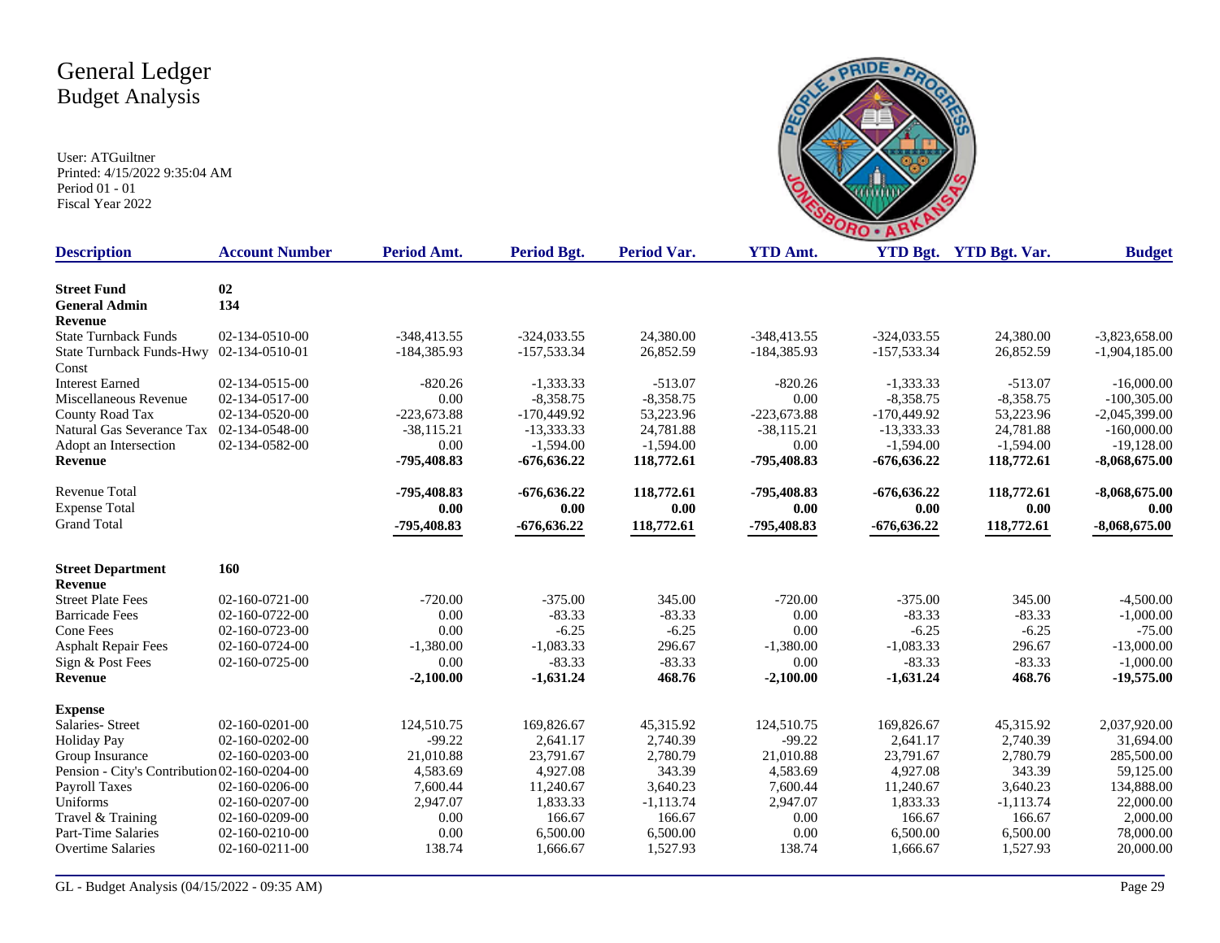# General Ledger
## Budget Analysis

User: ATGuiltner
Printed: 4/15/2022 9:35:04 AM
Period 01 - 01
Fiscal Year 2022

| Description | Account Number | Period Amt. | Period Bgt. | Period Var. | YTD Amt. | YTD Bgt. | YTD Bgt. Var. | Budget |
|---|---|---|---|---|---|---|---|---|
| **Street Fund** | **02** | | | | | | | |
| **General Admin** | **134** | | | | | | | |
| **Revenue** | | | | | | | | |
| State Turnback Funds | 02-134-0510-00 | -348,413.55 | -324,033.55 | 24,380.00 | -348,413.55 | -324,033.55 | 24,380.00 | -3,823,658.00 |
| State Turnback Funds-Hwy Const | 02-134-0510-01 | -184,385.93 | -157,533.34 | 26,852.59 | -184,385.93 | -157,533.34 | 26,852.59 | -1,904,185.00 |
| Interest Earned | 02-134-0515-00 | -820.26 | -1,333.33 | -513.07 | -820.26 | -1,333.33 | -513.07 | -16,000.00 |
| Miscellaneous Revenue | 02-134-0517-00 | 0.00 | -8,358.75 | -8,358.75 | 0.00 | -8,358.75 | -8,358.75 | -100,305.00 |
| County Road Tax | 02-134-0520-00 | -223,673.88 | -170,449.92 | 53,223.96 | -223,673.88 | -170,449.92 | 53,223.96 | -2,045,399.00 |
| Natural Gas Severance Tax | 02-134-0548-00 | -38,115.21 | -13,333.33 | 24,781.88 | -38,115.21 | -13,333.33 | 24,781.88 | -160,000.00 |
| Adopt an Intersection | 02-134-0582-00 | 0.00 | -1,594.00 | -1,594.00 | 0.00 | -1,594.00 | -1,594.00 | -19,128.00 |
| **Revenue** | | **-795,408.83** | **-676,636.22** | **118,772.61** | **-795,408.83** | **-676,636.22** | **118,772.61** | **-8,068,675.00** |
| Revenue Total | | **-795,408.83** | **-676,636.22** | **118,772.61** | **-795,408.83** | **-676,636.22** | **118,772.61** | **-8,068,675.00** |
| Expense Total | | **0.00** | **0.00** | **0.00** | **0.00** | **0.00** | **0.00** | **0.00** |
| Grand Total | | **-795,408.83** | **-676,636.22** | **118,772.61** | **-795,408.83** | **-676,636.22** | **118,772.61** | **-8,068,675.00** |
| **Street Department** | **160** | | | | | | | |
| **Revenue** | | | | | | | | |
| Street Plate Fees | 02-160-0721-00 | -720.00 | -375.00 | 345.00 | -720.00 | -375.00 | 345.00 | -4,500.00 |
| Barricade Fees | 02-160-0722-00 | 0.00 | -83.33 | -83.33 | 0.00 | -83.33 | -83.33 | -1,000.00 |
| Cone Fees | 02-160-0723-00 | 0.00 | -6.25 | -6.25 | 0.00 | -6.25 | -6.25 | -75.00 |
| Asphalt Repair Fees | 02-160-0724-00 | -1,380.00 | -1,083.33 | 296.67 | -1,380.00 | -1,083.33 | 296.67 | -13,000.00 |
| Sign & Post Fees | 02-160-0725-00 | 0.00 | -83.33 | -83.33 | 0.00 | -83.33 | -83.33 | -1,000.00 |
| **Revenue** | | **-2,100.00** | **-1,631.24** | **468.76** | **-2,100.00** | **-1,631.24** | **468.76** | **-19,575.00** |
| **Expense** | | | | | | | | |
| Salaries- Street | 02-160-0201-00 | 124,510.75 | 169,826.67 | 45,315.92 | 124,510.75 | 169,826.67 | 45,315.92 | 2,037,920.00 |
| Holiday Pay | 02-160-0202-00 | -99.22 | 2,641.17 | 2,740.39 | -99.22 | 2,641.17 | 2,740.39 | 31,694.00 |
| Group Insurance | 02-160-0203-00 | 21,010.88 | 23,791.67 | 2,780.79 | 21,010.88 | 23,791.67 | 2,780.79 | 285,500.00 |
| Pension - City's Contribution | 02-160-0204-00 | 4,583.69 | 4,927.08 | 343.39 | 4,583.69 | 4,927.08 | 343.39 | 59,125.00 |
| Payroll Taxes | 02-160-0206-00 | 7,600.44 | 11,240.67 | 3,640.23 | 7,600.44 | 11,240.67 | 3,640.23 | 134,888.00 |
| Uniforms | 02-160-0207-00 | 2,947.07 | 1,833.33 | -1,113.74 | 2,947.07 | 1,833.33 | -1,113.74 | 22,000.00 |
| Travel & Training | 02-160-0209-00 | 0.00 | 166.67 | 166.67 | 0.00 | 166.67 | 166.67 | 2,000.00 |
| Part-Time Salaries | 02-160-0210-00 | 0.00 | 6,500.00 | 6,500.00 | 0.00 | 6,500.00 | 6,500.00 | 78,000.00 |
| Overtime Salaries | 02-160-0211-00 | 138.74 | 1,666.67 | 1,527.93 | 138.74 | 1,666.67 | 1,527.93 | 20,000.00 |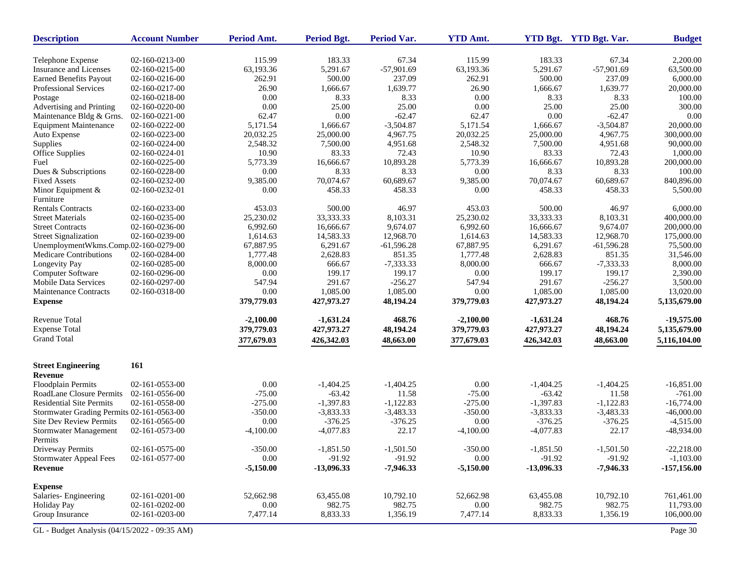| Description | Account Number | Period Amt. | Period Bgt. | Period Var. | YTD Amt. | YTD Bgt. | YTD Bgt. Var. | Budget |
|---|---|---|---|---|---|---|---|---|
| Telephone Expense | 02-160-0213-00 | 115.99 | 183.33 | 67.34 | 115.99 | 183.33 | 67.34 | 2,200.00 |
| Insurance and Licenses | 02-160-0215-00 | 63,193.36 | 5,291.67 | -57,901.69 | 63,193.36 | 5,291.67 | -57,901.69 | 63,500.00 |
| Earned Benefits Payout | 02-160-0216-00 | 262.91 | 500.00 | 237.09 | 262.91 | 500.00 | 237.09 | 6,000.00 |
| Professional Services | 02-160-0217-00 | 26.90 | 1,666.67 | 1,639.77 | 26.90 | 1,666.67 | 1,639.77 | 20,000.00 |
| Postage | 02-160-0218-00 | 0.00 | 8.33 | 8.33 | 0.00 | 8.33 | 8.33 | 100.00 |
| Advertising and Printing | 02-160-0220-00 | 0.00 | 25.00 | 25.00 | 0.00 | 25.00 | 25.00 | 300.00 |
| Maintenance Bldg & Grns. | 02-160-0221-00 | 62.47 | 0.00 | -62.47 | 62.47 | 0.00 | -62.47 | 0.00 |
| Equipment Maintenance | 02-160-0222-00 | 5,171.54 | 1,666.67 | -3,504.87 | 5,171.54 | 1,666.67 | -3,504.87 | 20,000.00 |
| Auto Expense | 02-160-0223-00 | 20,032.25 | 25,000.00 | 4,967.75 | 20,032.25 | 25,000.00 | 4,967.75 | 300,000.00 |
| Supplies | 02-160-0224-00 | 2,548.32 | 7,500.00 | 4,951.68 | 2,548.32 | 7,500.00 | 4,951.68 | 90,000.00 |
| Office Supplies | 02-160-0224-01 | 10.90 | 83.33 | 72.43 | 10.90 | 83.33 | 72.43 | 1,000.00 |
| Fuel | 02-160-0225-00 | 5,773.39 | 16,666.67 | 10,893.28 | 5,773.39 | 16,666.67 | 10,893.28 | 200,000.00 |
| Dues & Subscriptions | 02-160-0228-00 | 0.00 | 8.33 | 8.33 | 0.00 | 8.33 | 8.33 | 100.00 |
| Fixed Assets | 02-160-0232-00 | 9,385.00 | 70,074.67 | 60,689.67 | 9,385.00 | 70,074.67 | 60,689.67 | 840,896.00 |
| Minor Equipment & Furniture | 02-160-0232-01 | 0.00 | 458.33 | 458.33 | 0.00 | 458.33 | 458.33 | 5,500.00 |
| Rentals Contracts | 02-160-0233-00 | 453.03 | 500.00 | 46.97 | 453.03 | 500.00 | 46.97 | 6,000.00 |
| Street Materials | 02-160-0235-00 | 25,230.02 | 33,333.33 | 8,103.31 | 25,230.02 | 33,333.33 | 8,103.31 | 400,000.00 |
| Street Contracts | 02-160-0236-00 | 6,992.60 | 16,666.67 | 9,674.07 | 6,992.60 | 16,666.67 | 9,674.07 | 200,000.00 |
| Street Signalization | 02-160-0239-00 | 1,614.63 | 14,583.33 | 12,968.70 | 1,614.63 | 14,583.33 | 12,968.70 | 175,000.00 |
| UnemploymentWkms.Comp. | 02-160-0279-00 | 67,887.95 | 6,291.67 | -61,596.28 | 67,887.95 | 6,291.67 | -61,596.28 | 75,500.00 |
| Medicare Contributions | 02-160-0284-00 | 1,777.48 | 2,628.83 | 851.35 | 1,777.48 | 2,628.83 | 851.35 | 31,546.00 |
| Longevity Pay | 02-160-0285-00 | 8,000.00 | 666.67 | -7,333.33 | 8,000.00 | 666.67 | -7,333.33 | 8,000.00 |
| Computer Software | 02-160-0296-00 | 0.00 | 199.17 | 199.17 | 0.00 | 199.17 | 199.17 | 2,390.00 |
| Mobile Data Services | 02-160-0297-00 | 547.94 | 291.67 | -256.27 | 547.94 | 291.67 | -256.27 | 3,500.00 |
| Maintenance Contracts | 02-160-0318-00 | 0.00 | 1,085.00 | 1,085.00 | 0.00 | 1,085.00 | 1,085.00 | 13,020.00 |
| **Expense** | | **379,779.03** | **427,973.27** | **48,194.24** | **379,779.03** | **427,973.27** | **48,194.24** | **5,135,679.00** |
| Revenue Total | | **-2,100.00** | **-1,631.24** | **468.76** | **-2,100.00** | **-1,631.24** | **468.76** | **-19,575.00** |
| Expense Total | | **379,779.03** | **427,973.27** | **48,194.24** | **379,779.03** | **427,973.27** | **48,194.24** | **5,135,679.00** |
| Grand Total | | **377,679.03** | **426,342.03** | **48,663.00** | **377,679.03** | **426,342.03** | **48,663.00** | **5,116,104.00** |
| **Street Engineering** | **161** | | | | | | | |
| **Revenue** | | | | | | | | |
| Floodplain Permits | 02-161-0553-00 | 0.00 | -1,404.25 | -1,404.25 | 0.00 | -1,404.25 | -1,404.25 | -16,851.00 |
| RoadLane Closure Permits | 02-161-0556-00 | -75.00 | -63.42 | 11.58 | -75.00 | -63.42 | 11.58 | -761.00 |
| Residential Site Permits | 02-161-0558-00 | -275.00 | -1,397.83 | -1,122.83 | -275.00 | -1,397.83 | -1,122.83 | -16,774.00 |
| Stormwater Grading Permits | 02-161-0563-00 | -350.00 | -3,833.33 | -3,483.33 | -350.00 | -3,833.33 | -3,483.33 | -46,000.00 |
| Site Dev Review Permits | 02-161-0565-00 | 0.00 | -376.25 | -376.25 | 0.00 | -376.25 | -376.25 | -4,515.00 |
| Stormwater Management Permits | 02-161-0573-00 | -4,100.00 | -4,077.83 | 22.17 | -4,100.00 | -4,077.83 | 22.17 | -48,934.00 |
| Driveway Permits | 02-161-0575-00 | -350.00 | -1,851.50 | -1,501.50 | -350.00 | -1,851.50 | -1,501.50 | -22,218.00 |
| Stormwater Appeal Fees | 02-161-0577-00 | 0.00 | -91.92 | -91.92 | 0.00 | -91.92 | -91.92 | -1,103.00 |
| **Revenue** | | **-5,150.00** | **-13,096.33** | **-7,946.33** | **-5,150.00** | **-13,096.33** | **-7,946.33** | **-157,156.00** |
| **Expense** | | | | | | | | |
| Salaries- Engineering | 02-161-0201-00 | 52,662.98 | 63,455.08 | 10,792.10 | 52,662.98 | 63,455.08 | 10,792.10 | 761,461.00 |
| Holiday Pay | 02-161-0202-00 | 0.00 | 982.75 | 982.75 | 0.00 | 982.75 | 982.75 | 11,793.00 |
| Group Insurance | 02-161-0203-00 | 7,477.14 | 8,833.33 | 1,356.19 | 7,477.14 | 8,833.33 | 1,356.19 | 106,000.00 |

GL - Budget Analysis (04/15/2022 - 09:35 AM)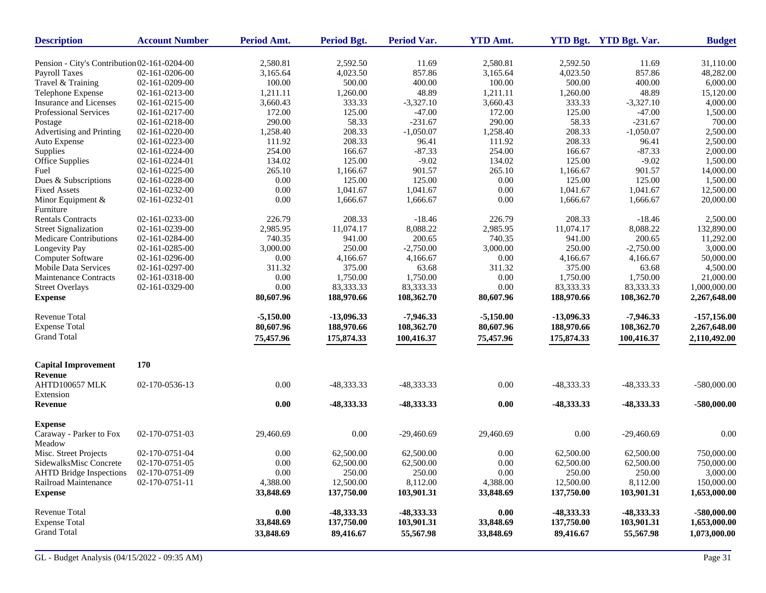| Description | Account Number | Period Amt. | Period Bgt. | Period Var. | YTD Amt. | YTD Bgt. | YTD Bgt. Var. | Budget |
|---|---|---|---|---|---|---|---|---|
| Pension - City's Contribution | 02-161-0204-00 | 2,580.81 | 2,592.50 | 11.69 | 2,580.81 | 2,592.50 | 11.69 | 31,110.00 |
| Payroll Taxes | 02-161-0206-00 | 3,165.64 | 4,023.50 | 857.86 | 3,165.64 | 4,023.50 | 857.86 | 48,282.00 |
| Travel & Training | 02-161-0209-00 | 100.00 | 500.00 | 400.00 | 100.00 | 500.00 | 400.00 | 6,000.00 |
| Telephone Expense | 02-161-0213-00 | 1,211.11 | 1,260.00 | 48.89 | 1,211.11 | 1,260.00 | 48.89 | 15,120.00 |
| Insurance and Licenses | 02-161-0215-00 | 3,660.43 | 333.33 | -3,327.10 | 3,660.43 | 333.33 | -3,327.10 | 4,000.00 |
| Professional Services | 02-161-0217-00 | 172.00 | 125.00 | -47.00 | 172.00 | 125.00 | -47.00 | 1,500.00 |
| Postage | 02-161-0218-00 | 290.00 | 58.33 | -231.67 | 290.00 | 58.33 | -231.67 | 700.00 |
| Advertising and Printing | 02-161-0220-00 | 1,258.40 | 208.33 | -1,050.07 | 1,258.40 | 208.33 | -1,050.07 | 2,500.00 |
| Auto Expense | 02-161-0223-00 | 111.92 | 208.33 | 96.41 | 111.92 | 208.33 | 96.41 | 2,500.00 |
| Supplies | 02-161-0224-00 | 254.00 | 166.67 | -87.33 | 254.00 | 166.67 | -87.33 | 2,000.00 |
| Office Supplies | 02-161-0224-01 | 134.02 | 125.00 | -9.02 | 134.02 | 125.00 | -9.02 | 1,500.00 |
| Fuel | 02-161-0225-00 | 265.10 | 1,166.67 | 901.57 | 265.10 | 1,166.67 | 901.57 | 14,000.00 |
| Dues & Subscriptions | 02-161-0228-00 | 0.00 | 125.00 | 125.00 | 0.00 | 125.00 | 125.00 | 1,500.00 |
| Fixed Assets | 02-161-0232-00 | 0.00 | 1,041.67 | 1,041.67 | 0.00 | 1,041.67 | 1,041.67 | 12,500.00 |
| Minor Equipment & Furniture | 02-161-0232-01 | 0.00 | 1,666.67 | 1,666.67 | 0.00 | 1,666.67 | 1,666.67 | 20,000.00 |
| Rentals Contracts | 02-161-0233-00 | 226.79 | 208.33 | -18.46 | 226.79 | 208.33 | -18.46 | 2,500.00 |
| Street Signalization | 02-161-0239-00 | 2,985.95 | 11,074.17 | 8,088.22 | 2,985.95 | 11,074.17 | 8,088.22 | 132,890.00 |
| Medicare Contributions | 02-161-0284-00 | 740.35 | 941.00 | 200.65 | 740.35 | 941.00 | 200.65 | 11,292.00 |
| Longevity Pay | 02-161-0285-00 | 3,000.00 | 250.00 | -2,750.00 | 3,000.00 | 250.00 | -2,750.00 | 3,000.00 |
| Computer Software | 02-161-0296-00 | 0.00 | 4,166.67 | 4,166.67 | 0.00 | 4,166.67 | 4,166.67 | 50,000.00 |
| Mobile Data Services | 02-161-0297-00 | 311.32 | 375.00 | 63.68 | 311.32 | 375.00 | 63.68 | 4,500.00 |
| Maintenance Contracts | 02-161-0318-00 | 0.00 | 1,750.00 | 1,750.00 | 0.00 | 1,750.00 | 1,750.00 | 21,000.00 |
| Street Overlays | 02-161-0329-00 | 0.00 | 83,333.33 | 83,333.33 | 0.00 | 83,333.33 | 83,333.33 | 1,000,000.00 |
| **Expense** | | **80,607.96** | **188,970.66** | **108,362.70** | **80,607.96** | **188,970.66** | **108,362.70** | **2,267,648.00** |
| Revenue Total | | **-5,150.00** | **-13,096.33** | **-7,946.33** | **-5,150.00** | **-13,096.33** | **-7,946.33** | **-157,156.00** |
| Expense Total | | **80,607.96** | **188,970.66** | **108,362.70** | **80,607.96** | **188,970.66** | **108,362.70** | **2,267,648.00** |
| Grand Total | | **75,457.96** | **175,874.33** | **100,416.37** | **75,457.96** | **175,874.33** | **100,416.37** | **2,110,492.00** |

| Description | Account Number | Period Amt. | Period Bgt. | Period Var. | YTD Amt. | YTD Bgt. | YTD Bgt. Var. | Budget |
|---|---|---|---|---|---|---|---|---|
| **Capital Improvement** | **170** | | | | | | | |
| **Revenue** | | | | | | | | |
| AHTD100657 MLK Extension | 02-170-0536-13 | 0.00 | -48,333.33 | -48,333.33 | 0.00 | -48,333.33 | -48,333.33 | -580,000.00 |
| **Revenue** | | **0.00** | **-48,333.33** | **-48,333.33** | **0.00** | **-48,333.33** | **-48,333.33** | **-580,000.00** |
| **Expense** | | | | | | | | |
| Caraway - Parker to Fox Meadow | 02-170-0751-03 | 29,460.69 | 0.00 | -29,460.69 | 29,460.69 | 0.00 | -29,460.69 | 0.00 |
| Misc. Street Projects | 02-170-0751-04 | 0.00 | 62,500.00 | 62,500.00 | 0.00 | 62,500.00 | 62,500.00 | 750,000.00 |
| SidewalksMisc Concrete | 02-170-0751-05 | 0.00 | 62,500.00 | 62,500.00 | 0.00 | 62,500.00 | 62,500.00 | 750,000.00 |
| AHTD Bridge Inspections | 02-170-0751-09 | 0.00 | 250.00 | 250.00 | 0.00 | 250.00 | 250.00 | 3,000.00 |
| Railroad Maintenance | 02-170-0751-11 | 4,388.00 | 12,500.00 | 8,112.00 | 4,388.00 | 12,500.00 | 8,112.00 | 150,000.00 |
| **Expense** | | **33,848.69** | **137,750.00** | **103,901.31** | **33,848.69** | **137,750.00** | **103,901.31** | **1,653,000.00** |
| Revenue Total | | **0.00** | **-48,333.33** | **-48,333.33** | **0.00** | **-48,333.33** | **-48,333.33** | **-580,000.00** |
| Expense Total | | **33,848.69** | **137,750.00** | **103,901.31** | **33,848.69** | **137,750.00** | **103,901.31** | **1,653,000.00** |
| Grand Total | | **33,848.69** | **89,416.67** | **55,567.98** | **33,848.69** | **89,416.67** | **55,567.98** | **1,073,000.00** |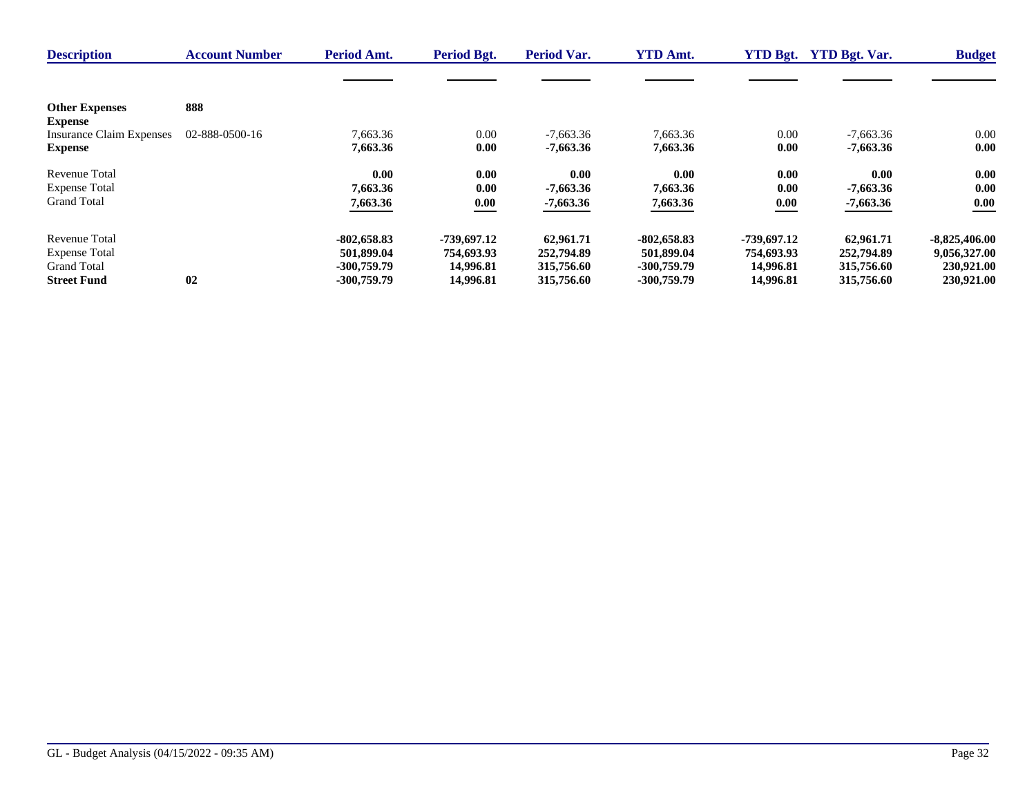| Description | Account Number | Period Amt. | Period Bgt. | Period Var. | YTD Amt. | YTD Bgt. | YTD Bgt. Var. | Budget |
|---|---|---|---|---|---|---|---|---|
| **Other Expenses** | **888** | | | | | | | |
| **Expense** | | | | | | | | |
| Insurance Claim Expenses | 02-888-0500-16 | 7,663.36 | 0.00 | -7,663.36 | 7,663.36 | 0.00 | -7,663.36 | 0.00 |
| **Expense** | | **7,663.36** | **0.00** | **-7,663.36** | **7,663.36** | **0.00** | **-7,663.36** | **0.00** |
| Revenue Total | | **0.00** | **0.00** | **0.00** | **0.00** | **0.00** | **0.00** | **0.00** |
| Expense Total | | **7,663.36** | **0.00** | **-7,663.36** | **7,663.36** | **0.00** | **-7,663.36** | **0.00** |
| Grand Total | | **7,663.36** | **0.00** | **-7,663.36** | **7,663.36** | **0.00** | **-7,663.36** | **0.00** |
| Revenue Total | | **-802,658.83** | **-739,697.12** | **62,961.71** | **-802,658.83** | **-739,697.12** | **62,961.71** | **-8,825,406.00** |
| Expense Total | | **501,899.04** | **754,693.93** | **252,794.89** | **501,899.04** | **754,693.93** | **252,794.89** | **9,056,327.00** |
| Grand Total | | **-300,759.79** | **14,996.81** | **315,756.60** | **-300,759.79** | **14,996.81** | **315,756.60** | **230,921.00** |
| **Street Fund** | **02** | **-300,759.79** | **14,996.81** | **315,756.60** | **-300,759.79** | **14,996.81** | **315,756.60** | **230,921.00** |

GL - Budget Analysis (04/15/2022 - 09:35 AM)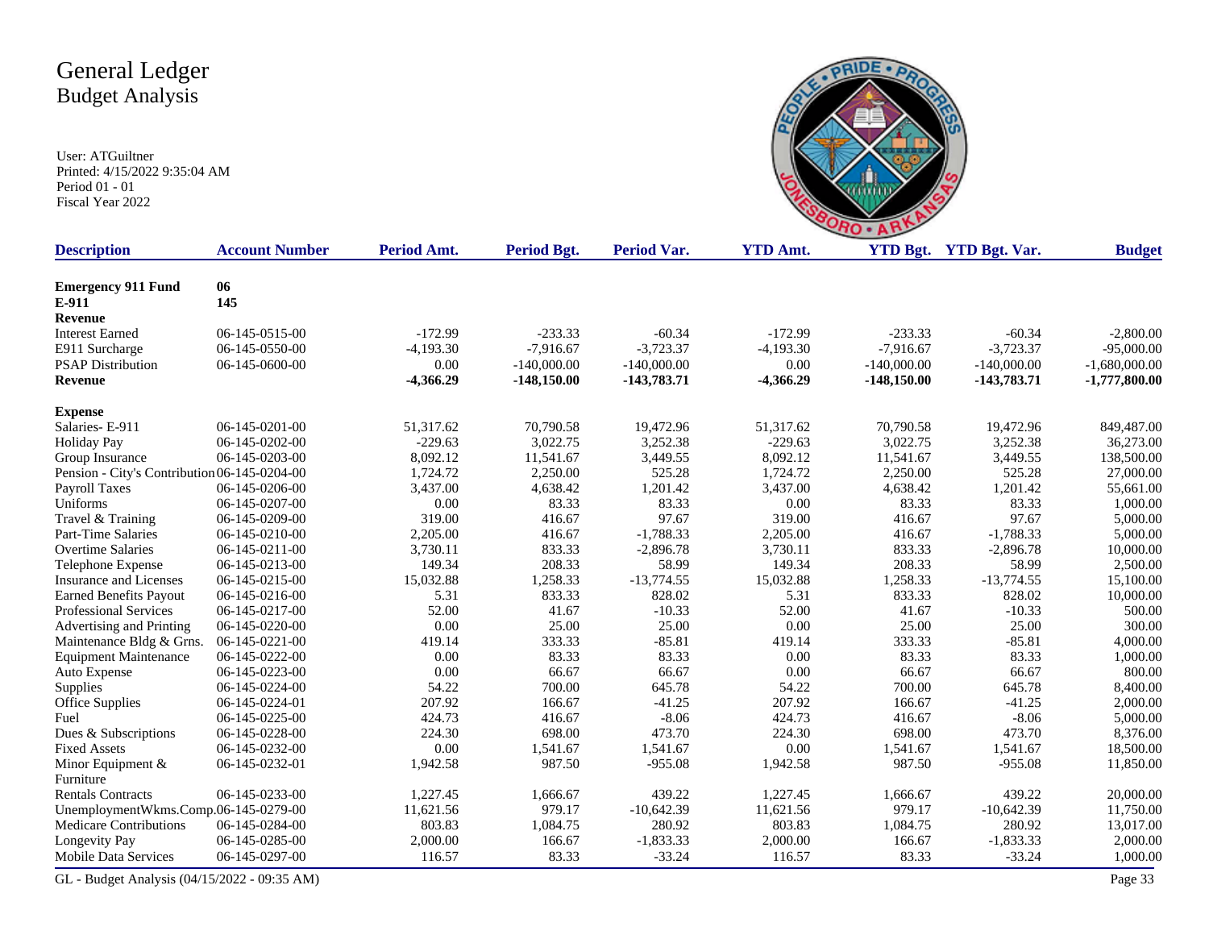# General Ledger
## Budget Analysis

User: ATGuiltner
Printed: 4/15/2022 9:35:04 AM
Period 01 - 01
Fiscal Year 2022

| Description | Account Number | Period Amt. | Period Bgt. | Period Var. | YTD Amt. | YTD Bgt. | YTD Bgt. Var. | Budget |
|---|---|---|---|---|---|---|---|---|
| **Emergency 911 Fund** | **06** | | | | | | | |
| **E-911** | **145** | | | | | | | |
| **Revenue** | | | | | | | | |
| Interest Earned | 06-145-0515-00 | -172.99 | -233.33 | -60.34 | -172.99 | -233.33 | -60.34 | -2,800.00 |
| E911 Surcharge | 06-145-0550-00 | -4,193.30 | -7,916.67 | -3,723.37 | -4,193.30 | -7,916.67 | -3,723.37 | -95,000.00 |
| PSAP Distribution | 06-145-0600-00 | 0.00 | -140,000.00 | -140,000.00 | 0.00 | -140,000.00 | -140,000.00 | -1,680,000.00 |
| **Revenue** | | **-4,366.29** | **-148,150.00** | **-143,783.71** | **-4,366.29** | **-148,150.00** | **-143,783.71** | **-1,777,800.00** |
| **Expense** | | | | | | | | |
| Salaries- E-911 | 06-145-0201-00 | 51,317.62 | 70,790.58 | 19,472.96 | 51,317.62 | 70,790.58 | 19,472.96 | 849,487.00 |
| Holiday Pay | 06-145-0202-00 | -229.63 | 3,022.75 | 3,252.38 | -229.63 | 3,022.75 | 3,252.38 | 36,273.00 |
| Group Insurance | 06-145-0203-00 | 8,092.12 | 11,541.67 | 3,449.55 | 8,092.12 | 11,541.67 | 3,449.55 | 138,500.00 |
| Pension - City's Contribution | 06-145-0204-00 | 1,724.72 | 2,250.00 | 525.28 | 1,724.72 | 2,250.00 | 525.28 | 27,000.00 |
| Payroll Taxes | 06-145-0206-00 | 3,437.00 | 4,638.42 | 1,201.42 | 3,437.00 | 4,638.42 | 1,201.42 | 55,661.00 |
| Uniforms | 06-145-0207-00 | 0.00 | 83.33 | 83.33 | 0.00 | 83.33 | 83.33 | 1,000.00 |
| Travel & Training | 06-145-0209-00 | 319.00 | 416.67 | 97.67 | 319.00 | 416.67 | 97.67 | 5,000.00 |
| Part-Time Salaries | 06-145-0210-00 | 2,205.00 | 416.67 | -1,788.33 | 2,205.00 | 416.67 | -1,788.33 | 5,000.00 |
| Overtime Salaries | 06-145-0211-00 | 3,730.11 | 833.33 | -2,896.78 | 3,730.11 | 833.33 | -2,896.78 | 10,000.00 |
| Telephone Expense | 06-145-0213-00 | 149.34 | 208.33 | 58.99 | 149.34 | 208.33 | 58.99 | 2,500.00 |
| Insurance and Licenses | 06-145-0215-00 | 15,032.88 | 1,258.33 | -13,774.55 | 15,032.88 | 1,258.33 | -13,774.55 | 15,100.00 |
| Earned Benefits Payout | 06-145-0216-00 | 5.31 | 833.33 | 828.02 | 5.31 | 833.33 | 828.02 | 10,000.00 |
| Professional Services | 06-145-0217-00 | 52.00 | 41.67 | -10.33 | 52.00 | 41.67 | -10.33 | 500.00 |
| Advertising and Printing | 06-145-0220-00 | 0.00 | 25.00 | 25.00 | 0.00 | 25.00 | 25.00 | 300.00 |
| Maintenance Bldg & Grns. | 06-145-0221-00 | 419.14 | 333.33 | -85.81 | 419.14 | 333.33 | -85.81 | 4,000.00 |
| Equipment Maintenance | 06-145-0222-00 | 0.00 | 83.33 | 83.33 | 0.00 | 83.33 | 83.33 | 1,000.00 |
| Auto Expense | 06-145-0223-00 | 0.00 | 66.67 | 66.67 | 0.00 | 66.67 | 66.67 | 800.00 |
| Supplies | 06-145-0224-00 | 54.22 | 700.00 | 645.78 | 54.22 | 700.00 | 645.78 | 8,400.00 |
| Office Supplies | 06-145-0224-01 | 207.92 | 166.67 | -41.25 | 207.92 | 166.67 | -41.25 | 2,000.00 |
| Fuel | 06-145-0225-00 | 424.73 | 416.67 | -8.06 | 424.73 | 416.67 | -8.06 | 5,000.00 |
| Dues & Subscriptions | 06-145-0228-00 | 224.30 | 698.00 | 473.70 | 224.30 | 698.00 | 473.70 | 8,376.00 |
| Fixed Assets | 06-145-0232-00 | 0.00 | 1,541.67 | 1,541.67 | 0.00 | 1,541.67 | 1,541.67 | 18,500.00 |
| Minor Equipment & Furniture | 06-145-0232-01 | 1,942.58 | 987.50 | -955.08 | 1,942.58 | 987.50 | -955.08 | 11,850.00 |
| Rentals Contracts | 06-145-0233-00 | 1,227.45 | 1,666.67 | 439.22 | 1,227.45 | 1,666.67 | 439.22 | 20,000.00 |
| UnemploymentWkms.Comp. | 06-145-0279-00 | 11,621.56 | 979.17 | -10,642.39 | 11,621.56 | 979.17 | -10,642.39 | 11,750.00 |
| Medicare Contributions | 06-145-0284-00 | 803.83 | 1,084.75 | 280.92 | 803.83 | 1,084.75 | 280.92 | 13,017.00 |
| Longevity Pay | 06-145-0285-00 | 2,000.00 | 166.67 | -1,833.33 | 2,000.00 | 166.67 | -1,833.33 | 2,000.00 |
| Mobile Data Services | 06-145-0297-00 | 116.57 | 83.33 | -33.24 | 116.57 | 83.33 | -33.24 | 1,000.00 |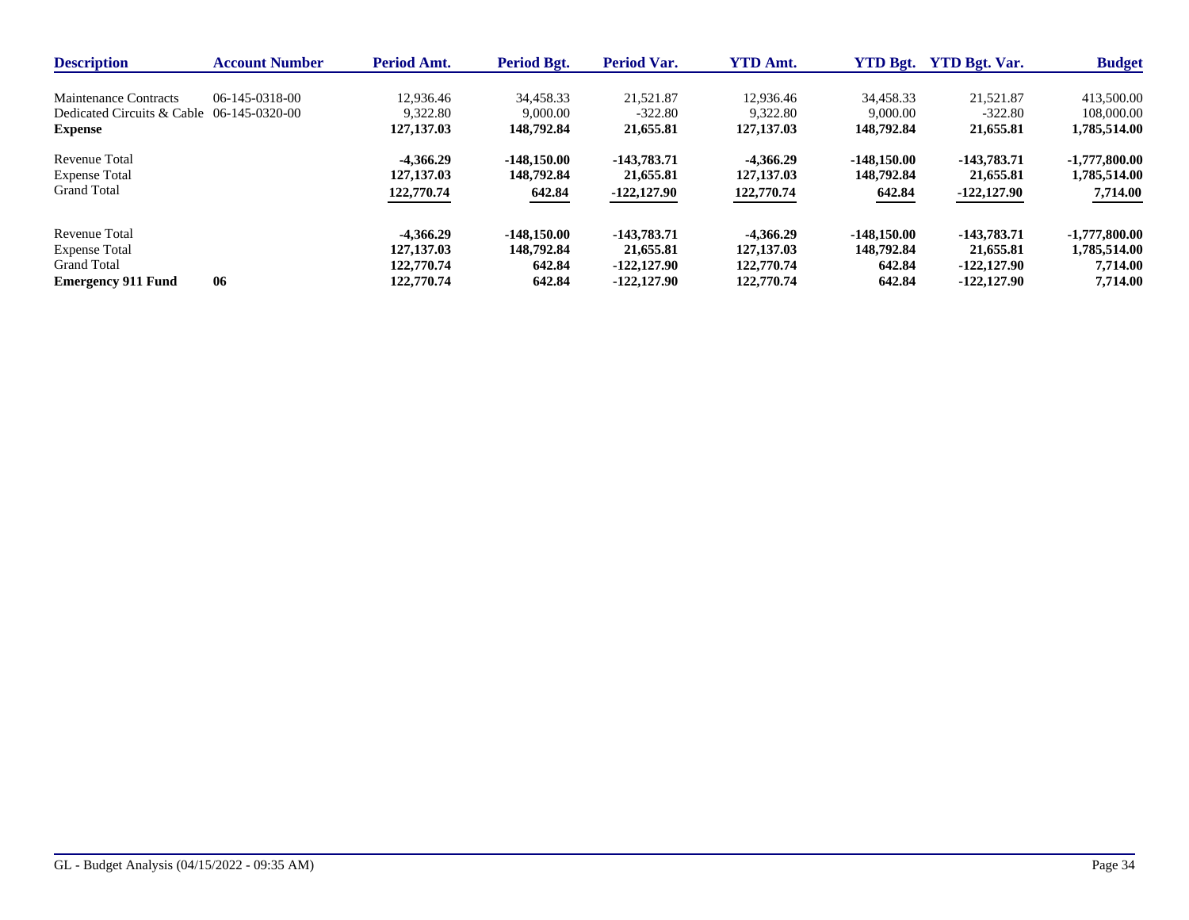| Description | Account Number | Period Amt. | Period Bgt. | Period Var. | YTD Amt. | YTD Bgt. | YTD Bgt. Var. | Budget |
|---|---|---|---|---|---|---|---|---|
| Maintenance Contracts | 06-145-0318-00 | 12,936.46 | 34,458.33 | 21,521.87 | 12,936.46 | 34,458.33 | 21,521.87 | 413,500.00 |
| Dedicated Circuits & Cable | 06-145-0320-00 | 9,322.80 | 9,000.00 | -322.80 | 9,322.80 | 9,000.00 | -322.80 | 108,000.00 |
| **Expense** | | **127,137.03** | **148,792.84** | **21,655.81** | **127,137.03** | **148,792.84** | **21,655.81** | **1,785,514.00** |
| Revenue Total | | **-4,366.29** | **-148,150.00** | **-143,783.71** | **-4,366.29** | **-148,150.00** | **-143,783.71** | **-1,777,800.00** |
| Expense Total | | **127,137.03** | **148,792.84** | **21,655.81** | **127,137.03** | **148,792.84** | **21,655.81** | **1,785,514.00** |
| Grand Total | | **122,770.74** | **642.84** | **-122,127.90** | **122,770.74** | **642.84** | **-122,127.90** | **7,714.00** |
| Revenue Total | | **-4,366.29** | **-148,150.00** | **-143,783.71** | **-4,366.29** | **-148,150.00** | **-143,783.71** | **-1,777,800.00** |
| Expense Total | | **127,137.03** | **148,792.84** | **21,655.81** | **127,137.03** | **148,792.84** | **21,655.81** | **1,785,514.00** |
| Grand Total | | **122,770.74** | **642.84** | **-122,127.90** | **122,770.74** | **642.84** | **-122,127.90** | **7,714.00** |
| **Emergency 911 Fund** | **06** | **122,770.74** | **642.84** | **-122,127.90** | **122,770.74** | **642.84** | **-122,127.90** | **7,714.00** |

GL - Budget Analysis (04/15/2022 - 09:35 AM)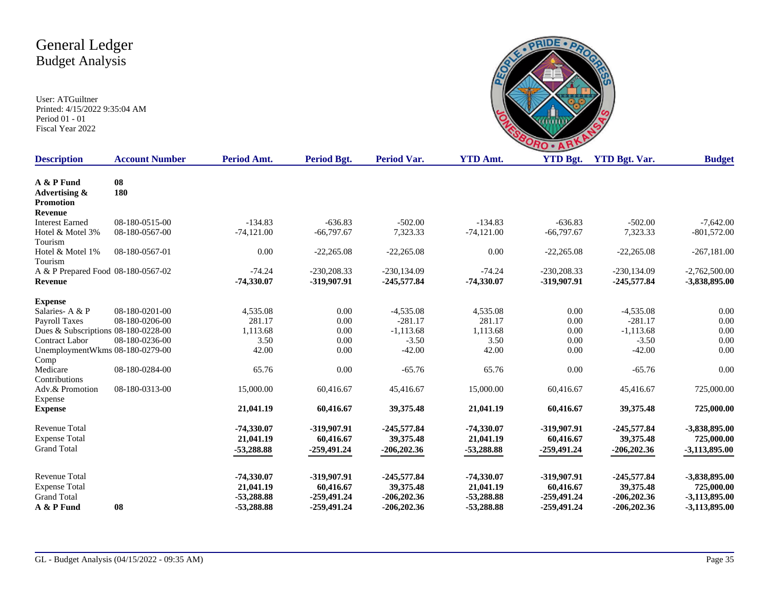# General Ledger
## Budget Analysis

User: ATGuiltner
Printed: 4/15/2022 9:35:04 AM
Period 01 - 01
Fiscal Year 2022

| Description | Account Number | Period Amt. | Period Bgt. | Period Var. | YTD Amt. | YTD Bgt. | YTD Bgt. Var. | Budget |
|---|---|---|---|---|---|---|---|---|
| **A & P Fund** | **08** | | | | | | | |
| **Advertising & Promotion** | **180** | | | | | | | |
| **Revenue** | | | | | | | | |
| Interest Earned | 08-180-0515-00 | -134.83 | -636.83 | -502.00 | -134.83 | -636.83 | -502.00 | -7,642.00 |
| Hotel & Motel 3% Tourism | 08-180-0567-00 | -74,121.00 | -66,797.67 | 7,323.33 | -74,121.00 | -66,797.67 | 7,323.33 | -801,572.00 |
| Hotel & Motel 1% Tourism | 08-180-0567-01 | 0.00 | -22,265.08 | -22,265.08 | 0.00 | -22,265.08 | -22,265.08 | -267,181.00 |
| A & P Prepared Food | 08-180-0567-02 | -74.24 | -230,208.33 | -230,134.09 | -74.24 | -230,208.33 | -230,134.09 | -2,762,500.00 |
| **Revenue** | | **-74,330.07** | **-319,907.91** | **-245,577.84** | **-74,330.07** | **-319,907.91** | **-245,577.84** | **-3,838,895.00** |
| **Expense** | | | | | | | | |
| Salaries- A & P | 08-180-0201-00 | 4,535.08 | 0.00 | -4,535.08 | 4,535.08 | 0.00 | -4,535.08 | 0.00 |
| Payroll Taxes | 08-180-0206-00 | 281.17 | 0.00 | -281.17 | 281.17 | 0.00 | -281.17 | 0.00 |
| Dues & Subscriptions | 08-180-0228-00 | 1,113.68 | 0.00 | -1,113.68 | 1,113.68 | 0.00 | -1,113.68 | 0.00 |
| Contract Labor | 08-180-0236-00 | 3.50 | 0.00 | -3.50 | 3.50 | 0.00 | -3.50 | 0.00 |
| UnemploymentWkms Comp | 08-180-0279-00 | 42.00 | 0.00 | -42.00 | 42.00 | 0.00 | -42.00 | 0.00 |
| Medicare Contributions | 08-180-0284-00 | 65.76 | 0.00 | -65.76 | 65.76 | 0.00 | -65.76 | 0.00 |
| Adv.& Promotion Expense | 08-180-0313-00 | 15,000.00 | 60,416.67 | 45,416.67 | 15,000.00 | 60,416.67 | 45,416.67 | 725,000.00 |
| **Expense** | | **21,041.19** | **60,416.67** | **39,375.48** | **21,041.19** | **60,416.67** | **39,375.48** | **725,000.00** |
| Revenue Total | | **-74,330.07** | **-319,907.91** | **-245,577.84** | **-74,330.07** | **-319,907.91** | **-245,577.84** | **-3,838,895.00** |
| Expense Total | | **21,041.19** | **60,416.67** | **39,375.48** | **21,041.19** | **60,416.67** | **39,375.48** | **725,000.00** |
| Grand Total | | **-53,288.88** | **-259,491.24** | **-206,202.36** | **-53,288.88** | **-259,491.24** | **-206,202.36** | **-3,113,895.00** |
| Revenue Total | | **-74,330.07** | **-319,907.91** | **-245,577.84** | **-74,330.07** | **-319,907.91** | **-245,577.84** | **-3,838,895.00** |
| Expense Total | | **21,041.19** | **60,416.67** | **39,375.48** | **21,041.19** | **60,416.67** | **39,375.48** | **725,000.00** |
| Grand Total | | **-53,288.88** | **-259,491.24** | **-206,202.36** | **-53,288.88** | **-259,491.24** | **-206,202.36** | **-3,113,895.00** |
| **A & P Fund** | **08** | **-53,288.88** | **-259,491.24** | **-206,202.36** | **-53,288.88** | **-259,491.24** | **-206,202.36** | **-3,113,895.00** |

GL - Budget Analysis (04/15/2022 - 09:35 AM)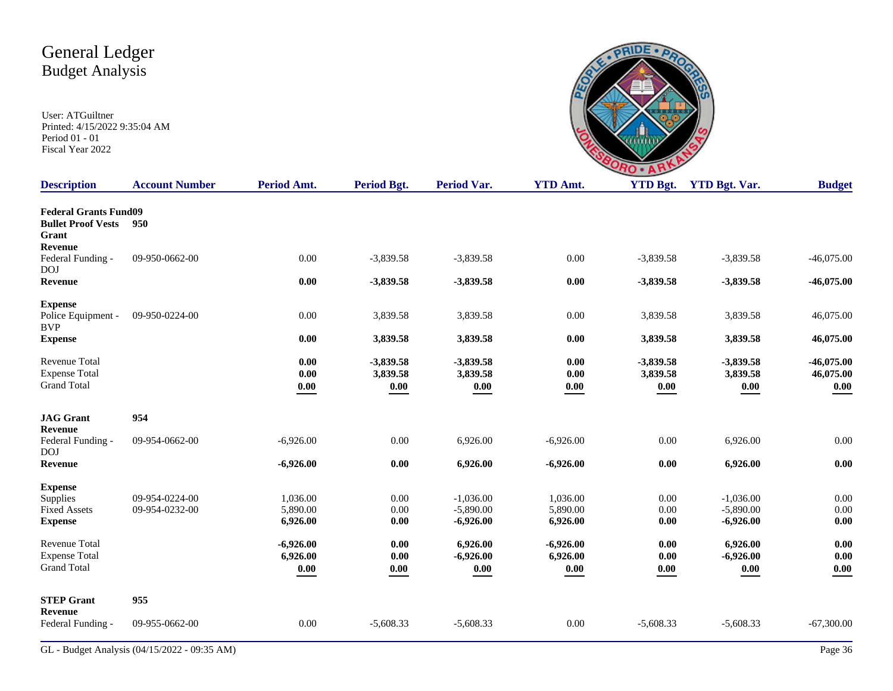# General Ledger
## Budget Analysis

User: ATGuiltner
Printed: 4/15/2022 9:35:04 AM
Period 01 - 01
Fiscal Year 2022

| Description | Account Number | Period Amt. | Period Bgt. | Period Var. | YTD Amt. | YTD Bgt. | YTD Bgt. Var. | Budget |
|---|---|---|---|---|---|---|---|---|
| **Federal Grants Fund09** | | | | | | | | |
| **Bullet Proof Vests Grant** | **950** | | | | | | | |
| **Revenue** | | | | | | | | |
| Federal Funding - DOJ | 09-950-0662-00 | 0.00 | -3,839.58 | -3,839.58 | 0.00 | -3,839.58 | -3,839.58 | -46,075.00 |
| **Revenue** | | **0.00** | **-3,839.58** | **-3,839.58** | **0.00** | **-3,839.58** | **-3,839.58** | **-46,075.00** |
| **Expense** | | | | | | | | |
| Police Equipment - BVP | 09-950-0224-00 | 0.00 | 3,839.58 | 3,839.58 | 0.00 | 3,839.58 | 3,839.58 | 46,075.00 |
| **Expense** | | **0.00** | **3,839.58** | **3,839.58** | **0.00** | **3,839.58** | **3,839.58** | **46,075.00** |
| Revenue Total | | **0.00** | **-3,839.58** | **-3,839.58** | **0.00** | **-3,839.58** | **-3,839.58** | **-46,075.00** |
| Expense Total | | **0.00** | **3,839.58** | **3,839.58** | **0.00** | **3,839.58** | **3,839.58** | **46,075.00** |
| Grand Total | | **0.00** | **0.00** | **0.00** | **0.00** | **0.00** | **0.00** | **0.00** |
| **JAG Grant** | **954** | | | | | | | |
| **Revenue** | | | | | | | | |
| Federal Funding - DOJ | 09-954-0662-00 | -6,926.00 | 0.00 | 6,926.00 | -6,926.00 | 0.00 | 6,926.00 | 0.00 |
| **Revenue** | | **-6,926.00** | **0.00** | **6,926.00** | **-6,926.00** | **0.00** | **6,926.00** | **0.00** |
| **Expense** | | | | | | | | |
| Supplies | 09-954-0224-00 | 1,036.00 | 0.00 | -1,036.00 | 1,036.00 | 0.00 | -1,036.00 | 0.00 |
| Fixed Assets | 09-954-0232-00 | 5,890.00 | 0.00 | -5,890.00 | 5,890.00 | 0.00 | -5,890.00 | 0.00 |
| **Expense** | | **6,926.00** | **0.00** | **-6,926.00** | **6,926.00** | **0.00** | **-6,926.00** | **0.00** |
| Revenue Total | | **-6,926.00** | **0.00** | **6,926.00** | **-6,926.00** | **0.00** | **6,926.00** | **0.00** |
| Expense Total | | **6,926.00** | **0.00** | **-6,926.00** | **6,926.00** | **0.00** | **-6,926.00** | **0.00** |
| Grand Total | | **0.00** | **0.00** | **0.00** | **0.00** | **0.00** | **0.00** | **0.00** |
| **STEP Grant** | **955** | | | | | | | |
| **Revenue** | | | | | | | | |
| Federal Funding - | 09-955-0662-00 | 0.00 | -5,608.33 | -5,608.33 | 0.00 | -5,608.33 | -5,608.33 | -67,300.00 |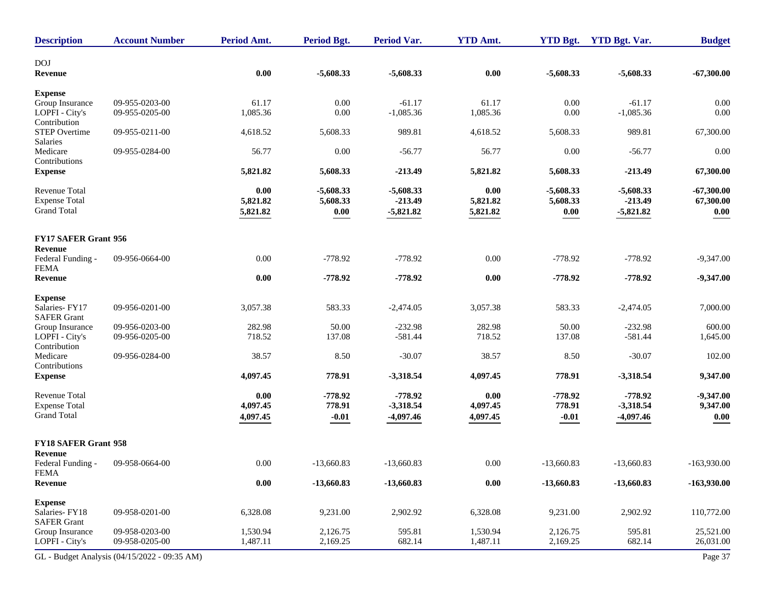| Description | Account Number | Period Amt. | Period Bgt. | Period Var. | YTD Amt. | YTD Bgt. | YTD Bgt. Var. | Budget |
|---|---|---|---|---|---|---|---|---|
| DOJ | | | | | | | | |
| **Revenue** | | **0.00** | **-5,608.33** | **-5,608.33** | **0.00** | **-5,608.33** | **-5,608.33** | **-67,300.00** |
| **Expense** | | | | | | | | |
| Group Insurance | 09-955-0203-00 | 61.17 | 0.00 | -61.17 | 61.17 | 0.00 | -61.17 | 0.00 |
| LOPFI - City's Contribution | 09-955-0205-00 | 1,085.36 | 0.00 | -1,085.36 | 1,085.36 | 0.00 | -1,085.36 | 0.00 |
| STEP Overtime Salaries | 09-955-0211-00 | 4,618.52 | 5,608.33 | 989.81 | 4,618.52 | 5,608.33 | 989.81 | 67,300.00 |
| Medicare Contributions | 09-955-0284-00 | 56.77 | 0.00 | -56.77 | 56.77 | 0.00 | -56.77 | 0.00 |
| **Expense** | | **5,821.82** | **5,608.33** | **-213.49** | **5,821.82** | **5,608.33** | **-213.49** | **67,300.00** |
| Revenue Total | | **0.00** | **-5,608.33** | **-5,608.33** | **0.00** | **-5,608.33** | **-5,608.33** | **-67,300.00** |
| Expense Total | | **5,821.82** | **5,608.33** | **-213.49** | **5,821.82** | **5,608.33** | **-213.49** | **67,300.00** |
| Grand Total | | **5,821.82** | **0.00** | **-5,821.82** | **5,821.82** | **0.00** | **-5,821.82** | **0.00** |
| **FY17 SAFER Grant 956** | | | | | | | | |
| **Revenue** | | | | | | | | |
| Federal Funding - FEMA | 09-956-0664-00 | 0.00 | -778.92 | -778.92 | 0.00 | -778.92 | -778.92 | -9,347.00 |
| **Revenue** | | **0.00** | **-778.92** | **-778.92** | **0.00** | **-778.92** | **-778.92** | **-9,347.00** |
| **Expense** | | | | | | | | |
| Salaries- FY17 SAFER Grant | 09-956-0201-00 | 3,057.38 | 583.33 | -2,474.05 | 3,057.38 | 583.33 | -2,474.05 | 7,000.00 |
| Group Insurance | 09-956-0203-00 | 282.98 | 50.00 | -232.98 | 282.98 | 50.00 | -232.98 | 600.00 |
| LOPFI - City's Contribution | 09-956-0205-00 | 718.52 | 137.08 | -581.44 | 718.52 | 137.08 | -581.44 | 1,645.00 |
| Medicare Contributions | 09-956-0284-00 | 38.57 | 8.50 | -30.07 | 38.57 | 8.50 | -30.07 | 102.00 |
| **Expense** | | **4,097.45** | **778.91** | **-3,318.54** | **4,097.45** | **778.91** | **-3,318.54** | **9,347.00** |
| Revenue Total | | **0.00** | **-778.92** | **-778.92** | **0.00** | **-778.92** | **-778.92** | **-9,347.00** |
| Expense Total | | **4,097.45** | **778.91** | **-3,318.54** | **4,097.45** | **778.91** | **-3,318.54** | **9,347.00** |
| Grand Total | | **4,097.45** | **-0.01** | **-4,097.46** | **4,097.45** | **-0.01** | **-4,097.46** | **0.00** |
| **FY18 SAFER Grant 958** | | | | | | | | |
| **Revenue** | | | | | | | | |
| Federal Funding - FEMA | 09-958-0664-00 | 0.00 | -13,660.83 | -13,660.83 | 0.00 | -13,660.83 | -13,660.83 | -163,930.00 |
| **Revenue** | | **0.00** | **-13,660.83** | **-13,660.83** | **0.00** | **-13,660.83** | **-13,660.83** | **-163,930.00** |
| **Expense** | | | | | | | | |
| Salaries- FY18 SAFER Grant | 09-958-0201-00 | 6,328.08 | 9,231.00 | 2,902.92 | 6,328.08 | 9,231.00 | 2,902.92 | 110,772.00 |
| Group Insurance | 09-958-0203-00 | 1,530.94 | 2,126.75 | 595.81 | 1,530.94 | 2,126.75 | 595.81 | 25,521.00 |
| LOPFI - City's | 09-958-0205-00 | 1,487.11 | 2,169.25 | 682.14 | 1,487.11 | 2,169.25 | 682.14 | 26,031.00 |

GL - Budget Analysis (04/15/2022 - 09:35 AM)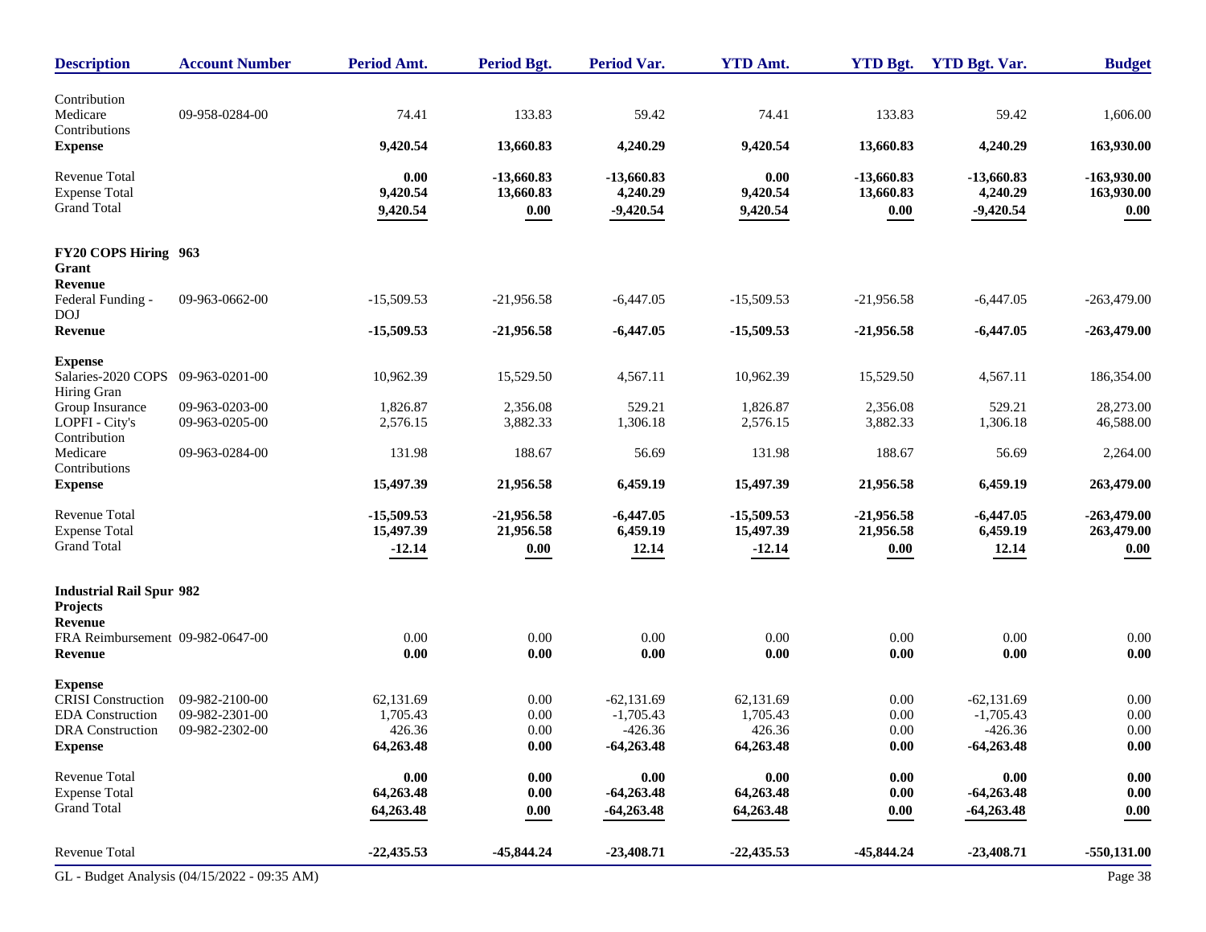| Description | Account Number | Period Amt. | Period Bgt. | Period Var. | YTD Amt. | YTD Bgt. | YTD Bgt. Var. | Budget |
|---|---|---|---|---|---|---|---|---|
| Contribution | | | | | | | | |
| Medicare Contributions | 09-958-0284-00 | 74.41 | 133.83 | 59.42 | 74.41 | 133.83 | 59.42 | 1,606.00 |
| **Expense** | | **9,420.54** | **13,660.83** | **4,240.29** | **9,420.54** | **13,660.83** | **4,240.29** | **163,930.00** |
| Revenue Total | | **0.00** | **-13,660.83** | **-13,660.83** | **0.00** | **-13,660.83** | **-13,660.83** | **-163,930.00** |
| Expense Total | | **9,420.54** | **13,660.83** | **4,240.29** | **9,420.54** | **13,660.83** | **4,240.29** | **163,930.00** |
| Grand Total | | **9,420.54** | **0.00** | **-9,420.54** | **9,420.54** | **0.00** | **-9,420.54** | **0.00** |
| **FY20 COPS Hiring Grant** | **963** | | | | | | | |
| **Revenue** | | | | | | | | |
| Federal Funding - DOJ | 09-963-0662-00 | -15,509.53 | -21,956.58 | -6,447.05 | -15,509.53 | -21,956.58 | -6,447.05 | -263,479.00 |
| **Revenue** | | **-15,509.53** | **-21,956.58** | **-6,447.05** | **-15,509.53** | **-21,956.58** | **-6,447.05** | **-263,479.00** |
| **Expense** | | | | | | | | |
| Salaries-2020 COPS Hiring Gran | 09-963-0201-00 | 10,962.39 | 15,529.50 | 4,567.11 | 10,962.39 | 15,529.50 | 4,567.11 | 186,354.00 |
| Group Insurance | 09-963-0203-00 | 1,826.87 | 2,356.08 | 529.21 | 1,826.87 | 2,356.08 | 529.21 | 28,273.00 |
| LOPFI - City's Contribution | 09-963-0205-00 | 2,576.15 | 3,882.33 | 1,306.18 | 2,576.15 | 3,882.33 | 1,306.18 | 46,588.00 |
| Medicare Contributions | 09-963-0284-00 | 131.98 | 188.67 | 56.69 | 131.98 | 188.67 | 56.69 | 2,264.00 |
| **Expense** | | **15,497.39** | **21,956.58** | **6,459.19** | **15,497.39** | **21,956.58** | **6,459.19** | **263,479.00** |
| Revenue Total | | **-15,509.53** | **-21,956.58** | **-6,447.05** | **-15,509.53** | **-21,956.58** | **-6,447.05** | **-263,479.00** |
| Expense Total | | **15,497.39** | **21,956.58** | **6,459.19** | **15,497.39** | **21,956.58** | **6,459.19** | **263,479.00** |
| Grand Total | | **-12.14** | **0.00** | **12.14** | **-12.14** | **0.00** | **12.14** | **0.00** |
| **Industrial Rail Spur Projects** | **982** | | | | | | | |
| **Revenue** | | | | | | | | |
| FRA Reimbursement | 09-982-0647-00 | 0.00 | 0.00 | 0.00 | 0.00 | 0.00 | 0.00 | 0.00 |
| **Revenue** | | **0.00** | **0.00** | **0.00** | **0.00** | **0.00** | **0.00** | **0.00** |
| **Expense** | | | | | | | | |
| CRISI Construction | 09-982-2100-00 | 62,131.69 | 0.00 | -62,131.69 | 62,131.69 | 0.00 | -62,131.69 | 0.00 |
| EDA Construction | 09-982-2301-00 | 1,705.43 | 0.00 | -1,705.43 | 1,705.43 | 0.00 | -1,705.43 | 0.00 |
| DRA Construction | 09-982-2302-00 | 426.36 | 0.00 | -426.36 | 426.36 | 0.00 | -426.36 | 0.00 |
| **Expense** | | **64,263.48** | **0.00** | **-64,263.48** | **64,263.48** | **0.00** | **-64,263.48** | **0.00** |
| Revenue Total | | **0.00** | **0.00** | **0.00** | **0.00** | **0.00** | **0.00** | **0.00** |
| Expense Total | | **64,263.48** | **0.00** | **-64,263.48** | **64,263.48** | **0.00** | **-64,263.48** | **0.00** |
| Grand Total | | **64,263.48** | **0.00** | **-64,263.48** | **64,263.48** | **0.00** | **-64,263.48** | **0.00** |
| Revenue Total | | **-22,435.53** | **-45,844.24** | **-23,408.71** | **-22,435.53** | **-45,844.24** | **-23,408.71** | **-550,131.00** |

GL - Budget Analysis (04/15/2022 - 09:35 AM)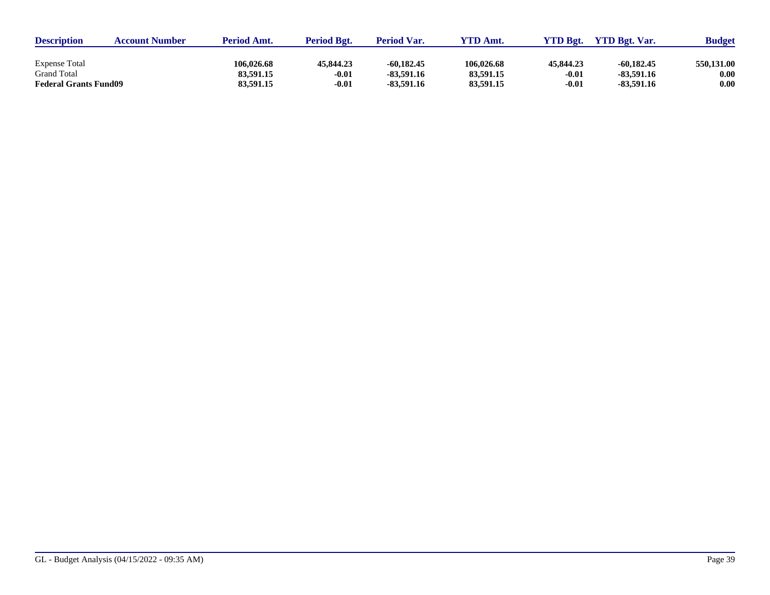| Description | Account Number | Period Amt. | Period Bgt. | Period Var. | YTD Amt. | YTD Bgt. | YTD Bgt. Var. | Budget |
|---|---|---|---|---|---|---|---|---|
| Expense Total | | **106,026.68** | **45,844.23** | **-60,182.45** | **106,026.68** | **45,844.23** | **-60,182.45** | **550,131.00** |
| Grand Total | | **83,591.15** | **-0.01** | **-83,591.16** | **83,591.15** | **-0.01** | **-83,591.16** | **0.00** |
| **Federal Grants Fund09** | | **83,591.15** | **-0.01** | **-83,591.16** | **83,591.15** | **-0.01** | **-83,591.16** | **0.00** |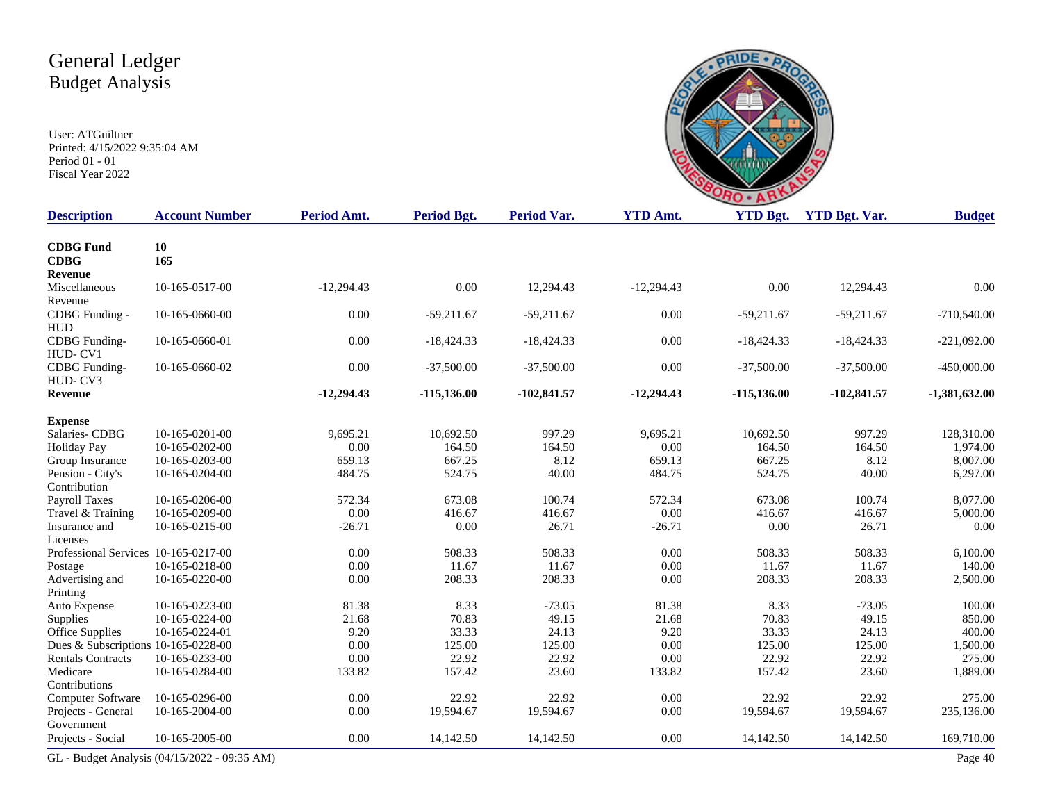# General Ledger
## Budget Analysis

User: ATGuiltner
Printed: 4/15/2022 9:35:04 AM
Period 01 - 01
Fiscal Year 2022

| Description | Account Number | Period Amt. | Period Bgt. | Period Var. | YTD Amt. | YTD Bgt. | YTD Bgt. Var. | Budget |
|---|---|---|---|---|---|---|---|---|
| **CDBG Fund** | **10** | | | | | | | |
| **CDBG** | **165** | | | | | | | |
| **Revenue** | | | | | | | | |
| Miscellaneous Revenue | 10-165-0517-00 | -12,294.43 | 0.00 | 12,294.43 | -12,294.43 | 0.00 | 12,294.43 | 0.00 |
| CDBG Funding - HUD | 10-165-0660-00 | 0.00 | -59,211.67 | -59,211.67 | 0.00 | -59,211.67 | -59,211.67 | -710,540.00 |
| CDBG Funding- HUD- CV1 | 10-165-0660-01 | 0.00 | -18,424.33 | -18,424.33 | 0.00 | -18,424.33 | -18,424.33 | -221,092.00 |
| CDBG Funding- HUD- CV3 | 10-165-0660-02 | 0.00 | -37,500.00 | -37,500.00 | 0.00 | -37,500.00 | -37,500.00 | -450,000.00 |
| **Revenue** | | **-12,294.43** | **-115,136.00** | **-102,841.57** | **-12,294.43** | **-115,136.00** | **-102,841.57** | **-1,381,632.00** |
| **Expense** | | | | | | | | |
| Salaries- CDBG | 10-165-0201-00 | 9,695.21 | 10,692.50 | 997.29 | 9,695.21 | 10,692.50 | 997.29 | 128,310.00 |
| Holiday Pay | 10-165-0202-00 | 0.00 | 164.50 | 164.50 | 0.00 | 164.50 | 164.50 | 1,974.00 |
| Group Insurance | 10-165-0203-00 | 659.13 | 667.25 | 8.12 | 659.13 | 667.25 | 8.12 | 8,007.00 |
| Pension - City's Contribution | 10-165-0204-00 | 484.75 | 524.75 | 40.00 | 484.75 | 524.75 | 40.00 | 6,297.00 |
| Payroll Taxes | 10-165-0206-00 | 572.34 | 673.08 | 100.74 | 572.34 | 673.08 | 100.74 | 8,077.00 |
| Travel & Training | 10-165-0209-00 | 0.00 | 416.67 | 416.67 | 0.00 | 416.67 | 416.67 | 5,000.00 |
| Insurance and Licenses | 10-165-0215-00 | -26.71 | 0.00 | 26.71 | -26.71 | 0.00 | 26.71 | 0.00 |
| Professional Services | 10-165-0217-00 | 0.00 | 508.33 | 508.33 | 0.00 | 508.33 | 508.33 | 6,100.00 |
| Postage | 10-165-0218-00 | 0.00 | 11.67 | 11.67 | 0.00 | 11.67 | 11.67 | 140.00 |
| Advertising and Printing | 10-165-0220-00 | 0.00 | 208.33 | 208.33 | 0.00 | 208.33 | 208.33 | 2,500.00 |
| Auto Expense | 10-165-0223-00 | 81.38 | 8.33 | -73.05 | 81.38 | 8.33 | -73.05 | 100.00 |
| Supplies | 10-165-0224-00 | 21.68 | 70.83 | 49.15 | 21.68 | 70.83 | 49.15 | 850.00 |
| Office Supplies | 10-165-0224-01 | 9.20 | 33.33 | 24.13 | 9.20 | 33.33 | 24.13 | 400.00 |
| Dues & Subscriptions | 10-165-0228-00 | 0.00 | 125.00 | 125.00 | 0.00 | 125.00 | 125.00 | 1,500.00 |
| Rentals Contracts | 10-165-0233-00 | 0.00 | 22.92 | 22.92 | 0.00 | 22.92 | 22.92 | 275.00 |
| Medicare Contributions | 10-165-0284-00 | 133.82 | 157.42 | 23.60 | 133.82 | 157.42 | 23.60 | 1,889.00 |
| Computer Software | 10-165-0296-00 | 0.00 | 22.92 | 22.92 | 0.00 | 22.92 | 22.92 | 275.00 |
| Projects - General Government | 10-165-2004-00 | 0.00 | 19,594.67 | 19,594.67 | 0.00 | 19,594.67 | 19,594.67 | 235,136.00 |
| Projects - Social | 10-165-2005-00 | 0.00 | 14,142.50 | 14,142.50 | 0.00 | 14,142.50 | 14,142.50 | 169,710.00 |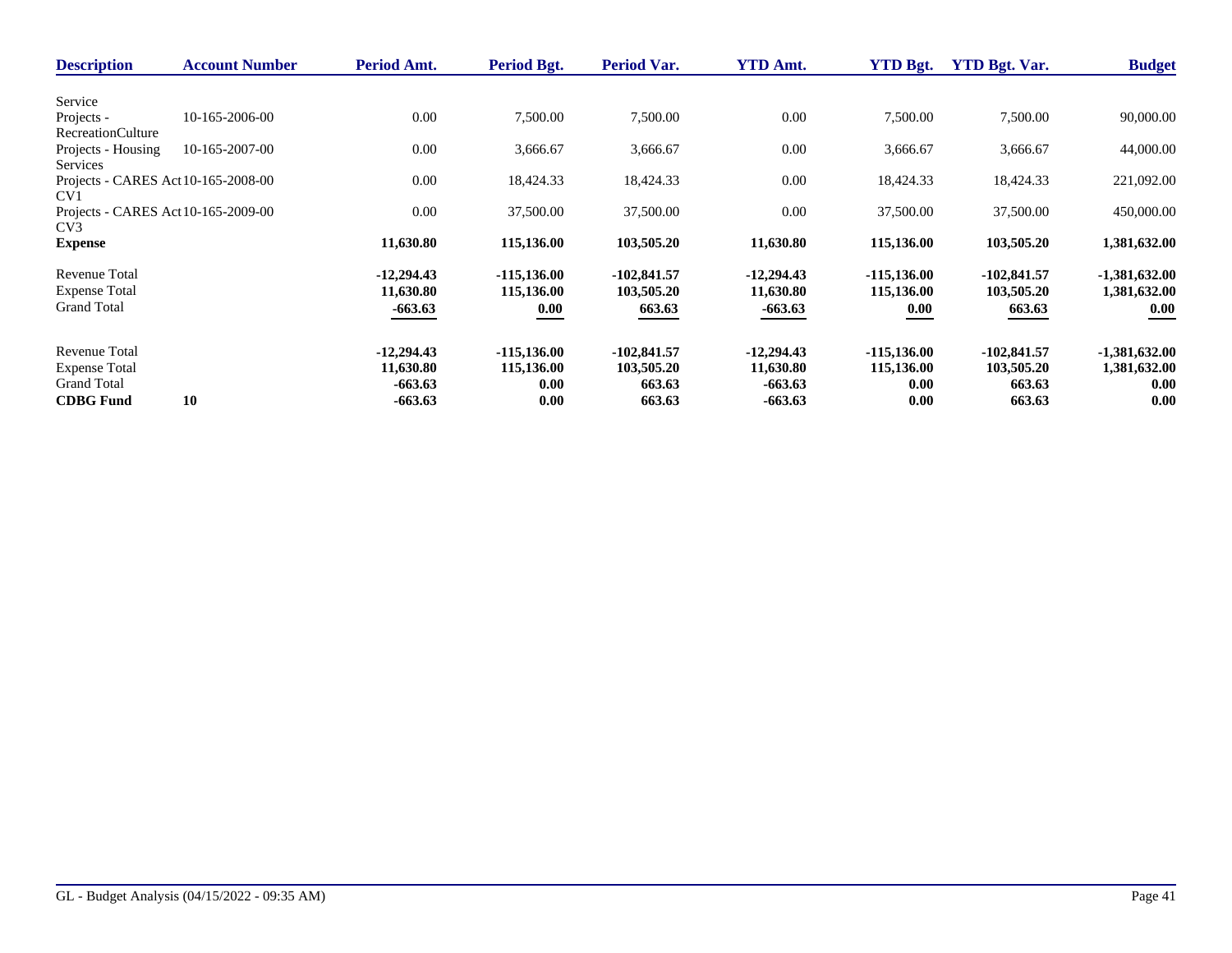| Description | Account Number | Period Amt. | Period Bgt. | Period Var. | YTD Amt. | YTD Bgt. | YTD Bgt. Var. | Budget |
|---|---|---|---|---|---|---|---|---|
| Service | | | | | | | | |
| Projects - RecreationCulture | 10-165-2006-00 | 0.00 | 7,500.00 | 7,500.00 | 0.00 | 7,500.00 | 7,500.00 | 90,000.00 |
| Projects - Housing Services | 10-165-2007-00 | 0.00 | 3,666.67 | 3,666.67 | 0.00 | 3,666.67 | 3,666.67 | 44,000.00 |
| Projects - CARES Act CV1 | 10-165-2008-00 | 0.00 | 18,424.33 | 18,424.33 | 0.00 | 18,424.33 | 18,424.33 | 221,092.00 |
| Projects - CARES Act CV3 | 10-165-2009-00 | 0.00 | 37,500.00 | 37,500.00 | 0.00 | 37,500.00 | 37,500.00 | 450,000.00 |
| **Expense** | | **11,630.80** | **115,136.00** | **103,505.20** | **11,630.80** | **115,136.00** | **103,505.20** | **1,381,632.00** |
| Revenue Total | | **-12,294.43** | **-115,136.00** | **-102,841.57** | **-12,294.43** | **-115,136.00** | **-102,841.57** | **-1,381,632.00** |
| Expense Total | | **11,630.80** | **115,136.00** | **103,505.20** | **11,630.80** | **115,136.00** | **103,505.20** | **1,381,632.00** |
| Grand Total | | **-663.63** | **0.00** | **663.63** | **-663.63** | **0.00** | **663.63** | **0.00** |
| Revenue Total | | **-12,294.43** | **-115,136.00** | **-102,841.57** | **-12,294.43** | **-115,136.00** | **-102,841.57** | **-1,381,632.00** |
| Expense Total | | **11,630.80** | **115,136.00** | **103,505.20** | **11,630.80** | **115,136.00** | **103,505.20** | **1,381,632.00** |
| Grand Total | | **-663.63** | **0.00** | **663.63** | **-663.63** | **0.00** | **663.63** | **0.00** |
| **CDBG Fund** | **10** | **-663.63** | **0.00** | **663.63** | **-663.63** | **0.00** | **663.63** | **0.00** |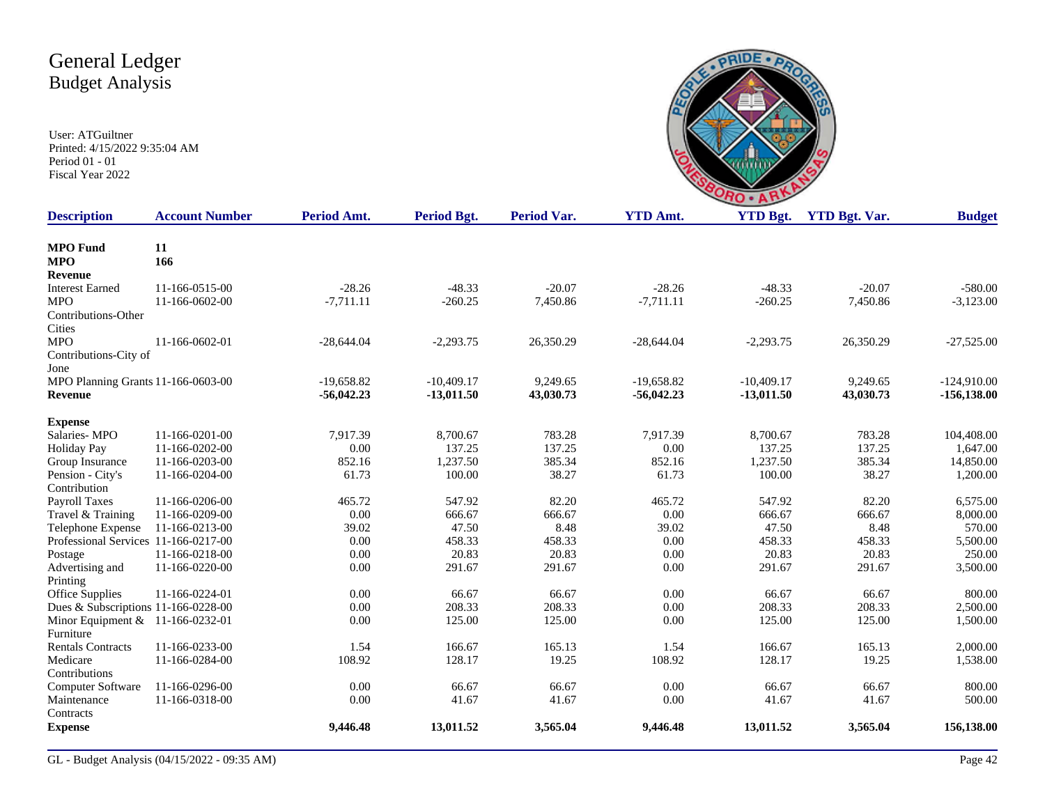# General Ledger
## Budget Analysis

User: ATGuiltner
Printed: 4/15/2022 9:35:04 AM
Period 01 - 01
Fiscal Year 2022

| Description | Account Number | Period Amt. | Period Bgt. | Period Var. | YTD Amt. | YTD Bgt. | YTD Bgt. Var. | Budget |
|---|---|---|---|---|---|---|---|---|
| **MPO Fund** | **11** | | | | | | | |
| **MPO** | **166** | | | | | | | |
| **Revenue** | | | | | | | | |
| Interest Earned | 11-166-0515-00 | -28.26 | -48.33 | -20.07 | -28.26 | -48.33 | -20.07 | -580.00 |
| MPO Contributions-Other Cities | 11-166-0602-00 | -7,711.11 | -260.25 | 7,450.86 | -7,711.11 | -260.25 | 7,450.86 | -3,123.00 |
| MPO Contributions-City of Jone | 11-166-0602-01 | -28,644.04 | -2,293.75 | 26,350.29 | -28,644.04 | -2,293.75 | 26,350.29 | -27,525.00 |
| MPO Planning Grants | 11-166-0603-00 | -19,658.82 | -10,409.17 | 9,249.65 | -19,658.82 | -10,409.17 | 9,249.65 | -124,910.00 |
| **Revenue** | | **-56,042.23** | **-13,011.50** | **43,030.73** | **-56,042.23** | **-13,011.50** | **43,030.73** | **-156,138.00** |
| **Expense** | | | | | | | | |
| Salaries- MPO | 11-166-0201-00 | 7,917.39 | 8,700.67 | 783.28 | 7,917.39 | 8,700.67 | 783.28 | 104,408.00 |
| Holiday Pay | 11-166-0202-00 | 0.00 | 137.25 | 137.25 | 0.00 | 137.25 | 137.25 | 1,647.00 |
| Group Insurance | 11-166-0203-00 | 852.16 | 1,237.50 | 385.34 | 852.16 | 1,237.50 | 385.34 | 14,850.00 |
| Pension - City's Contribution | 11-166-0204-00 | 61.73 | 100.00 | 38.27 | 61.73 | 100.00 | 38.27 | 1,200.00 |
| Payroll Taxes | 11-166-0206-00 | 465.72 | 547.92 | 82.20 | 465.72 | 547.92 | 82.20 | 6,575.00 |
| Travel & Training | 11-166-0209-00 | 0.00 | 666.67 | 666.67 | 0.00 | 666.67 | 666.67 | 8,000.00 |
| Telephone Expense | 11-166-0213-00 | 39.02 | 47.50 | 8.48 | 39.02 | 47.50 | 8.48 | 570.00 |
| Professional Services | 11-166-0217-00 | 0.00 | 458.33 | 458.33 | 0.00 | 458.33 | 458.33 | 5,500.00 |
| Postage | 11-166-0218-00 | 0.00 | 20.83 | 20.83 | 0.00 | 20.83 | 20.83 | 250.00 |
| Advertising and Printing | 11-166-0220-00 | 0.00 | 291.67 | 291.67 | 0.00 | 291.67 | 291.67 | 3,500.00 |
| Office Supplies | 11-166-0224-01 | 0.00 | 66.67 | 66.67 | 0.00 | 66.67 | 66.67 | 800.00 |
| Dues & Subscriptions | 11-166-0228-00 | 0.00 | 208.33 | 208.33 | 0.00 | 208.33 | 208.33 | 2,500.00 |
| Minor Equipment & Furniture | 11-166-0232-01 | 0.00 | 125.00 | 125.00 | 0.00 | 125.00 | 125.00 | 1,500.00 |
| Rentals Contracts | 11-166-0233-00 | 1.54 | 166.67 | 165.13 | 1.54 | 166.67 | 165.13 | 2,000.00 |
| Medicare Contributions | 11-166-0284-00 | 108.92 | 128.17 | 19.25 | 108.92 | 128.17 | 19.25 | 1,538.00 |
| Computer Software | 11-166-0296-00 | 0.00 | 66.67 | 66.67 | 0.00 | 66.67 | 66.67 | 800.00 |
| Maintenance Contracts | 11-166-0318-00 | 0.00 | 41.67 | 41.67 | 0.00 | 41.67 | 41.67 | 500.00 |
| **Expense** | | **9,446.48** | **13,011.52** | **3,565.04** | **9,446.48** | **13,011.52** | **3,565.04** | **156,138.00** |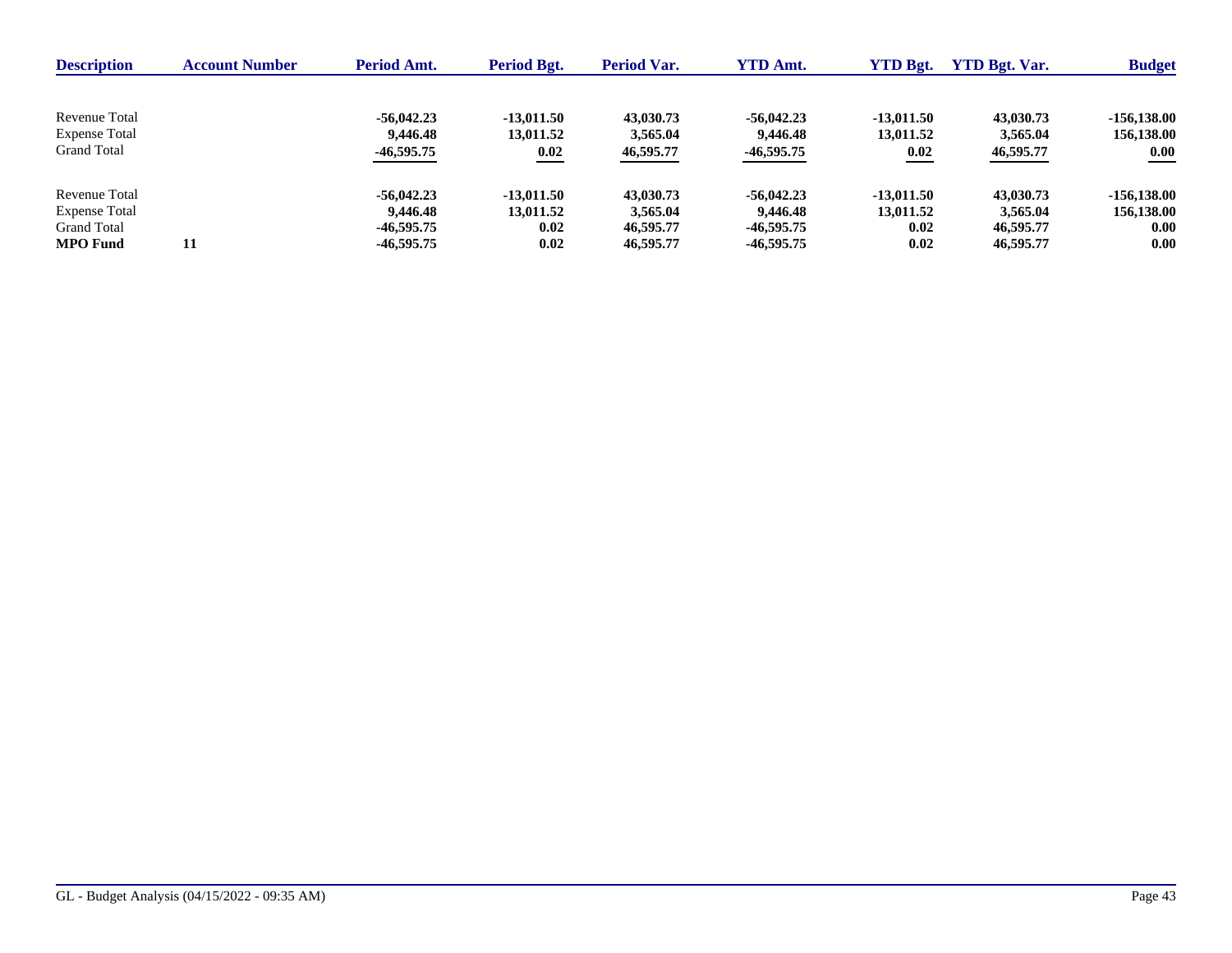| Description | Account Number | Period Amt. | Period Bgt. | Period Var. | YTD Amt. | YTD Bgt. | YTD Bgt. Var. | Budget |
|---|---|---|---|---|---|---|---|---|
| Revenue Total | | **-56,042.23** | **-13,011.50** | **43,030.73** | **-56,042.23** | **-13,011.50** | **43,030.73** | **-156,138.00** |
| Expense Total | | **9,446.48** | **13,011.52** | **3,565.04** | **9,446.48** | **13,011.52** | **3,565.04** | **156,138.00** |
| Grand Total | | **-46,595.75** | **0.02** | **46,595.77** | **-46,595.75** | **0.02** | **46,595.77** | **0.00** |
| Revenue Total | | **-56,042.23** | **-13,011.50** | **43,030.73** | **-56,042.23** | **-13,011.50** | **43,030.73** | **-156,138.00** |
| Expense Total | | **9,446.48** | **13,011.52** | **3,565.04** | **9,446.48** | **13,011.52** | **3,565.04** | **156,138.00** |
| Grand Total | | **-46,595.75** | **0.02** | **46,595.77** | **-46,595.75** | **0.02** | **46,595.77** | **0.00** |
| **MPO Fund** | **11** | **-46,595.75** | **0.02** | **46,595.77** | **-46,595.75** | **0.02** | **46,595.77** | **0.00** |

GL - Budget Analysis (04/15/2022 - 09:35 AM)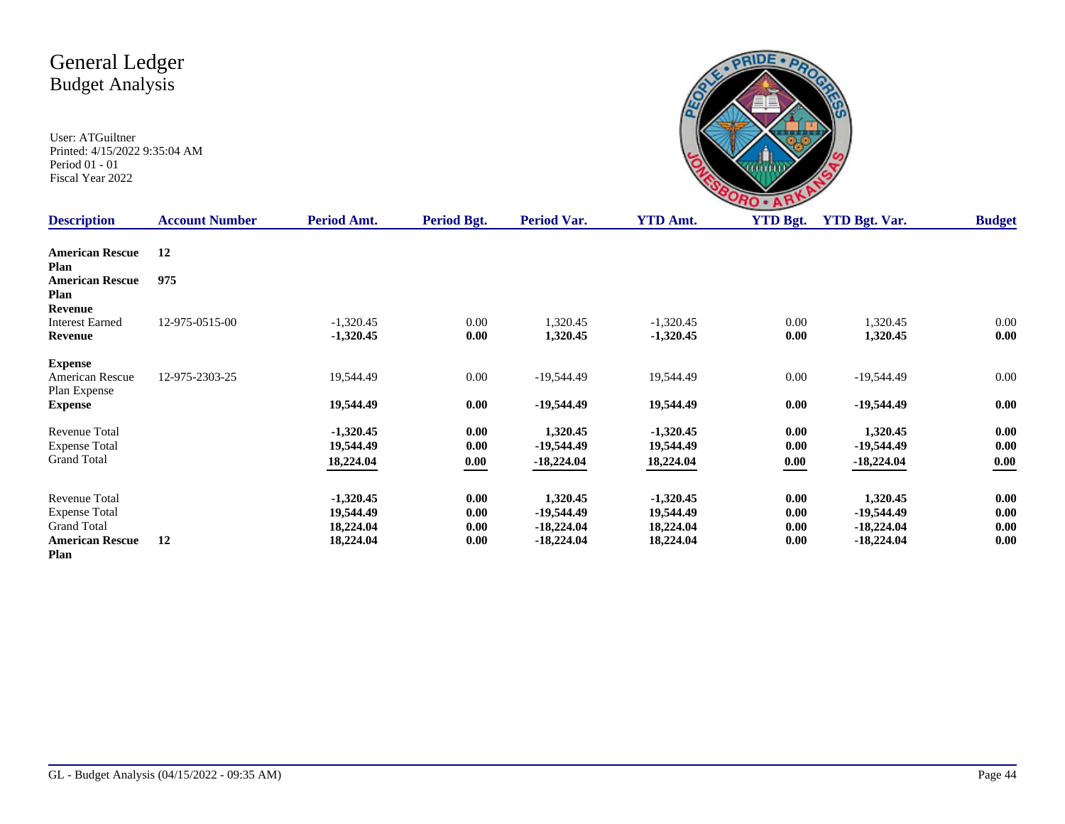# General Ledger
## Budget Analysis

User: ATGuiltner
Printed: 4/15/2022 9:35:04 AM
Period 01 - 01
Fiscal Year 2022

| Description | Account Number | Period Amt. | Period Bgt. | Period Var. | YTD Amt. | YTD Bgt. | YTD Bgt. Var. | Budget |
|---|---|---|---|---|---|---|---|---|
| **American Rescue Plan** | **12** | | | | | | | |
| **American Rescue Plan** | **975** | | | | | | | |
| **Revenue** | | | | | | | | |
| Interest Earned | 12-975-0515-00 | -1,320.45 | 0.00 | 1,320.45 | -1,320.45 | 0.00 | 1,320.45 | 0.00 |
| **Revenue** | | **-1,320.45** | **0.00** | **1,320.45** | **-1,320.45** | **0.00** | **1,320.45** | **0.00** |
| **Expense** | | | | | | | | |
| American Rescue Plan Expense | 12-975-2303-25 | 19,544.49 | 0.00 | -19,544.49 | 19,544.49 | 0.00 | -19,544.49 | 0.00 |
| **Expense** | | **19,544.49** | **0.00** | **-19,544.49** | **19,544.49** | **0.00** | **-19,544.49** | **0.00** |
| Revenue Total | | **-1,320.45** | **0.00** | **1,320.45** | **-1,320.45** | **0.00** | **1,320.45** | **0.00** |
| Expense Total | | **19,544.49** | **0.00** | **-19,544.49** | **19,544.49** | **0.00** | **-19,544.49** | **0.00** |
| Grand Total | | **18,224.04** | **0.00** | **-18,224.04** | **18,224.04** | **0.00** | **-18,224.04** | **0.00** |
| Revenue Total | | **-1,320.45** | **0.00** | **1,320.45** | **-1,320.45** | **0.00** | **1,320.45** | **0.00** |
| Expense Total | | **19,544.49** | **0.00** | **-19,544.49** | **19,544.49** | **0.00** | **-19,544.49** | **0.00** |
| Grand Total | | **18,224.04** | **0.00** | **-18,224.04** | **18,224.04** | **0.00** | **-18,224.04** | **0.00** |
| **American Rescue Plan** | **12** | **18,224.04** | **0.00** | **-18,224.04** | **18,224.04** | **0.00** | **-18,224.04** | **0.00** |

GL - Budget Analysis (04/15/2022 - 09:35 AM)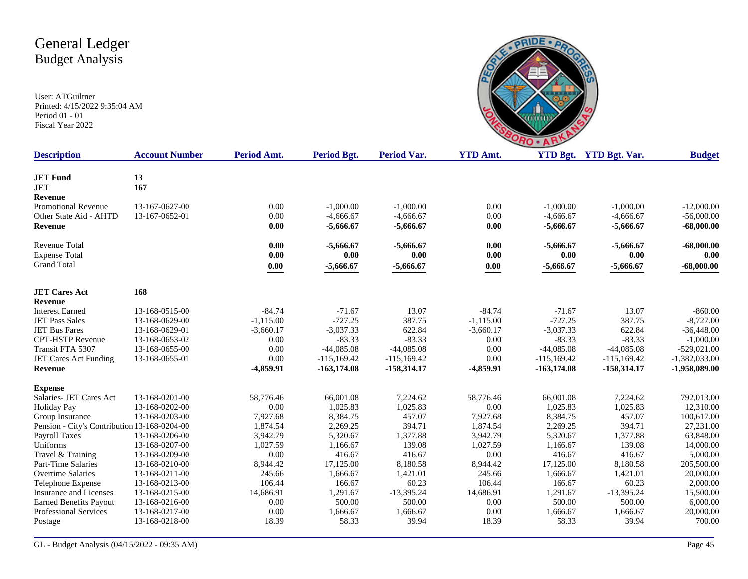# General Ledger
## Budget Analysis

User: ATGuiltner
Printed: 4/15/2022 9:35:04 AM
Period 01 - 01
Fiscal Year 2022

| Description | Account Number | Period Amt. | Period Bgt. | Period Var. | YTD Amt. | YTD Bgt. | YTD Bgt. Var. | Budget |
|---|---|---|---|---|---|---|---|---|
| **JET Fund** | **13** | | | | | | | |
| **JET** | **167** | | | | | | | |
| **Revenue** | | | | | | | | |
| Promotional Revenue | 13-167-0627-00 | 0.00 | -1,000.00 | -1,000.00 | 0.00 | -1,000.00 | -1,000.00 | -12,000.00 |
| Other State Aid - AHTD | 13-167-0652-01 | 0.00 | -4,666.67 | -4,666.67 | 0.00 | -4,666.67 | -4,666.67 | -56,000.00 |
| **Revenue** | | **0.00** | **-5,666.67** | **-5,666.67** | **0.00** | **-5,666.67** | **-5,666.67** | **-68,000.00** |
| Revenue Total | | **0.00** | **-5,666.67** | **-5,666.67** | **0.00** | **-5,666.67** | **-5,666.67** | **-68,000.00** |
| Expense Total | | **0.00** | **0.00** | **0.00** | **0.00** | **0.00** | **0.00** | **0.00** |
| Grand Total | | **0.00** | **-5,666.67** | **-5,666.67** | **0.00** | **-5,666.67** | **-5,666.67** | **-68,000.00** |
| **JET Cares Act** | **168** | | | | | | | |
| **Revenue** | | | | | | | | |
| Interest Earned | 13-168-0515-00 | -84.74 | -71.67 | 13.07 | -84.74 | -71.67 | 13.07 | -860.00 |
| JET Pass Sales | 13-168-0629-00 | -1,115.00 | -727.25 | 387.75 | -1,115.00 | -727.25 | 387.75 | -8,727.00 |
| JET Bus Fares | 13-168-0629-01 | -3,660.17 | -3,037.33 | 622.84 | -3,660.17 | -3,037.33 | 622.84 | -36,448.00 |
| CPT-HSTP Revenue | 13-168-0653-02 | 0.00 | -83.33 | -83.33 | 0.00 | -83.33 | -83.33 | -1,000.00 |
| Transit FTA 5307 | 13-168-0655-00 | 0.00 | -44,085.08 | -44,085.08 | 0.00 | -44,085.08 | -44,085.08 | -529,021.00 |
| JET Cares Act Funding | 13-168-0655-01 | 0.00 | -115,169.42 | -115,169.42 | 0.00 | -115,169.42 | -115,169.42 | -1,382,033.00 |
| **Revenue** | | **-4,859.91** | **-163,174.08** | **-158,314.17** | **-4,859.91** | **-163,174.08** | **-158,314.17** | **-1,958,089.00** |
| **Expense** | | | | | | | | |
| Salaries- JET Cares Act | 13-168-0201-00 | 58,776.46 | 66,001.08 | 7,224.62 | 58,776.46 | 66,001.08 | 7,224.62 | 792,013.00 |
| Holiday Pay | 13-168-0202-00 | 0.00 | 1,025.83 | 1,025.83 | 0.00 | 1,025.83 | 1,025.83 | 12,310.00 |
| Group Insurance | 13-168-0203-00 | 7,927.68 | 8,384.75 | 457.07 | 7,927.68 | 8,384.75 | 457.07 | 100,617.00 |
| Pension - City's Contribution | 13-168-0204-00 | 1,874.54 | 2,269.25 | 394.71 | 1,874.54 | 2,269.25 | 394.71 | 27,231.00 |
| Payroll Taxes | 13-168-0206-00 | 3,942.79 | 5,320.67 | 1,377.88 | 3,942.79 | 5,320.67 | 1,377.88 | 63,848.00 |
| Uniforms | 13-168-0207-00 | 1,027.59 | 1,166.67 | 139.08 | 1,027.59 | 1,166.67 | 139.08 | 14,000.00 |
| Travel & Training | 13-168-0209-00 | 0.00 | 416.67 | 416.67 | 0.00 | 416.67 | 416.67 | 5,000.00 |
| Part-Time Salaries | 13-168-0210-00 | 8,944.42 | 17,125.00 | 8,180.58 | 8,944.42 | 17,125.00 | 8,180.58 | 205,500.00 |
| Overtime Salaries | 13-168-0211-00 | 245.66 | 1,666.67 | 1,421.01 | 245.66 | 1,666.67 | 1,421.01 | 20,000.00 |
| Telephone Expense | 13-168-0213-00 | 106.44 | 166.67 | 60.23 | 106.44 | 166.67 | 60.23 | 2,000.00 |
| Insurance and Licenses | 13-168-0215-00 | 14,686.91 | 1,291.67 | -13,395.24 | 14,686.91 | 1,291.67 | -13,395.24 | 15,500.00 |
| Earned Benefits Payout | 13-168-0216-00 | 0.00 | 500.00 | 500.00 | 0.00 | 500.00 | 500.00 | 6,000.00 |
| Professional Services | 13-168-0217-00 | 0.00 | 1,666.67 | 1,666.67 | 0.00 | 1,666.67 | 1,666.67 | 20,000.00 |
| Postage | 13-168-0218-00 | 18.39 | 58.33 | 39.94 | 18.39 | 58.33 | 39.94 | 700.00 |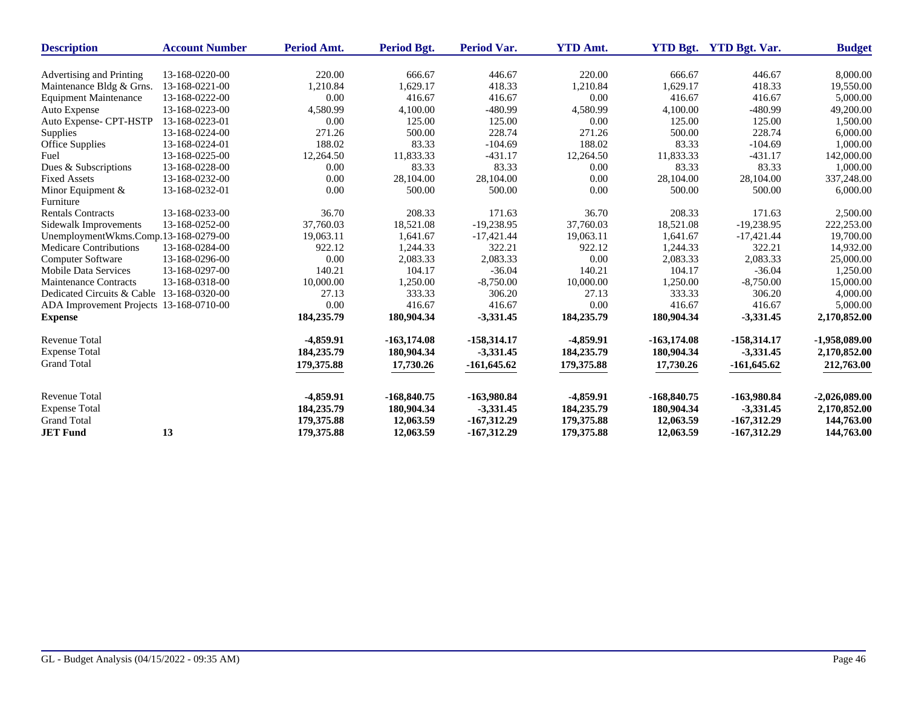| Description | Account Number | Period Amt. | Period Bgt. | Period Var. | YTD Amt. | YTD Bgt. | YTD Bgt. Var. | Budget |
|---|---|---|---|---|---|---|---|---|
| Advertising and Printing | 13-168-0220-00 | 220.00 | 666.67 | 446.67 | 220.00 | 666.67 | 446.67 | 8,000.00 |
| Maintenance Bldg & Grns. | 13-168-0221-00 | 1,210.84 | 1,629.17 | 418.33 | 1,210.84 | 1,629.17 | 418.33 | 19,550.00 |
| Equipment Maintenance | 13-168-0222-00 | 0.00 | 416.67 | 416.67 | 0.00 | 416.67 | 416.67 | 5,000.00 |
| Auto Expense | 13-168-0223-00 | 4,580.99 | 4,100.00 | -480.99 | 4,580.99 | 4,100.00 | -480.99 | 49,200.00 |
| Auto Expense- CPT-HSTP | 13-168-0223-01 | 0.00 | 125.00 | 125.00 | 0.00 | 125.00 | 125.00 | 1,500.00 |
| Supplies | 13-168-0224-00 | 271.26 | 500.00 | 228.74 | 271.26 | 500.00 | 228.74 | 6,000.00 |
| Office Supplies | 13-168-0224-01 | 188.02 | 83.33 | -104.69 | 188.02 | 83.33 | -104.69 | 1,000.00 |
| Fuel | 13-168-0225-00 | 12,264.50 | 11,833.33 | -431.17 | 12,264.50 | 11,833.33 | -431.17 | 142,000.00 |
| Dues & Subscriptions | 13-168-0228-00 | 0.00 | 83.33 | 83.33 | 0.00 | 83.33 | 83.33 | 1,000.00 |
| Fixed Assets | 13-168-0232-00 | 0.00 | 28,104.00 | 28,104.00 | 0.00 | 28,104.00 | 28,104.00 | 337,248.00 |
| Minor Equipment & Furniture | 13-168-0232-01 | 0.00 | 500.00 | 500.00 | 0.00 | 500.00 | 500.00 | 6,000.00 |
| Rentals Contracts | 13-168-0233-00 | 36.70 | 208.33 | 171.63 | 36.70 | 208.33 | 171.63 | 2,500.00 |
| Sidewalk Improvements | 13-168-0252-00 | 37,760.03 | 18,521.08 | -19,238.95 | 37,760.03 | 18,521.08 | -19,238.95 | 222,253.00 |
| UnemploymentWkms.Comp. | 13-168-0279-00 | 19,063.11 | 1,641.67 | -17,421.44 | 19,063.11 | 1,641.67 | -17,421.44 | 19,700.00 |
| Medicare Contributions | 13-168-0284-00 | 922.12 | 1,244.33 | 322.21 | 922.12 | 1,244.33 | 322.21 | 14,932.00 |
| Computer Software | 13-168-0296-00 | 0.00 | 2,083.33 | 2,083.33 | 0.00 | 2,083.33 | 2,083.33 | 25,000.00 |
| Mobile Data Services | 13-168-0297-00 | 140.21 | 104.17 | -36.04 | 140.21 | 104.17 | -36.04 | 1,250.00 |
| Maintenance Contracts | 13-168-0318-00 | 10,000.00 | 1,250.00 | -8,750.00 | 10,000.00 | 1,250.00 | -8,750.00 | 15,000.00 |
| Dedicated Circuits & Cable | 13-168-0320-00 | 27.13 | 333.33 | 306.20 | 27.13 | 333.33 | 306.20 | 4,000.00 |
| ADA Improvement Projects | 13-168-0710-00 | 0.00 | 416.67 | 416.67 | 0.00 | 416.67 | 416.67 | 5,000.00 |
| **Expense** | | **184,235.79** | **180,904.34** | **-3,331.45** | **184,235.79** | **180,904.34** | **-3,331.45** | **2,170,852.00** |
| Revenue Total | | **-4,859.91** | **-163,174.08** | **-158,314.17** | **-4,859.91** | **-163,174.08** | **-158,314.17** | **-1,958,089.00** |
| Expense Total | | **184,235.79** | **180,904.34** | **-3,331.45** | **184,235.79** | **180,904.34** | **-3,331.45** | **2,170,852.00** |
| Grand Total | | **179,375.88** | **17,730.26** | **-161,645.62** | **179,375.88** | **17,730.26** | **-161,645.62** | **212,763.00** |
| Revenue Total | | **-4,859.91** | **-168,840.75** | **-163,980.84** | **-4,859.91** | **-168,840.75** | **-163,980.84** | **-2,026,089.00** |
| Expense Total | | **184,235.79** | **180,904.34** | **-3,331.45** | **184,235.79** | **180,904.34** | **-3,331.45** | **2,170,852.00** |
| Grand Total | | **179,375.88** | **12,063.59** | **-167,312.29** | **179,375.88** | **12,063.59** | **-167,312.29** | **144,763.00** |
| **JET Fund** | **13** | **179,375.88** | **12,063.59** | **-167,312.29** | **179,375.88** | **12,063.59** | **-167,312.29** | **144,763.00** |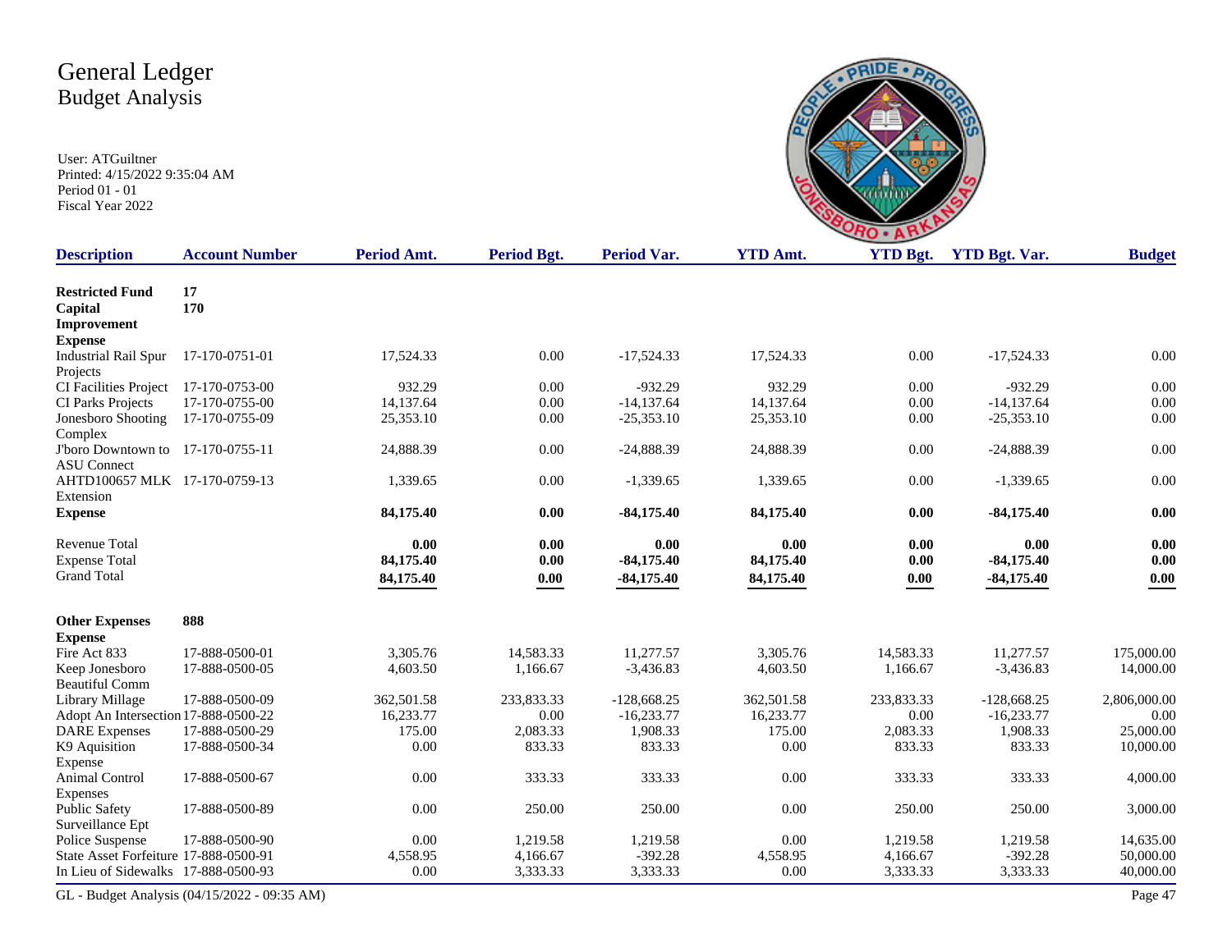# General Ledger
## Budget Analysis

User: ATGuiltner
Printed: 4/15/2022 9:35:04 AM
Period 01 - 01
Fiscal Year 2022

| Description | Account Number | Period Amt. | Period Bgt. | Period Var. | YTD Amt. | YTD Bgt. | YTD Bgt. Var. | Budget |
|---|---|---|---|---|---|---|---|---|
| **Restricted Fund** | **17** | | | | | | | |
| **Capital Improvement** | **170** | | | | | | | |
| **Expense** | | | | | | | | |
| Industrial Rail Spur Projects | 17-170-0751-01 | 17,524.33 | 0.00 | -17,524.33 | 17,524.33 | 0.00 | -17,524.33 | 0.00 |
| CI Facilities Project | 17-170-0753-00 | 932.29 | 0.00 | -932.29 | 932.29 | 0.00 | -932.29 | 0.00 |
| CI Parks Projects | 17-170-0755-00 | 14,137.64 | 0.00 | -14,137.64 | 14,137.64 | 0.00 | -14,137.64 | 0.00 |
| Jonesboro Shooting Complex | 17-170-0755-09 | 25,353.10 | 0.00 | -25,353.10 | 25,353.10 | 0.00 | -25,353.10 | 0.00 |
| J'boro Downtown to ASU Connect | 17-170-0755-11 | 24,888.39 | 0.00 | -24,888.39 | 24,888.39 | 0.00 | -24,888.39 | 0.00 |
| AHTD100657 MLK Extension | 17-170-0759-13 | 1,339.65 | 0.00 | -1,339.65 | 1,339.65 | 0.00 | -1,339.65 | 0.00 |
| **Expense** | | **84,175.40** | **0.00** | **-84,175.40** | **84,175.40** | **0.00** | **-84,175.40** | **0.00** |
| Revenue Total | | **0.00** | **0.00** | **0.00** | **0.00** | **0.00** | **0.00** | **0.00** |
| Expense Total | | **84,175.40** | **0.00** | **-84,175.40** | **84,175.40** | **0.00** | **-84,175.40** | **0.00** |
| Grand Total | | **84,175.40** | **0.00** | **-84,175.40** | **84,175.40** | **0.00** | **-84,175.40** | **0.00** |
| **Other Expenses** | **888** | | | | | | | |
| **Expense** | | | | | | | | |
| Fire Act 833 | 17-888-0500-01 | 3,305.76 | 14,583.33 | 11,277.57 | 3,305.76 | 14,583.33 | 11,277.57 | 175,000.00 |
| Keep Jonesboro Beautiful Comm | 17-888-0500-05 | 4,603.50 | 1,166.67 | -3,436.83 | 4,603.50 | 1,166.67 | -3,436.83 | 14,000.00 |
| Library Millage | 17-888-0500-09 | 362,501.58 | 233,833.33 | -128,668.25 | 362,501.58 | 233,833.33 | -128,668.25 | 2,806,000.00 |
| Adopt An Intersection | 17-888-0500-22 | 16,233.77 | 0.00 | -16,233.77 | 16,233.77 | 0.00 | -16,233.77 | 0.00 |
| DARE Expenses | 17-888-0500-29 | 175.00 | 2,083.33 | 1,908.33 | 175.00 | 2,083.33 | 1,908.33 | 25,000.00 |
| K9 Aquisition Expense | 17-888-0500-34 | 0.00 | 833.33 | 833.33 | 0.00 | 833.33 | 833.33 | 10,000.00 |
| Animal Control Expenses | 17-888-0500-67 | 0.00 | 333.33 | 333.33 | 0.00 | 333.33 | 333.33 | 4,000.00 |
| Public Safety Surveillance Ept | 17-888-0500-89 | 0.00 | 250.00 | 250.00 | 0.00 | 250.00 | 250.00 | 3,000.00 |
| Police Suspense | 17-888-0500-90 | 0.00 | 1,219.58 | 1,219.58 | 0.00 | 1,219.58 | 1,219.58 | 14,635.00 |
| State Asset Forfeiture | 17-888-0500-91 | 4,558.95 | 4,166.67 | -392.28 | 4,558.95 | 4,166.67 | -392.28 | 50,000.00 |
| In Lieu of Sidewalks | 17-888-0500-93 | 0.00 | 3,333.33 | 3,333.33 | 0.00 | 3,333.33 | 3,333.33 | 40,000.00 |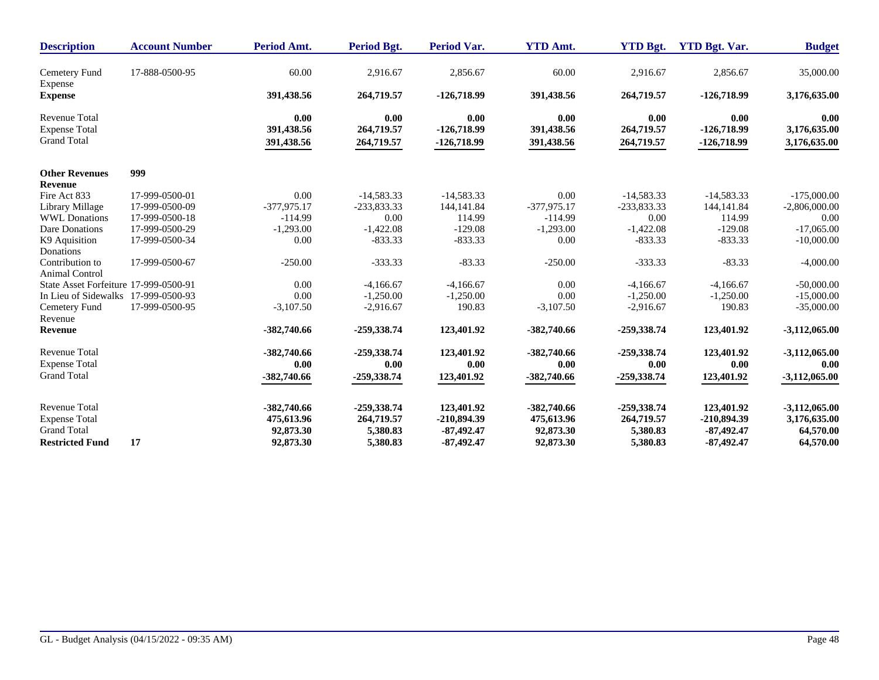| Description | Account Number | Period Amt. | Period Bgt. | Period Var. | YTD Amt. | YTD Bgt. | YTD Bgt. Var. | Budget |
|---|---|---|---|---|---|---|---|---|
| Cemetery Fund Expense | 17-888-0500-95 | 60.00 | 2,916.67 | 2,856.67 | 60.00 | 2,916.67 | 2,856.67 | 35,000.00 |
| **Expense** | | **391,438.56** | **264,719.57** | **-126,718.99** | **391,438.56** | **264,719.57** | **-126,718.99** | **3,176,635.00** |
| Revenue Total | | **0.00** | **0.00** | **0.00** | **0.00** | **0.00** | **0.00** | **0.00** |
| Expense Total | | **391,438.56** | **264,719.57** | **-126,718.99** | **391,438.56** | **264,719.57** | **-126,718.99** | **3,176,635.00** |
| Grand Total | | **391,438.56** | **264,719.57** | **-126,718.99** | **391,438.56** | **264,719.57** | **-126,718.99** | **3,176,635.00** |
| **Other Revenues** | **999** | | | | | | | |
| **Revenue** | | | | | | | | |
| Fire Act 833 | 17-999-0500-01 | 0.00 | -14,583.33 | -14,583.33 | 0.00 | -14,583.33 | -14,583.33 | -175,000.00 |
| Library Millage | 17-999-0500-09 | -377,975.17 | -233,833.33 | 144,141.84 | -377,975.17 | -233,833.33 | 144,141.84 | -2,806,000.00 |
| WWL Donations | 17-999-0500-18 | -114.99 | 0.00 | 114.99 | -114.99 | 0.00 | 114.99 | 0.00 |
| Dare Donations | 17-999-0500-29 | -1,293.00 | -1,422.08 | -129.08 | -1,293.00 | -1,422.08 | -129.08 | -17,065.00 |
| K9 Aquisition Donations | 17-999-0500-34 | 0.00 | -833.33 | -833.33 | 0.00 | -833.33 | -833.33 | -10,000.00 |
| Contribution to Animal Control | 17-999-0500-67 | -250.00 | -333.33 | -83.33 | -250.00 | -333.33 | -83.33 | -4,000.00 |
| State Asset Forfeiture | 17-999-0500-91 | 0.00 | -4,166.67 | -4,166.67 | 0.00 | -4,166.67 | -4,166.67 | -50,000.00 |
| In Lieu of Sidewalks | 17-999-0500-93 | 0.00 | -1,250.00 | -1,250.00 | 0.00 | -1,250.00 | -1,250.00 | -15,000.00 |
| Cemetery Fund Revenue | 17-999-0500-95 | -3,107.50 | -2,916.67 | 190.83 | -3,107.50 | -2,916.67 | 190.83 | -35,000.00 |
| **Revenue** | | **-382,740.66** | **-259,338.74** | **123,401.92** | **-382,740.66** | **-259,338.74** | **123,401.92** | **-3,112,065.00** |
| Revenue Total | | **-382,740.66** | **-259,338.74** | **123,401.92** | **-382,740.66** | **-259,338.74** | **123,401.92** | **-3,112,065.00** |
| Expense Total | | **0.00** | **0.00** | **0.00** | **0.00** | **0.00** | **0.00** | **0.00** |
| Grand Total | | **-382,740.66** | **-259,338.74** | **123,401.92** | **-382,740.66** | **-259,338.74** | **123,401.92** | **-3,112,065.00** |
| Revenue Total | | **-382,740.66** | **-259,338.74** | **123,401.92** | **-382,740.66** | **-259,338.74** | **123,401.92** | **-3,112,065.00** |
| Expense Total | | **475,613.96** | **264,719.57** | **-210,894.39** | **475,613.96** | **264,719.57** | **-210,894.39** | **3,176,635.00** |
| Grand Total | | **92,873.30** | **5,380.83** | **-87,492.47** | **92,873.30** | **5,380.83** | **-87,492.47** | **64,570.00** |
| **Restricted Fund** | **17** | **92,873.30** | **5,380.83** | **-87,492.47** | **92,873.30** | **5,380.83** | **-87,492.47** | **64,570.00** |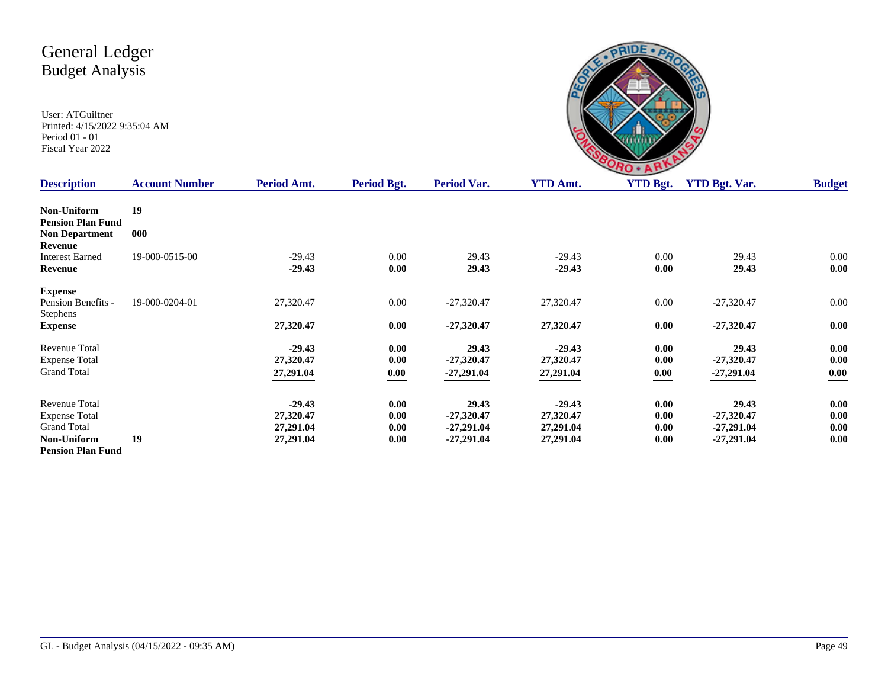# General Ledger
## Budget Analysis

User: ATGuiltner
Printed: 4/15/2022 9:35:04 AM
Period 01 - 01
Fiscal Year 2022

| Description | Account Number | Period Amt. | Period Bgt. | Period Var. | YTD Amt. | YTD Bgt. | YTD Bgt. Var. | Budget |
|---|---|---|---|---|---|---|---|---|
| **Non-Uniform Pension Plan Fund** | **19** | | | | | | | |
| **Non Department** | **000** | | | | | | | |
| **Revenue** | | | | | | | | |
| Interest Earned | 19-000-0515-00 | -29.43 | 0.00 | 29.43 | -29.43 | 0.00 | 29.43 | 0.00 |
| **Revenue** | | **-29.43** | **0.00** | **29.43** | **-29.43** | **0.00** | **29.43** | **0.00** |
| **Expense** | | | | | | | | |
| Pension Benefits - Stephens | 19-000-0204-01 | 27,320.47 | 0.00 | -27,320.47 | 27,320.47 | 0.00 | -27,320.47 | 0.00 |
| **Expense** | | **27,320.47** | **0.00** | **-27,320.47** | **27,320.47** | **0.00** | **-27,320.47** | **0.00** |
| Revenue Total | | **-29.43** | **0.00** | **29.43** | **-29.43** | **0.00** | **29.43** | **0.00** |
| Expense Total | | **27,320.47** | **0.00** | **-27,320.47** | **27,320.47** | **0.00** | **-27,320.47** | **0.00** |
| Grand Total | | **27,291.04** | **0.00** | **-27,291.04** | **27,291.04** | **0.00** | **-27,291.04** | **0.00** |
| Revenue Total | | **-29.43** | **0.00** | **29.43** | **-29.43** | **0.00** | **29.43** | **0.00** |
| Expense Total | | **27,320.47** | **0.00** | **-27,320.47** | **27,320.47** | **0.00** | **-27,320.47** | **0.00** |
| Grand Total | | **27,291.04** | **0.00** | **-27,291.04** | **27,291.04** | **0.00** | **-27,291.04** | **0.00** |
| **Non-Uniform Pension Plan Fund** | **19** | **27,291.04** | **0.00** | **-27,291.04** | **27,291.04** | **0.00** | **-27,291.04** | **0.00** |

GL - Budget Analysis (04/15/2022 - 09:35 AM)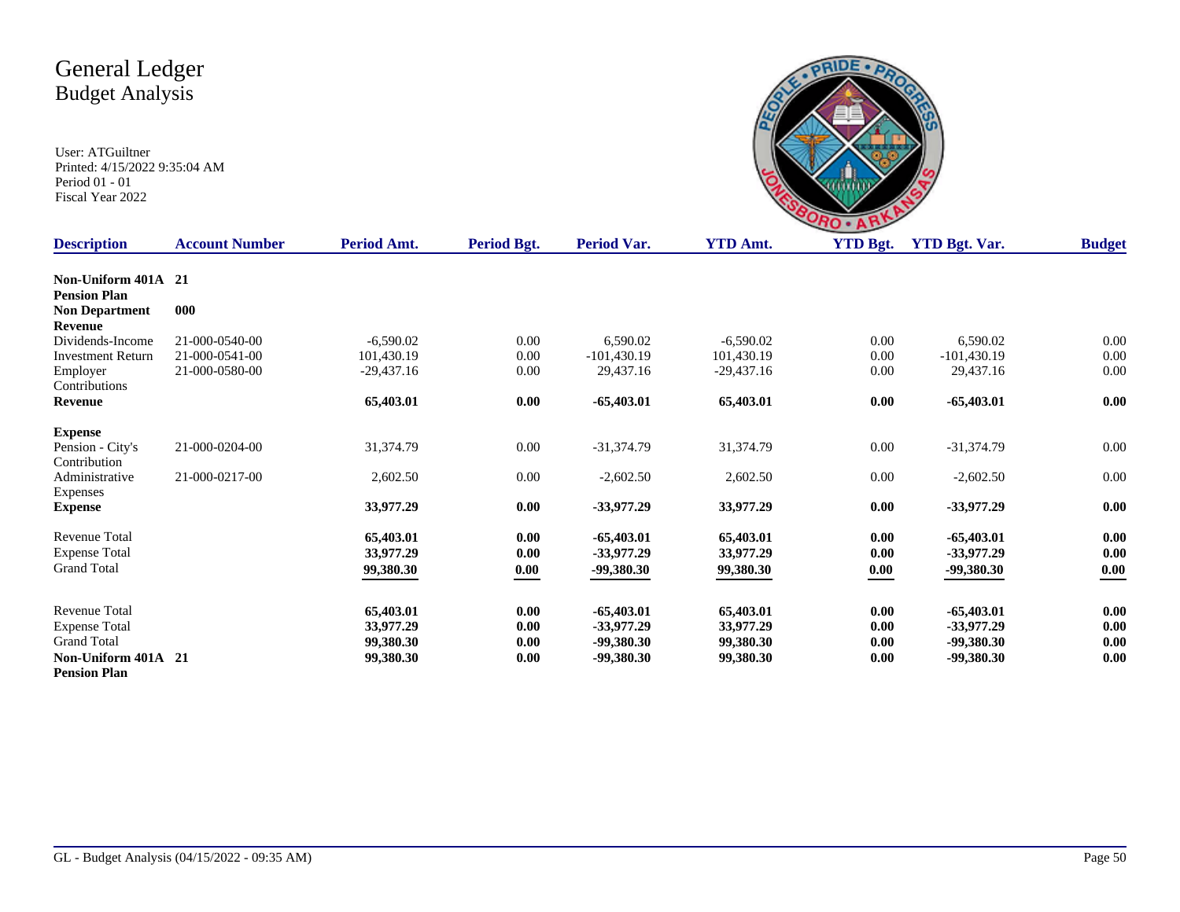# General Ledger
## Budget Analysis

User: ATGuiltner
Printed: 4/15/2022 9:35:04 AM
Period 01 - 01
Fiscal Year 2022

| Description | Account Number | Period Amt. | Period Bgt. | Period Var. | YTD Amt. | YTD Bgt. | YTD Bgt. Var. | Budget |
|---|---|---|---|---|---|---|---|---|
| **Non-Uniform 401A Pension Plan** | **21** | | | | | | | |
| **Non Department Revenue** | **000** | | | | | | | |
| Dividends-Income | 21-000-0540-00 | -6,590.02 | 0.00 | 6,590.02 | -6,590.02 | 0.00 | 6,590.02 | 0.00 |
| Investment Return | 21-000-0541-00 | 101,430.19 | 0.00 | -101,430.19 | 101,430.19 | 0.00 | -101,430.19 | 0.00 |
| Employer Contributions | 21-000-0580-00 | -29,437.16 | 0.00 | 29,437.16 | -29,437.16 | 0.00 | 29,437.16 | 0.00 |
| **Revenue** | | **65,403.01** | **0.00** | **-65,403.01** | **65,403.01** | **0.00** | **-65,403.01** | **0.00** |
| **Expense** | | | | | | | | |
| Pension - City's Contribution | 21-000-0204-00 | 31,374.79 | 0.00 | -31,374.79 | 31,374.79 | 0.00 | -31,374.79 | 0.00 |
| Administrative Expenses | 21-000-0217-00 | 2,602.50 | 0.00 | -2,602.50 | 2,602.50 | 0.00 | -2,602.50 | 0.00 |
| **Expense** | | **33,977.29** | **0.00** | **-33,977.29** | **33,977.29** | **0.00** | **-33,977.29** | **0.00** |
| Revenue Total | | **65,403.01** | **0.00** | **-65,403.01** | **65,403.01** | **0.00** | **-65,403.01** | **0.00** |
| Expense Total | | **33,977.29** | **0.00** | **-33,977.29** | **33,977.29** | **0.00** | **-33,977.29** | **0.00** |
| Grand Total | | **99,380.30** | **0.00** | **-99,380.30** | **99,380.30** | **0.00** | **-99,380.30** | **0.00** |
| Revenue Total | | **65,403.01** | **0.00** | **-65,403.01** | **65,403.01** | **0.00** | **-65,403.01** | **0.00** |
| Expense Total | | **33,977.29** | **0.00** | **-33,977.29** | **33,977.29** | **0.00** | **-33,977.29** | **0.00** |
| Grand Total | | **99,380.30** | **0.00** | **-99,380.30** | **99,380.30** | **0.00** | **-99,380.30** | **0.00** |
| **Non-Uniform 401A Pension Plan** | **21** | **99,380.30** | **0.00** | **-99,380.30** | **99,380.30** | **0.00** | **-99,380.30** | **0.00** |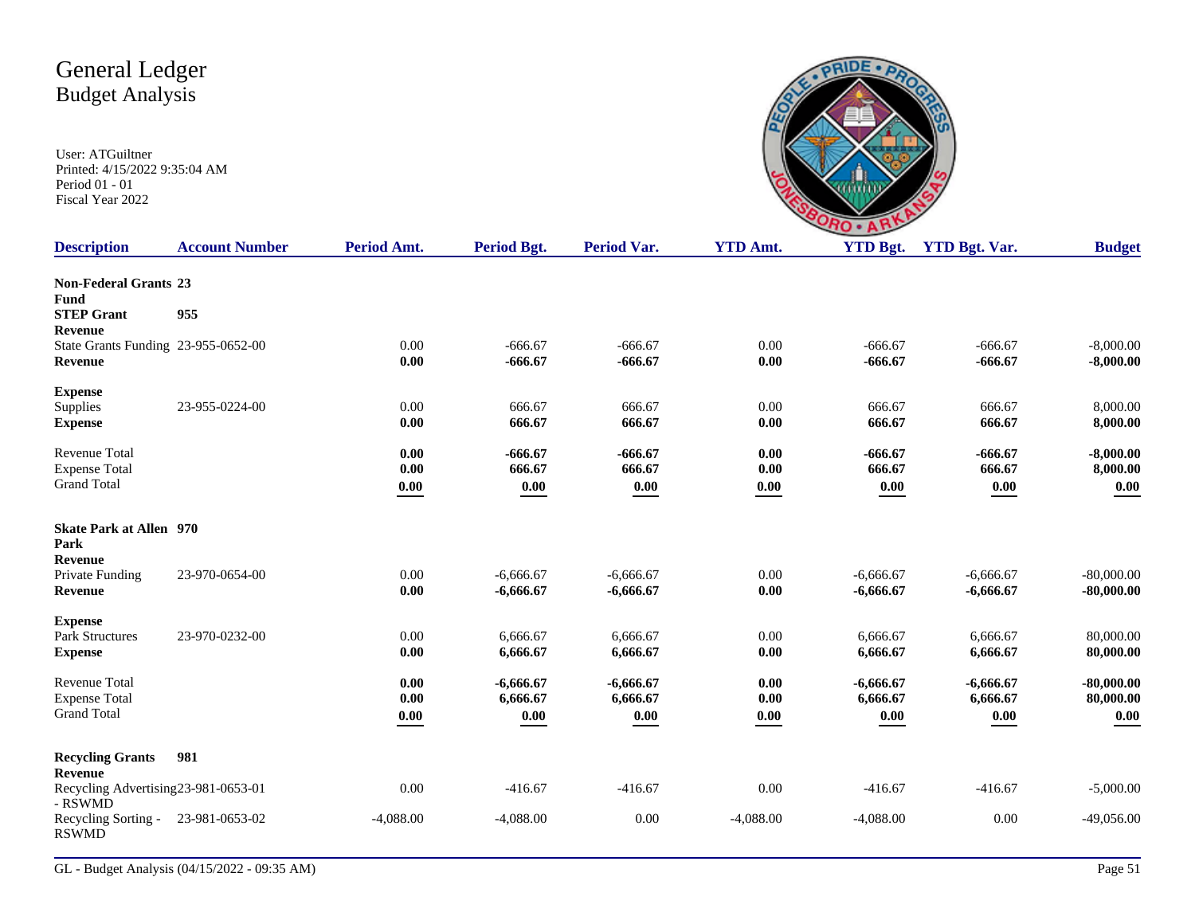# General Ledger
## Budget Analysis

User: ATGuiltner
Printed: 4/15/2022 9:35:04 AM
Period 01 - 01
Fiscal Year 2022

| Description | Account Number | Period Amt. | Period Bgt. | Period Var. | YTD Amt. | YTD Bgt. | YTD Bgt. Var. | Budget |
|---|---|---|---|---|---|---|---|---|
| **Non-Federal Grants Fund** | **23** | | | | | | | |
| **STEP Grant** | **955** | | | | | | | |
| **Revenue** | | | | | | | | |
| State Grants Funding | 23-955-0652-00 | 0.00 | -666.67 | -666.67 | 0.00 | -666.67 | -666.67 | -8,000.00 |
| **Revenue** | | **0.00** | **-666.67** | **-666.67** | **0.00** | **-666.67** | **-666.67** | **-8,000.00** |
| **Expense** | | | | | | | | |
| Supplies | 23-955-0224-00 | 0.00 | 666.67 | 666.67 | 0.00 | 666.67 | 666.67 | 8,000.00 |
| **Expense** | | **0.00** | **666.67** | **666.67** | **0.00** | **666.67** | **666.67** | **8,000.00** |
| Revenue Total | | **0.00** | **-666.67** | **-666.67** | **0.00** | **-666.67** | **-666.67** | **-8,000.00** |
| Expense Total | | **0.00** | **666.67** | **666.67** | **0.00** | **666.67** | **666.67** | **8,000.00** |
| Grand Total | | **0.00** | **0.00** | **0.00** | **0.00** | **0.00** | **0.00** | **0.00** |
| **Skate Park at Allen Park** | **970** | | | | | | | |
| **Revenue** | | | | | | | | |
| Private Funding | 23-970-0654-00 | 0.00 | -6,666.67 | -6,666.67 | 0.00 | -6,666.67 | -6,666.67 | -80,000.00 |
| **Revenue** | | **0.00** | **-6,666.67** | **-6,666.67** | **0.00** | **-6,666.67** | **-6,666.67** | **-80,000.00** |
| **Expense** | | | | | | | | |
| Park Structures | 23-970-0232-00 | 0.00 | 6,666.67 | 6,666.67 | 0.00 | 6,666.67 | 6,666.67 | 80,000.00 |
| **Expense** | | **0.00** | **6,666.67** | **6,666.67** | **0.00** | **6,666.67** | **6,666.67** | **80,000.00** |
| Revenue Total | | **0.00** | **-6,666.67** | **-6,666.67** | **0.00** | **-6,666.67** | **-6,666.67** | **-80,000.00** |
| Expense Total | | **0.00** | **6,666.67** | **6,666.67** | **0.00** | **6,666.67** | **6,666.67** | **80,000.00** |
| Grand Total | | **0.00** | **0.00** | **0.00** | **0.00** | **0.00** | **0.00** | **0.00** |
| **Recycling Grants** | **981** | | | | | | | |
| **Revenue** | | | | | | | | |
| Recycling Advertising - RSWMD | 23-981-0653-01 | 0.00 | -416.67 | -416.67 | 0.00 | -416.67 | -416.67 | -5,000.00 |
| Recycling Sorting - RSWMD | 23-981-0653-02 | -4,088.00 | -4,088.00 | 0.00 | -4,088.00 | -4,088.00 | 0.00 | -49,056.00 |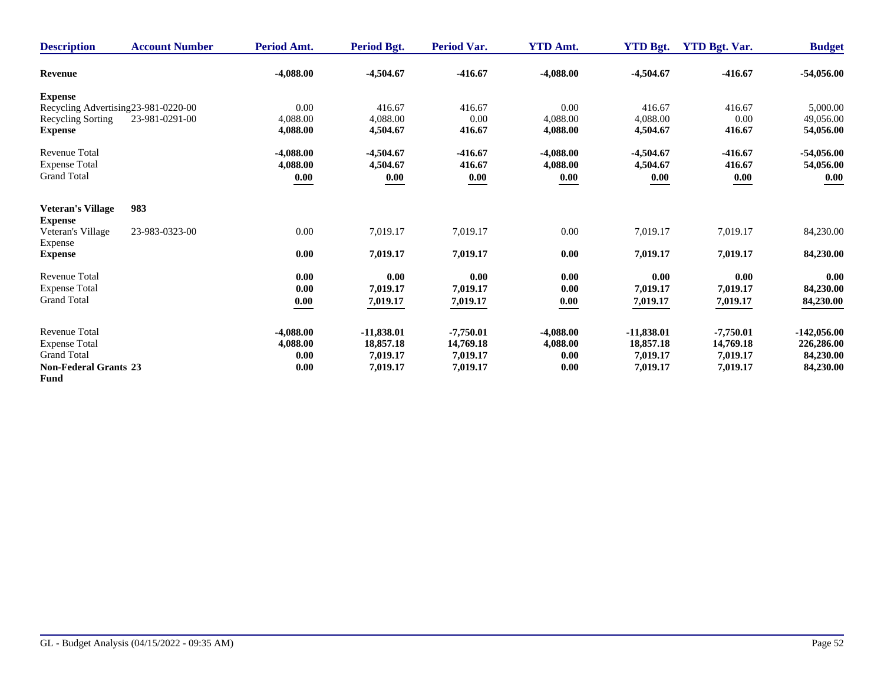| Description | Account Number | Period Amt. | Period Bgt. | Period Var. | YTD Amt. | YTD Bgt. | YTD Bgt. Var. | Budget |
|---|---|---|---|---|---|---|---|---|
| **Revenue** | | **-4,088.00** | **-4,504.67** | **-416.67** | **-4,088.00** | **-4,504.67** | **-416.67** | **-54,056.00** |
| **Expense** | | | | | | | | |
| Recycling Advertising | 23-981-0220-00 | 0.00 | 416.67 | 416.67 | 0.00 | 416.67 | 416.67 | 5,000.00 |
| Recycling Sorting | 23-981-0291-00 | 4,088.00 | 4,088.00 | 0.00 | 4,088.00 | 4,088.00 | 0.00 | 49,056.00 |
| **Expense** | | **4,088.00** | **4,504.67** | **416.67** | **4,088.00** | **4,504.67** | **416.67** | **54,056.00** |
| Revenue Total | | **-4,088.00** | **-4,504.67** | **-416.67** | **-4,088.00** | **-4,504.67** | **-416.67** | **-54,056.00** |
| Expense Total | | **4,088.00** | **4,504.67** | **416.67** | **4,088.00** | **4,504.67** | **416.67** | **54,056.00** |
| Grand Total | | **0.00** | **0.00** | **0.00** | **0.00** | **0.00** | **0.00** | **0.00** |
| **Veteran's Village** | **983** | | | | | | | |
| **Expense** | | | | | | | | |
| Veteran's Village Expense | 23-983-0323-00 | 0.00 | 7,019.17 | 7,019.17 | 0.00 | 7,019.17 | 7,019.17 | 84,230.00 |
| **Expense** | | **0.00** | **7,019.17** | **7,019.17** | **0.00** | **7,019.17** | **7,019.17** | **84,230.00** |
| Revenue Total | | **0.00** | **0.00** | **0.00** | **0.00** | **0.00** | **0.00** | **0.00** |
| Expense Total | | **0.00** | **7,019.17** | **7,019.17** | **0.00** | **7,019.17** | **7,019.17** | **84,230.00** |
| Grand Total | | **0.00** | **7,019.17** | **7,019.17** | **0.00** | **7,019.17** | **7,019.17** | **84,230.00** |
| Revenue Total | | **-4,088.00** | **-11,838.01** | **-7,750.01** | **-4,088.00** | **-11,838.01** | **-7,750.01** | **-142,056.00** |
| Expense Total | | **4,088.00** | **18,857.18** | **14,769.18** | **4,088.00** | **18,857.18** | **14,769.18** | **226,286.00** |
| Grand Total | | **0.00** | **7,019.17** | **7,019.17** | **0.00** | **7,019.17** | **7,019.17** | **84,230.00** |
| **Non-Federal Grants Fund** | **23** | **0.00** | **7,019.17** | **7,019.17** | **0.00** | **7,019.17** | **7,019.17** | **84,230.00** |

GL - Budget Analysis (04/15/2022 - 09:35 AM)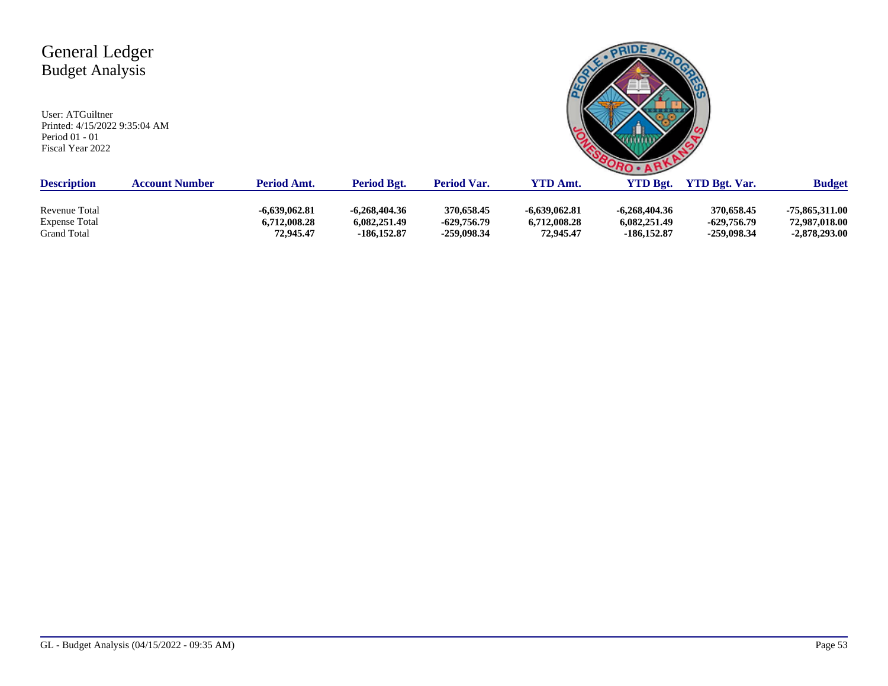# General Ledger
## Budget Analysis

User: ATGuiltner
Printed: 4/15/2022 9:35:04 AM
Period 01 - 01
Fiscal Year 2022

| Description | Account Number | Period Amt. | Period Bgt. | Period Var. | YTD Amt. | YTD Bgt. | YTD Bgt. Var. | Budget |
|---|---|---|---|---|---|---|---|---|
| Revenue Total | | -6,639,062.81 | -6,268,404.36 | 370,658.45 | -6,639,062.81 | -6,268,404.36 | 370,658.45 | -75,865,311.00 |
| Expense Total | | 6,712,008.28 | 6,082,251.49 | -629,756.79 | 6,712,008.28 | 6,082,251.49 | -629,756.79 | 72,987,018.00 |
| Grand Total | | 72,945.47 | -186,152.87 | -259,098.34 | 72,945.47 | -186,152.87 | -259,098.34 | -2,878,293.00 |